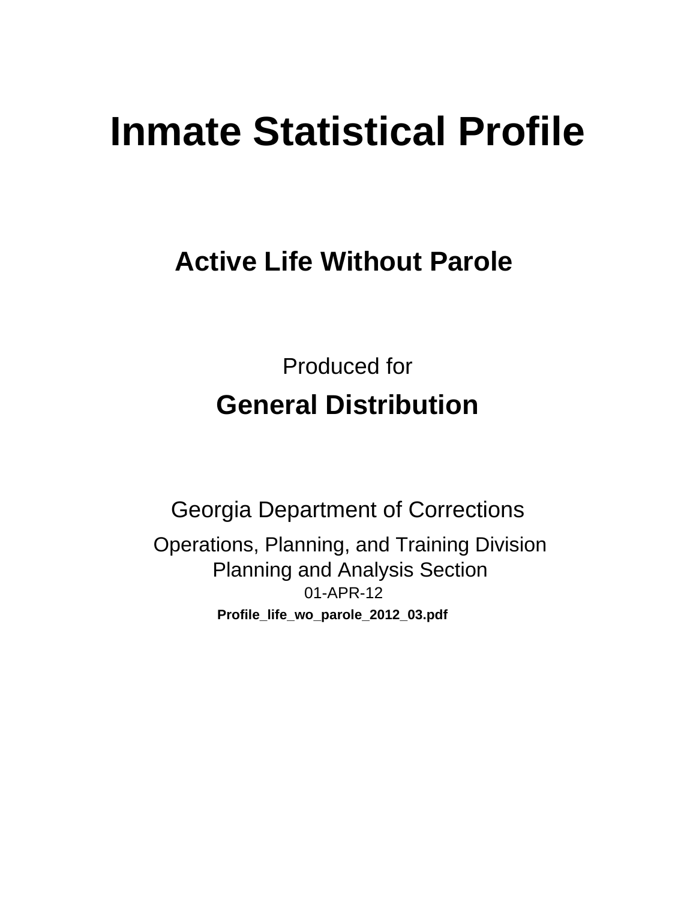# Inmate Statistical Profile

## Active Life Without Parole

Produced for

## General Distribution

Georgia Department of Corrections

Operations, Planning, and Training Division
Planning and Analysis Section
01-APR-12

**Profile_life_wo_parole_2012_03.pdf**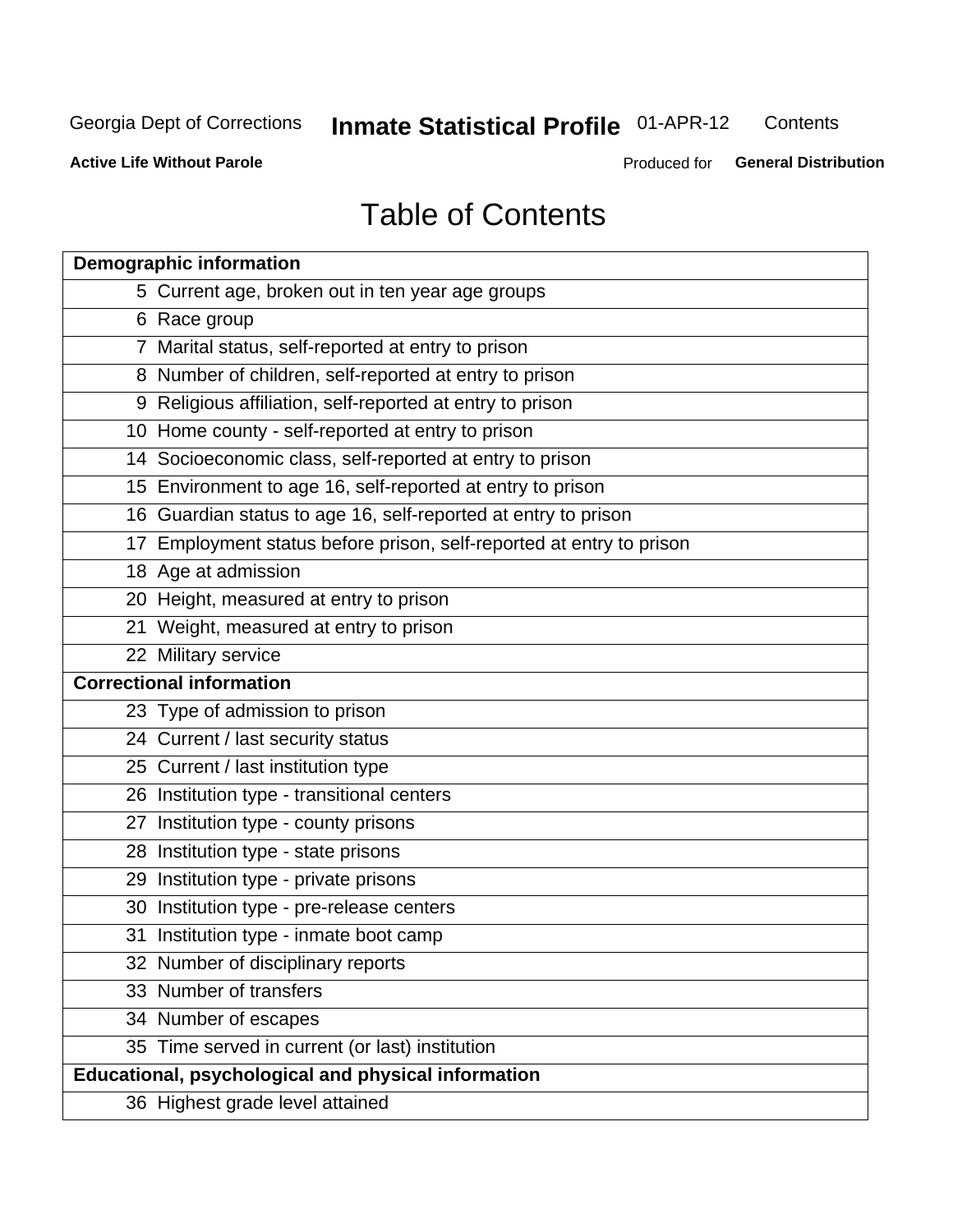# Table of Contents

| Demographic information | |
|---|---|
| 5 | Current age, broken out in ten year age groups |
| 6 | Race group |
| 7 | Marital status, self-reported at entry to prison |
| 8 | Number of children, self-reported at entry to prison |
| 9 | Religious affiliation, self-reported at entry to prison |
| 10 | Home county - self-reported at entry to prison |
| 14 | Socioeconomic class, self-reported at entry to prison |
| 15 | Environment to age 16, self-reported at entry to prison |
| 16 | Guardian status to age 16, self-reported at entry to prison |
| 17 | Employment status before prison, self-reported at entry to prison |
| 18 | Age at admission |
| 20 | Height, measured at entry to prison |
| 21 | Weight, measured at entry to prison |
| 22 | Military service |
| **Correctional information** | |
| 23 | Type of admission to prison |
| 24 | Current / last security status |
| 25 | Current / last institution type |
| 26 | Institution type - transitional centers |
| 27 | Institution type - county prisons |
| 28 | Institution type - state prisons |
| 29 | Institution type - private prisons |
| 30 | Institution type - pre-release centers |
| 31 | Institution type - inmate boot camp |
| 32 | Number of disciplinary reports |
| 33 | Number of transfers |
| 34 | Number of escapes |
| 35 | Time served in current (or last) institution |
| **Educational, psychological and physical information** | |
| 36 | Highest grade level attained |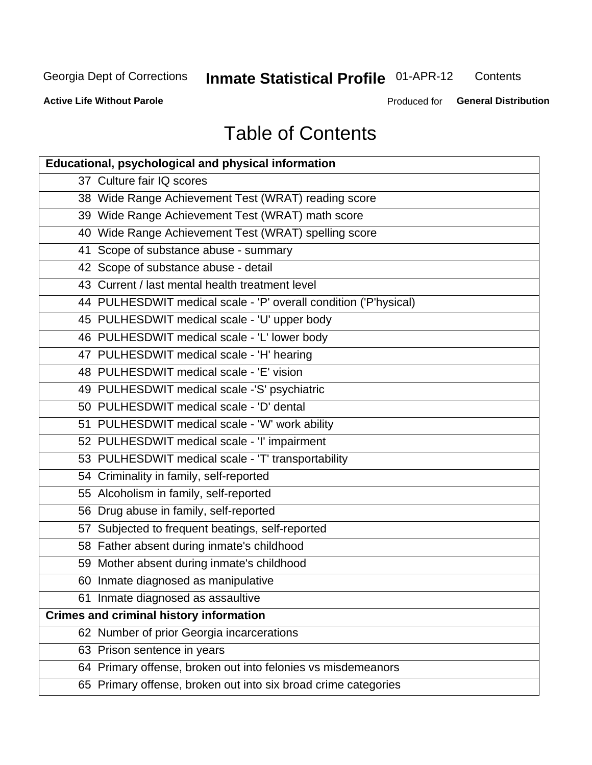# Table of Contents

| Educational, psychological and physical information |
|---|
| 37 Culture fair IQ scores |
| 38 Wide Range Achievement Test (WRAT) reading score |
| 39 Wide Range Achievement Test (WRAT) math score |
| 40 Wide Range Achievement Test (WRAT) spelling score |
| 41 Scope of substance abuse - summary |
| 42 Scope of substance abuse - detail |
| 43 Current / last mental health treatment level |
| 44 PULHESDWIT medical scale - 'P' overall condition ('P'hysical) |
| 45 PULHESDWIT medical scale - 'U' upper body |
| 46 PULHESDWIT medical scale - 'L' lower body |
| 47 PULHESDWIT medical scale - 'H' hearing |
| 48 PULHESDWIT medical scale - 'E' vision |
| 49 PULHESDWIT medical scale -'S' psychiatric |
| 50 PULHESDWIT medical scale - 'D' dental |
| 51 PULHESDWIT medical scale - 'W' work ability |
| 52 PULHESDWIT medical scale - 'I' impairment |
| 53 PULHESDWIT medical scale - 'T' transportability |
| 54 Criminality in family, self-reported |
| 55 Alcoholism in family, self-reported |
| 56 Drug abuse in family, self-reported |
| 57 Subjected to frequent beatings, self-reported |
| 58 Father absent during inmate's childhood |
| 59 Mother absent during inmate's childhood |
| 60 Inmate diagnosed as manipulative |
| 61 Inmate diagnosed as assaultive |
| **Crimes and criminal history information** |
| 62 Number of prior Georgia incarcerations |
| 63 Prison sentence in years |
| 64 Primary offense, broken out into felonies vs misdemeanors |
| 65 Primary offense, broken out into six broad crime categories |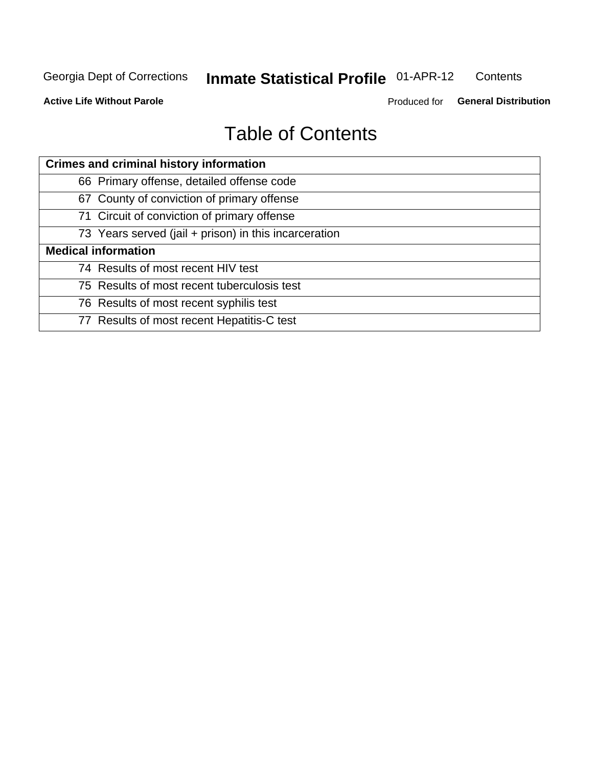# Table of Contents

| Crimes and criminal history information |
|---|
| 66 Primary offense, detailed offense code |
| 67 County of conviction of primary offense |
| 71 Circuit of conviction of primary offense |
| 73 Years served (jail + prison) in this incarceration |
| **Medical information** |
| 74 Results of most recent HIV test |
| 75 Results of most recent tuberculosis test |
| 76 Results of most recent syphilis test |
| 77 Results of most recent Hepatitis-C test |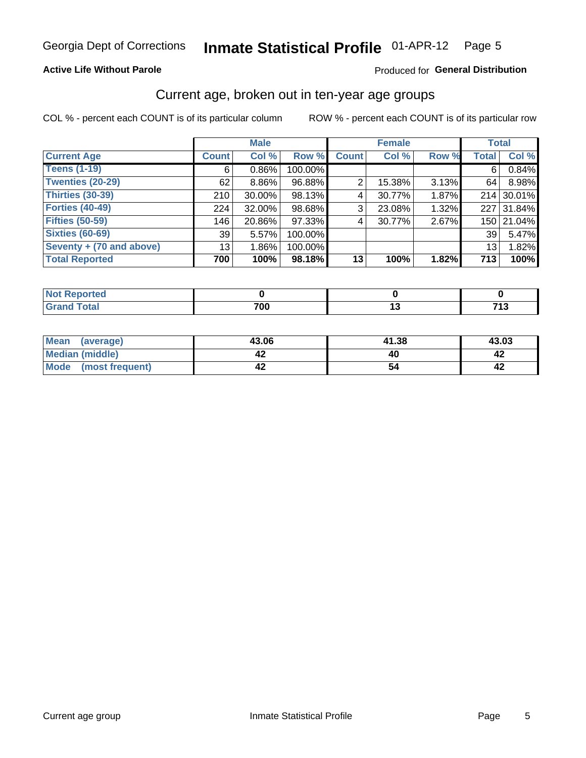Georgia Dept of Corrections **Inmate Statistical Profile** 01-APR-12

**Active Life Without Parole**

Produced for **General Distribution**

## Current age, broken out in ten-year age groups

COL % - percent each COUNT is of its particular column

ROW % - percent each COUNT is of its particular row

| | Male | | | Female | | | Total | |
|---|---|---|---|---|---|---|---|---|
| **Current Age** | **Count** | **Col %** | **Row %** | **Count** | **Col %** | **Row %** | **Total** | **Col %** |
| **Teens (1-19)** | 6 | 0.86% | 100.00% | | | | 6 | 0.84% |
| **Twenties (20-29)** | 62 | 8.86% | 96.88% | 2 | 15.38% | 3.13% | 64 | 8.98% |
| **Thirties (30-39)** | 210 | 30.00% | 98.13% | 4 | 30.77% | 1.87% | 214 | 30.01% |
| **Forties (40-49)** | 224 | 32.00% | 98.68% | 3 | 23.08% | 1.32% | 227 | 31.84% |
| **Fifties (50-59)** | 146 | 20.86% | 97.33% | 4 | 30.77% | 2.67% | 150 | 21.04% |
| **Sixties (60-69)** | 39 | 5.57% | 100.00% | | | | 39 | 5.47% |
| **Seventy + (70 and above)** | 13 | 1.86% | 100.00% | | | | 13 | 1.82% |
| **Total Reported** | **700** | **100%** | **98.18%** | **13** | **100%** | **1.82%** | **713** | **100%** |

| | Male | Female | Total |
|---|---|---|---|
| **Not Reported** | **0** | **0** | **0** |
| **Grand Total** | **700** | **13** | **713** |

| | Male | Female | Total |
|---|---|---|---|
| **Mean (average)** | **43.06** | **41.38** | **43.03** |
| **Median (middle)** | **42** | **40** | **42** |
| **Mode (most frequent)** | **42** | **54** | **42** |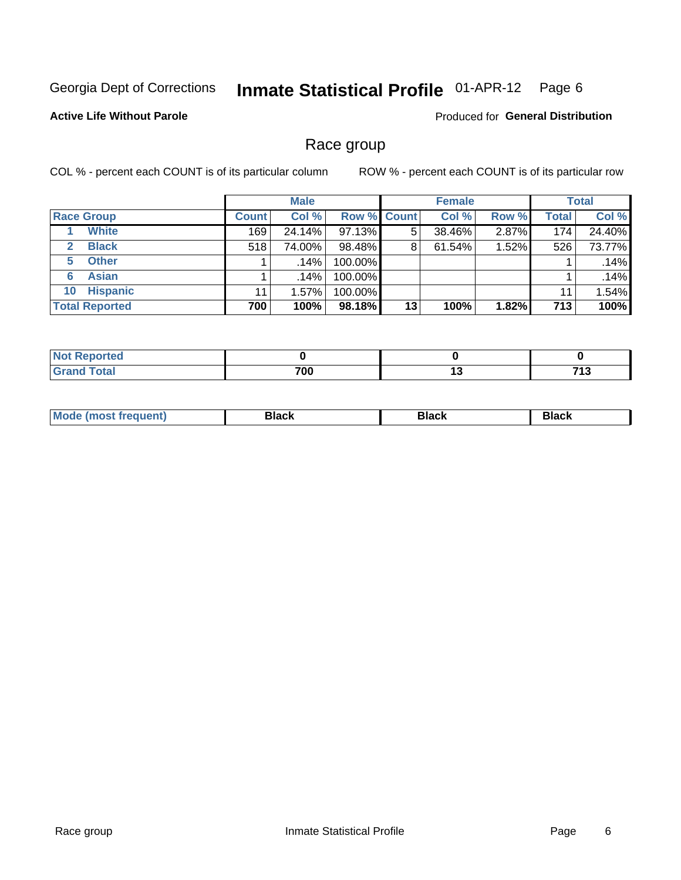Georgia Dept of Corrections **Inmate Statistical Profile** 01-APR-12

**Active Life Without Parole**

Produced for **General Distribution**

## Race group

COL % - percent each COUNT is of its particular column ROW % - percent each COUNT is of its particular row

| | Male | | | Female | | | Total | |
|---|---|---|---|---|---|---|---|---|
| **Race Group** | **Count** | **Col %** | **Row %** | **Count** | **Col %** | **Row %** | **Total** | **Col %** |
| 1 White | 169 | 24.14% | 97.13% | 5 | 38.46% | 2.87% | 174 | 24.40% |
| 2 Black | 518 | 74.00% | 98.48% | 8 | 61.54% | 1.52% | 526 | 73.77% |
| 5 Other | 1 | .14% | 100.00% | | | | 1 | .14% |
| 6 Asian | 1 | .14% | 100.00% | | | | 1 | .14% |
| 10 Hispanic | 11 | 1.57% | 100.00% | | | | 11 | 1.54% |
| **Total Reported** | **700** | **100%** | **98.18%** | **13** | **100%** | **1.82%** | **713** | **100%** |

| | Male | Female | Total |
|---|---|---|---|
| **Not Reported** | **0** | **0** | **0** |
| **Grand Total** | **700** | **13** | **713** |

| | Male | Female | Total |
|---|---|---|---|
| **Mode (most frequent)** | **Black** | **Black** | **Black** |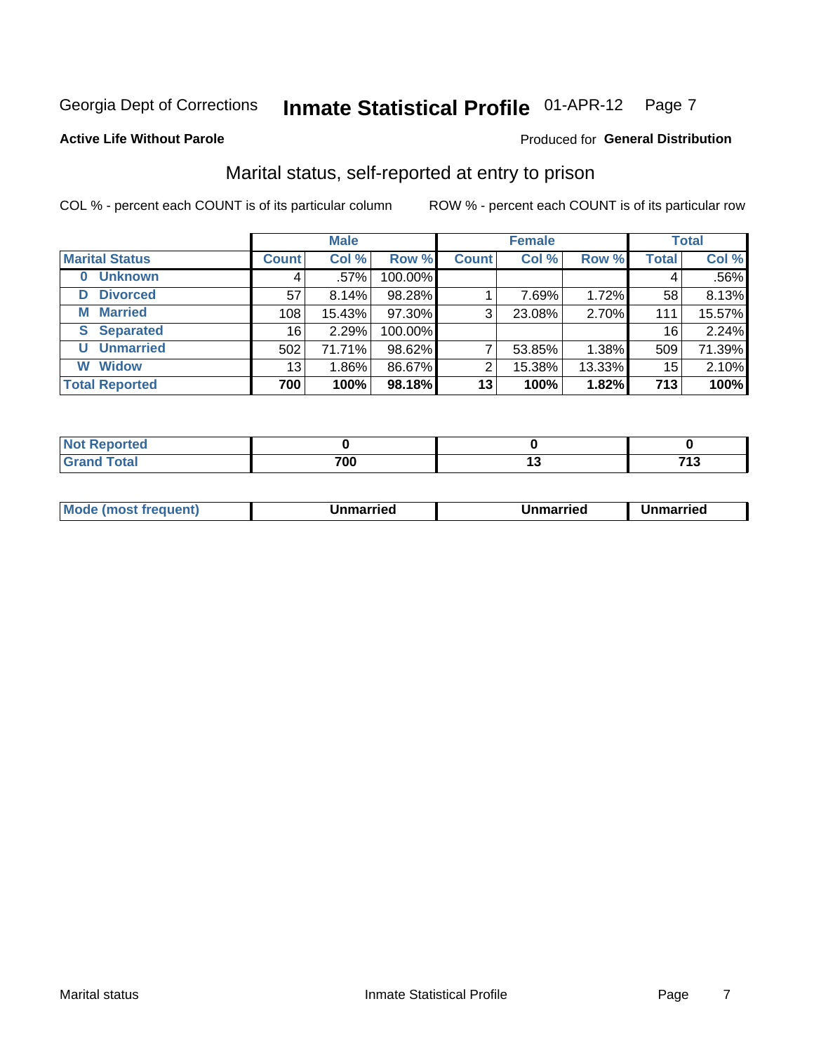Georgia Dept of Corrections **Inmate Statistical Profile** 01-APR-12

**Active Life Without Parole**

Produced for **General Distribution**

## Marital status, self-reported at entry to prison

COL % - percent each COUNT is of its particular column

ROW % - percent each COUNT is of its particular row

| | Male | | | Female | | | Total | |
|---|---|---|---|---|---|---|---|---|
| **Marital Status** | **Count** | **Col %** | **Row %** | **Count** | **Col %** | **Row %** | **Total** | **Col %** |
| **0 Unknown** | 4 | .57% | 100.00% | | | | 4 | .56% |
| **D Divorced** | 57 | 8.14% | 98.28% | 1 | 7.69% | 1.72% | 58 | 8.13% |
| **M Married** | 108 | 15.43% | 97.30% | 3 | 23.08% | 2.70% | 111 | 15.57% |
| **S Separated** | 16 | 2.29% | 100.00% | | | | 16 | 2.24% |
| **U Unmarried** | 502 | 71.71% | 98.62% | 7 | 53.85% | 1.38% | 509 | 71.39% |
| **W Widow** | 13 | 1.86% | 86.67% | 2 | 15.38% | 13.33% | 15 | 2.10% |
| **Total Reported** | **700** | **100%** | **98.18%** | **13** | **100%** | **1.82%** | **713** | **100%** |

| | Male | Female | Total |
|---|---|---|---|
| **Not Reported** | **0** | **0** | **0** |
| **Grand Total** | **700** | **13** | **713** |

| | Male | Female | Total |
|---|---|---|---|
| **Mode (most frequent)** | **Unmarried** | **Unmarried** | **Unmarried** |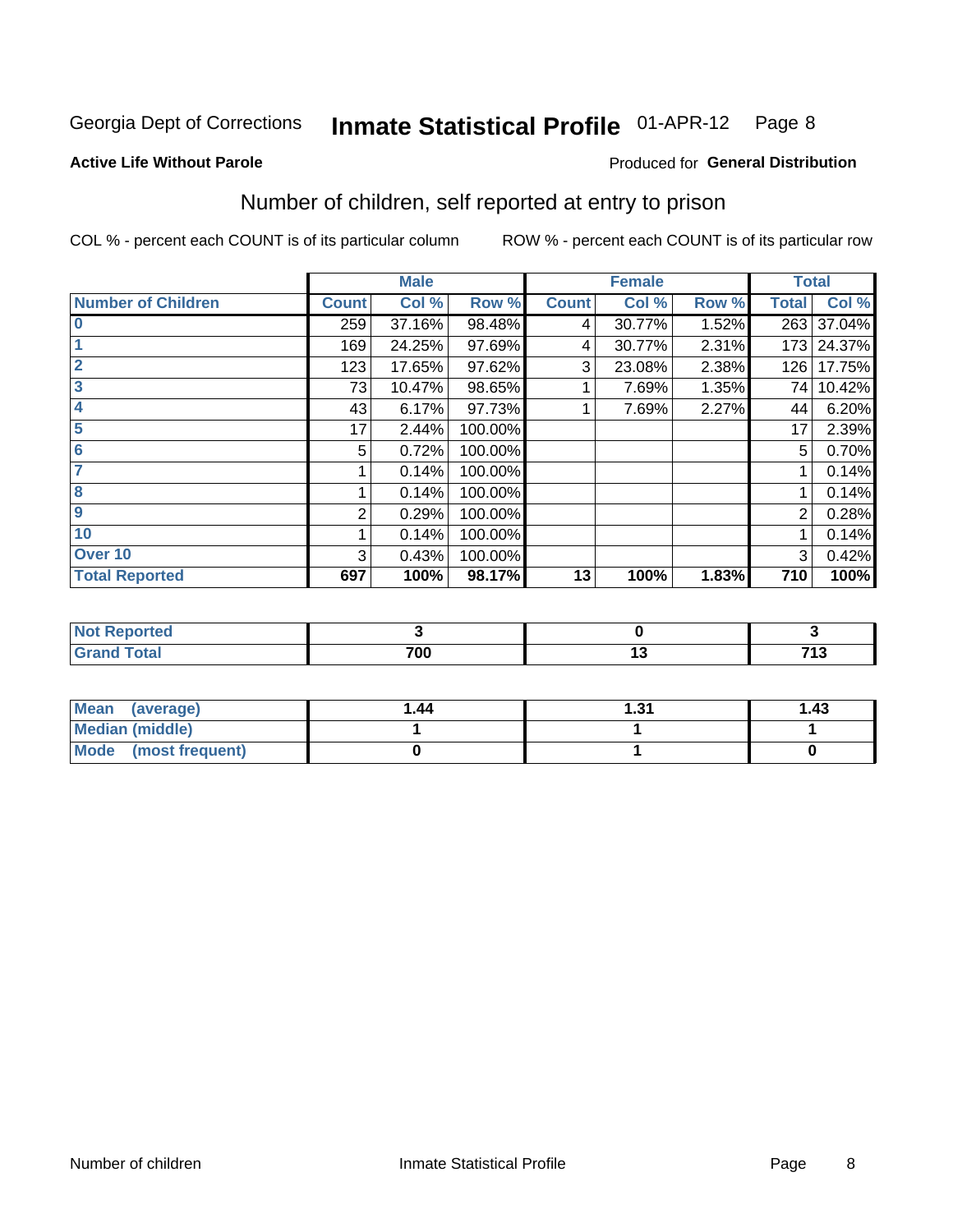Georgia Dept of Corrections **Inmate Statistical Profile** 01-APR-12

**Active Life Without Parole**

Produced for **General Distribution**

## Number of children, self reported at entry to prison

COL % - percent each COUNT is of its particular column

ROW % - percent each COUNT is of its particular row

| | Male | | | Female | | | Total | |
|---|---|---|---|---|---|---|---|---|
| **Number of Children** | **Count** | **Col %** | **Row %** | **Count** | **Col %** | **Row %** | **Total** | **Col %** |
| 0 | 259 | 37.16% | 98.48% | 4 | 30.77% | 1.52% | 263 | 37.04% |
| 1 | 169 | 24.25% | 97.69% | 4 | 30.77% | 2.31% | 173 | 24.37% |
| 2 | 123 | 17.65% | 97.62% | 3 | 23.08% | 2.38% | 126 | 17.75% |
| 3 | 73 | 10.47% | 98.65% | 1 | 7.69% | 1.35% | 74 | 10.42% |
| 4 | 43 | 6.17% | 97.73% | 1 | 7.69% | 2.27% | 44 | 6.20% |
| 5 | 17 | 2.44% | 100.00% | | | | 17 | 2.39% |
| 6 | 5 | 0.72% | 100.00% | | | | 5 | 0.70% |
| 7 | 1 | 0.14% | 100.00% | | | | 1 | 0.14% |
| 8 | 1 | 0.14% | 100.00% | | | | 1 | 0.14% |
| 9 | 2 | 0.29% | 100.00% | | | | 2 | 0.28% |
| 10 | 1 | 0.14% | 100.00% | | | | 1 | 0.14% |
| Over 10 | 3 | 0.43% | 100.00% | | | | 3 | 0.42% |
| **Total Reported** | **697** | **100%** | **98.17%** | **13** | **100%** | **1.83%** | **710** | **100%** |

| | Male | Female | Total |
|---|---|---|---|
| Not Reported | 3 | 0 | 3 |
| Grand Total | 700 | 13 | 713 |

| | Male | Female | Total |
|---|---|---|---|
| Mean (average) | 1.44 | 1.31 | 1.43 |
| Median (middle) | 1 | 1 | 1 |
| Mode (most frequent) | 0 | 1 | 0 |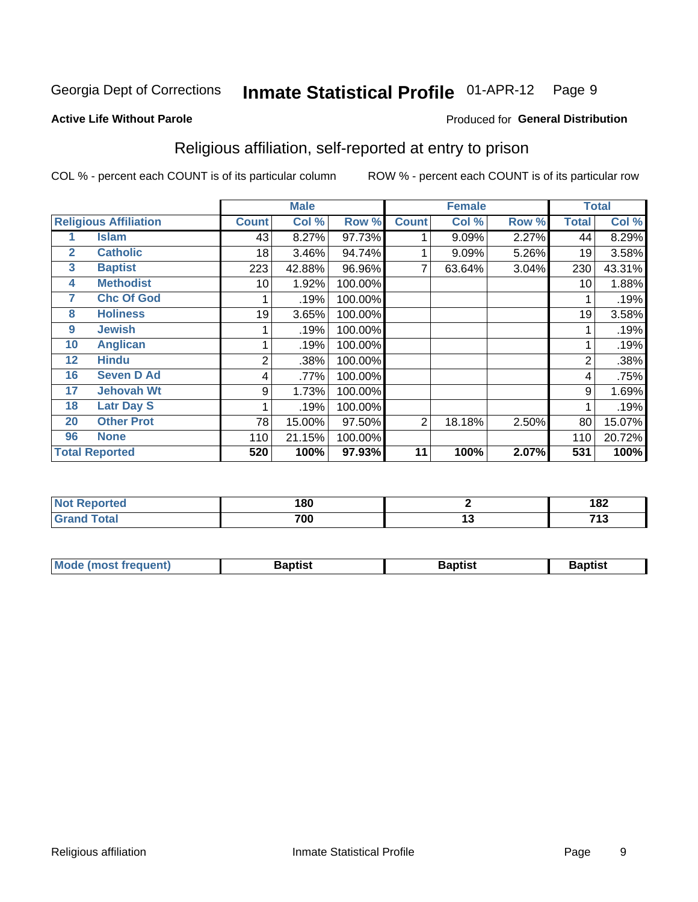Georgia Dept of Corrections **Inmate Statistical Profile** 01-APR-12

**Active Life Without Parole**

Produced for **General Distribution**

## Religious affiliation, self-reported at entry to prison

COL % - percent each COUNT is of its particular column

ROW % - percent each COUNT is of its particular row

| Religious Affiliation | | Male | | | Female | | | Total | |
|---|---|---|---|---|---|---|---|---|---|
| | | Count | Col % | Row % | Count | Col % | Row % | Total | Col % |
| 1 | Islam | 43 | 8.27% | 97.73% | 1 | 9.09% | 2.27% | 44 | 8.29% |
| 2 | Catholic | 18 | 3.46% | 94.74% | 1 | 9.09% | 5.26% | 19 | 3.58% |
| 3 | Baptist | 223 | 42.88% | 96.96% | 7 | 63.64% | 3.04% | 230 | 43.31% |
| 4 | Methodist | 10 | 1.92% | 100.00% | | | | 10 | 1.88% |
| 7 | Chc Of God | 1 | .19% | 100.00% | | | | 1 | .19% |
| 8 | Holiness | 19 | 3.65% | 100.00% | | | | 19 | 3.58% |
| 9 | Jewish | 1 | .19% | 100.00% | | | | 1 | .19% |
| 10 | Anglican | 1 | .19% | 100.00% | | | | 1 | .19% |
| 12 | Hindu | 2 | .38% | 100.00% | | | | 2 | .38% |
| 16 | Seven D Ad | 4 | .77% | 100.00% | | | | 4 | .75% |
| 17 | Jehovah Wt | 9 | 1.73% | 100.00% | | | | 9 | 1.69% |
| 18 | Latr Day S | 1 | .19% | 100.00% | | | | 1 | .19% |
| 20 | Other Prot | 78 | 15.00% | 97.50% | 2 | 18.18% | 2.50% | 80 | 15.07% |
| 96 | None | 110 | 21.15% | 100.00% | | | | 110 | 20.72% |
| **Total Reported** | | **520** | **100%** | **97.93%** | **11** | **100%** | **2.07%** | **531** | **100%** |

| | Male | Female | Total |
|---|---|---|---|
| Not Reported | 180 | 2 | 182 |
| Grand Total | 700 | 13 | 713 |

| | Male | Female | Total |
|---|---|---|---|
| Mode (most frequent) | Baptist | Baptist | Baptist |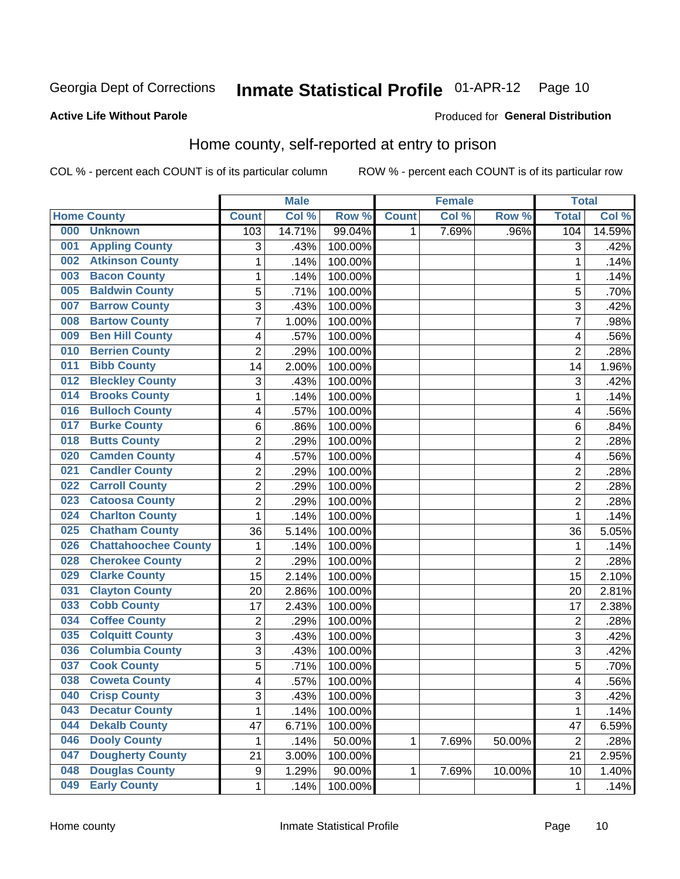Georgia Dept of Corrections **Inmate Statistical Profile** 01-APR-12

**Active Life Without Parole**

Produced for **General Distribution**

## Home county, self-reported at entry to prison

COL % - percent each COUNT is of its particular column ROW % - percent each COUNT is of its particular row

| Home County | Male | | | Female | | | Total | |
|---|---|---|---|---|---|---|---|---|
| | Count | Col % | Row % | Count | Col % | Row % | Total | Col % |
| 000 Unknown | 103 | 14.71% | 99.04% | 1 | 7.69% | .96% | 104 | 14.59% |
| 001 Appling County | 3 | .43% | 100.00% | | | | 3 | .42% |
| 002 Atkinson County | 1 | .14% | 100.00% | | | | 1 | .14% |
| 003 Bacon County | 1 | .14% | 100.00% | | | | 1 | .14% |
| 005 Baldwin County | 5 | .71% | 100.00% | | | | 5 | .70% |
| 007 Barrow County | 3 | .43% | 100.00% | | | | 3 | .42% |
| 008 Bartow County | 7 | 1.00% | 100.00% | | | | 7 | .98% |
| 009 Ben Hill County | 4 | .57% | 100.00% | | | | 4 | .56% |
| 010 Berrien County | 2 | .29% | 100.00% | | | | 2 | .28% |
| 011 Bibb County | 14 | 2.00% | 100.00% | | | | 14 | 1.96% |
| 012 Bleckley County | 3 | .43% | 100.00% | | | | 3 | .42% |
| 014 Brooks County | 1 | .14% | 100.00% | | | | 1 | .14% |
| 016 Bulloch County | 4 | .57% | 100.00% | | | | 4 | .56% |
| 017 Burke County | 6 | .86% | 100.00% | | | | 6 | .84% |
| 018 Butts County | 2 | .29% | 100.00% | | | | 2 | .28% |
| 020 Camden County | 4 | .57% | 100.00% | | | | 4 | .56% |
| 021 Candler County | 2 | .29% | 100.00% | | | | 2 | .28% |
| 022 Carroll County | 2 | .29% | 100.00% | | | | 2 | .28% |
| 023 Catoosa County | 2 | .29% | 100.00% | | | | 2 | .28% |
| 024 Charlton County | 1 | .14% | 100.00% | | | | 1 | .14% |
| 025 Chatham County | 36 | 5.14% | 100.00% | | | | 36 | 5.05% |
| 026 Chattahoochee County | 1 | .14% | 100.00% | | | | 1 | .14% |
| 028 Cherokee County | 2 | .29% | 100.00% | | | | 2 | .28% |
| 029 Clarke County | 15 | 2.14% | 100.00% | | | | 15 | 2.10% |
| 031 Clayton County | 20 | 2.86% | 100.00% | | | | 20 | 2.81% |
| 033 Cobb County | 17 | 2.43% | 100.00% | | | | 17 | 2.38% |
| 034 Coffee County | 2 | .29% | 100.00% | | | | 2 | .28% |
| 035 Colquitt County | 3 | .43% | 100.00% | | | | 3 | .42% |
| 036 Columbia County | 3 | .43% | 100.00% | | | | 3 | .42% |
| 037 Cook County | 5 | .71% | 100.00% | | | | 5 | .70% |
| 038 Coweta County | 4 | .57% | 100.00% | | | | 4 | .56% |
| 040 Crisp County | 3 | .43% | 100.00% | | | | 3 | .42% |
| 043 Decatur County | 1 | .14% | 100.00% | | | | 1 | .14% |
| 044 Dekalb County | 47 | 6.71% | 100.00% | | | | 47 | 6.59% |
| 046 Dooly County | 1 | .14% | 50.00% | 1 | 7.69% | 50.00% | 2 | .28% |
| 047 Dougherty County | 21 | 3.00% | 100.00% | | | | 21 | 2.95% |
| 048 Douglas County | 9 | 1.29% | 90.00% | 1 | 7.69% | 10.00% | 10 | 1.40% |
| 049 Early County | 1 | .14% | 100.00% | | | | 1 | .14% |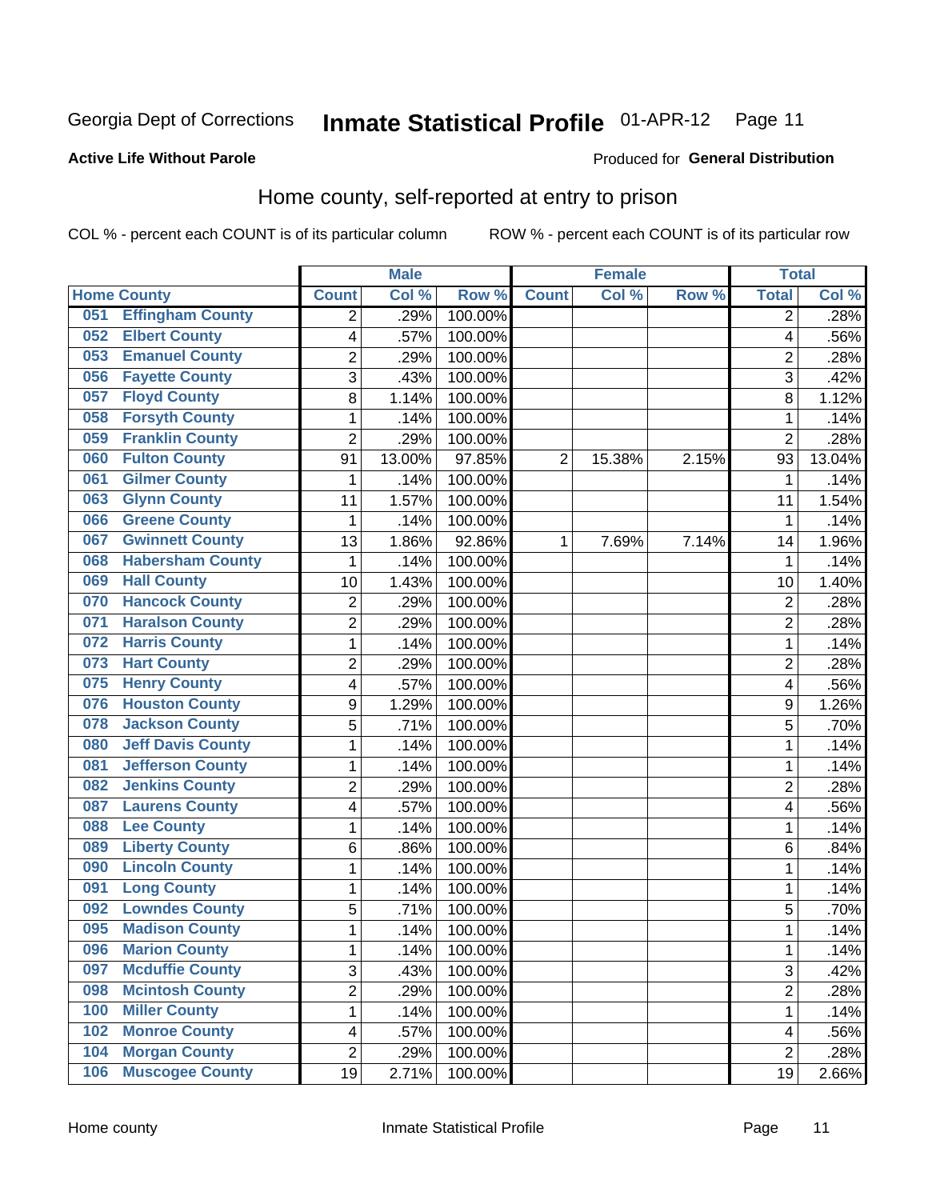Georgia Dept of Corrections **Inmate Statistical Profile** 01-APR-12

**Active Life Without Parole**

Produced for **General Distribution**

## Home county, self-reported at entry to prison

COL % - percent each COUNT is of its particular column ROW % - percent each COUNT is of its particular row

| Home County | | Male | | | Female | | | Total | |
|---|---|---|---|---|---|---|---|---|---|
| | | Count | Col % | Row % | Count | Col % | Row % | Total | Col % |
| 051 | Effingham County | 2 | .29% | 100.00% | | | | 2 | .28% |
| 052 | Elbert County | 4 | .57% | 100.00% | | | | 4 | .56% |
| 053 | Emanuel County | 2 | .29% | 100.00% | | | | 2 | .28% |
| 056 | Fayette County | 3 | .43% | 100.00% | | | | 3 | .42% |
| 057 | Floyd County | 8 | 1.14% | 100.00% | | | | 8 | 1.12% |
| 058 | Forsyth County | 1 | .14% | 100.00% | | | | 1 | .14% |
| 059 | Franklin County | 2 | .29% | 100.00% | | | | 2 | .28% |
| 060 | Fulton County | 91 | 13.00% | 97.85% | 2 | 15.38% | 2.15% | 93 | 13.04% |
| 061 | Gilmer County | 1 | .14% | 100.00% | | | | 1 | .14% |
| 063 | Glynn County | 11 | 1.57% | 100.00% | | | | 11 | 1.54% |
| 066 | Greene County | 1 | .14% | 100.00% | | | | 1 | .14% |
| 067 | Gwinnett County | 13 | 1.86% | 92.86% | 1 | 7.69% | 7.14% | 14 | 1.96% |
| 068 | Habersham County | 1 | .14% | 100.00% | | | | 1 | .14% |
| 069 | Hall County | 10 | 1.43% | 100.00% | | | | 10 | 1.40% |
| 070 | Hancock County | 2 | .29% | 100.00% | | | | 2 | .28% |
| 071 | Haralson County | 2 | .29% | 100.00% | | | | 2 | .28% |
| 072 | Harris County | 1 | .14% | 100.00% | | | | 1 | .14% |
| 073 | Hart County | 2 | .29% | 100.00% | | | | 2 | .28% |
| 075 | Henry County | 4 | .57% | 100.00% | | | | 4 | .56% |
| 076 | Houston County | 9 | 1.29% | 100.00% | | | | 9 | 1.26% |
| 078 | Jackson County | 5 | .71% | 100.00% | | | | 5 | .70% |
| 080 | Jeff Davis County | 1 | .14% | 100.00% | | | | 1 | .14% |
| 081 | Jefferson County | 1 | .14% | 100.00% | | | | 1 | .14% |
| 082 | Jenkins County | 2 | .29% | 100.00% | | | | 2 | .28% |
| 087 | Laurens County | 4 | .57% | 100.00% | | | | 4 | .56% |
| 088 | Lee County | 1 | .14% | 100.00% | | | | 1 | .14% |
| 089 | Liberty County | 6 | .86% | 100.00% | | | | 6 | .84% |
| 090 | Lincoln County | 1 | .14% | 100.00% | | | | 1 | .14% |
| 091 | Long County | 1 | .14% | 100.00% | | | | 1 | .14% |
| 092 | Lowndes County | 5 | .71% | 100.00% | | | | 5 | .70% |
| 095 | Madison County | 1 | .14% | 100.00% | | | | 1 | .14% |
| 096 | Marion County | 1 | .14% | 100.00% | | | | 1 | .14% |
| 097 | Mcduffie County | 3 | .43% | 100.00% | | | | 3 | .42% |
| 098 | Mcintosh County | 2 | .29% | 100.00% | | | | 2 | .28% |
| 100 | Miller County | 1 | .14% | 100.00% | | | | 1 | .14% |
| 102 | Monroe County | 4 | .57% | 100.00% | | | | 4 | .56% |
| 104 | Morgan County | 2 | .29% | 100.00% | | | | 2 | .28% |
| 106 | Muscogee County | 19 | 2.71% | 100.00% | | | | 19 | 2.66% |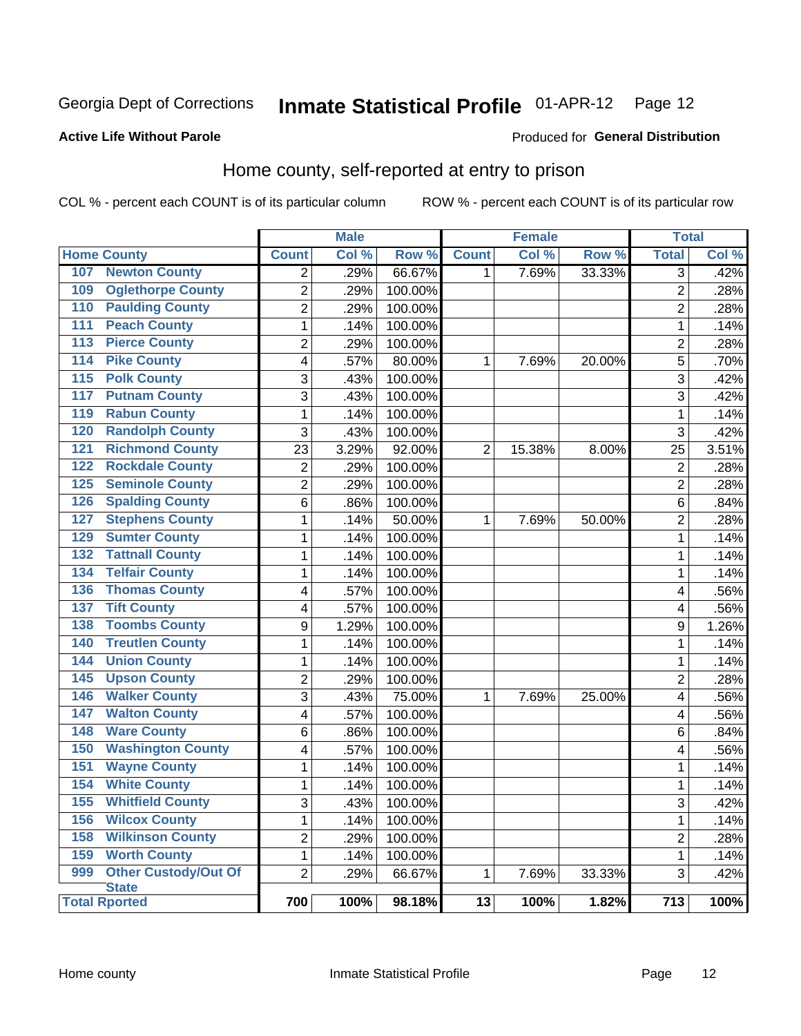Georgia Dept of Corrections **Inmate Statistical Profile** 01-APR-12

**Active Life Without Parole**

Produced for **General Distribution**

## Home county, self-reported at entry to prison

COL % - percent each COUNT is of its particular column    ROW % - percent each COUNT is of its particular row

| | | Male | | | Female | | | Total | |
|---|---|---|---|---|---|---|---|---|---|
| **Home County** | | **Count** | **Col %** | **Row %** | **Count** | **Col %** | **Row %** | **Total** | **Col %** |
| 107 | Newton County | 2 | .29% | 66.67% | 1 | 7.69% | 33.33% | 3 | .42% |
| 109 | Oglethorpe County | 2 | .29% | 100.00% | | | | 2 | .28% |
| 110 | Paulding County | 2 | .29% | 100.00% | | | | 2 | .28% |
| 111 | Peach County | 1 | .14% | 100.00% | | | | 1 | .14% |
| 113 | Pierce County | 2 | .29% | 100.00% | | | | 2 | .28% |
| 114 | Pike County | 4 | .57% | 80.00% | 1 | 7.69% | 20.00% | 5 | .70% |
| 115 | Polk County | 3 | .43% | 100.00% | | | | 3 | .42% |
| 117 | Putnam County | 3 | .43% | 100.00% | | | | 3 | .42% |
| 119 | Rabun County | 1 | .14% | 100.00% | | | | 1 | .14% |
| 120 | Randolph County | 3 | .43% | 100.00% | | | | 3 | .42% |
| 121 | Richmond County | 23 | 3.29% | 92.00% | 2 | 15.38% | 8.00% | 25 | 3.51% |
| 122 | Rockdale County | 2 | .29% | 100.00% | | | | 2 | .28% |
| 125 | Seminole County | 2 | .29% | 100.00% | | | | 2 | .28% |
| 126 | Spalding County | 6 | .86% | 100.00% | | | | 6 | .84% |
| 127 | Stephens County | 1 | .14% | 50.00% | 1 | 7.69% | 50.00% | 2 | .28% |
| 129 | Sumter County | 1 | .14% | 100.00% | | | | 1 | .14% |
| 132 | Tattnall County | 1 | .14% | 100.00% | | | | 1 | .14% |
| 134 | Telfair County | 1 | .14% | 100.00% | | | | 1 | .14% |
| 136 | Thomas County | 4 | .57% | 100.00% | | | | 4 | .56% |
| 137 | Tift County | 4 | .57% | 100.00% | | | | 4 | .56% |
| 138 | Toombs County | 9 | 1.29% | 100.00% | | | | 9 | 1.26% |
| 140 | Treutlen County | 1 | .14% | 100.00% | | | | 1 | .14% |
| 144 | Union County | 1 | .14% | 100.00% | | | | 1 | .14% |
| 145 | Upson County | 2 | .29% | 100.00% | | | | 2 | .28% |
| 146 | Walker County | 3 | .43% | 75.00% | 1 | 7.69% | 25.00% | 4 | .56% |
| 147 | Walton County | 4 | .57% | 100.00% | | | | 4 | .56% |
| 148 | Ware County | 6 | .86% | 100.00% | | | | 6 | .84% |
| 150 | Washington County | 4 | .57% | 100.00% | | | | 4 | .56% |
| 151 | Wayne County | 1 | .14% | 100.00% | | | | 1 | .14% |
| 154 | White County | 1 | .14% | 100.00% | | | | 1 | .14% |
| 155 | Whitfield County | 3 | .43% | 100.00% | | | | 3 | .42% |
| 156 | Wilcox County | 1 | .14% | 100.00% | | | | 1 | .14% |
| 158 | Wilkinson County | 2 | .29% | 100.00% | | | | 2 | .28% |
| 159 | Worth County | 1 | .14% | 100.00% | | | | 1 | .14% |
| 999 | Other Custody/Out Of State | 2 | .29% | 66.67% | 1 | 7.69% | 33.33% | 3 | .42% |
| **Total Rported** | | **700** | **100%** | **98.18%** | **13** | **100%** | **1.82%** | **713** | **100%** |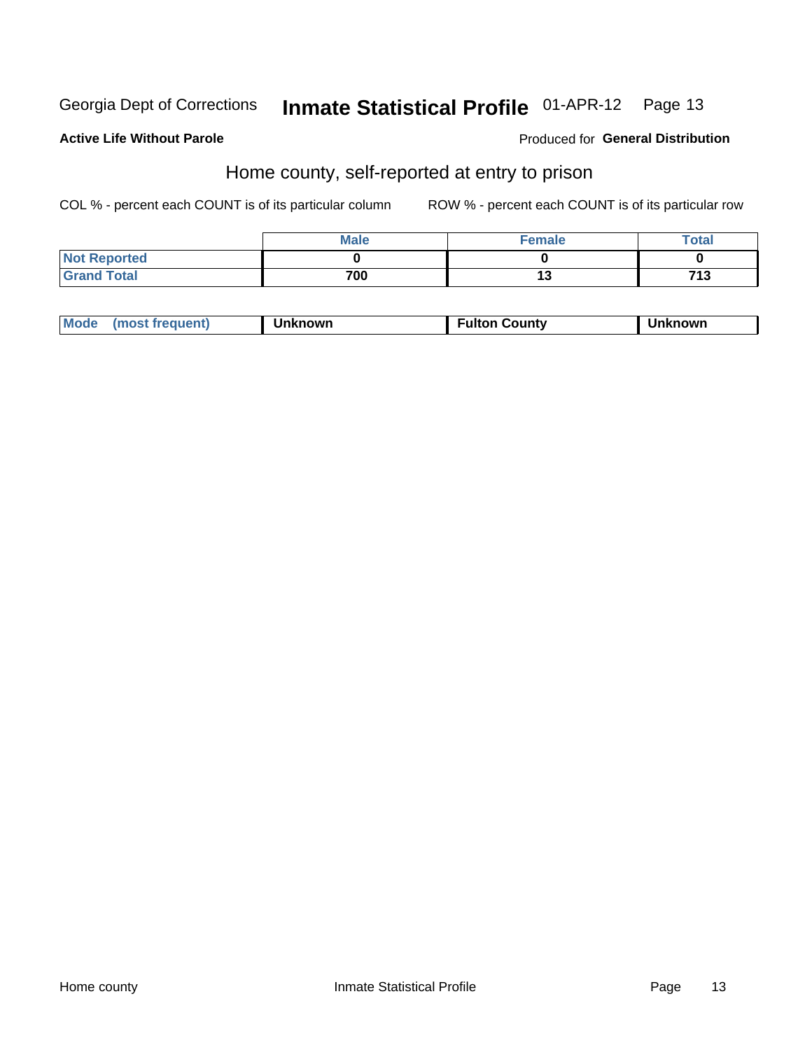Georgia Dept of Corrections **Inmate Statistical Profile** 01-APR-12

**Active Life Without Parole**

Produced for **General Distribution**

## Home county, self-reported at entry to prison

COL % - percent each COUNT is of its particular column

ROW % - percent each COUNT is of its particular row

| | Male | Female | Total |
|---|---|---|---|
| **Not Reported** | **0** | **0** | **0** |
| **Grand Total** | **700** | **13** | **713** |

| Mode (most frequent) | Unknown | Fulton County | Unknown |
|---|---|---|---|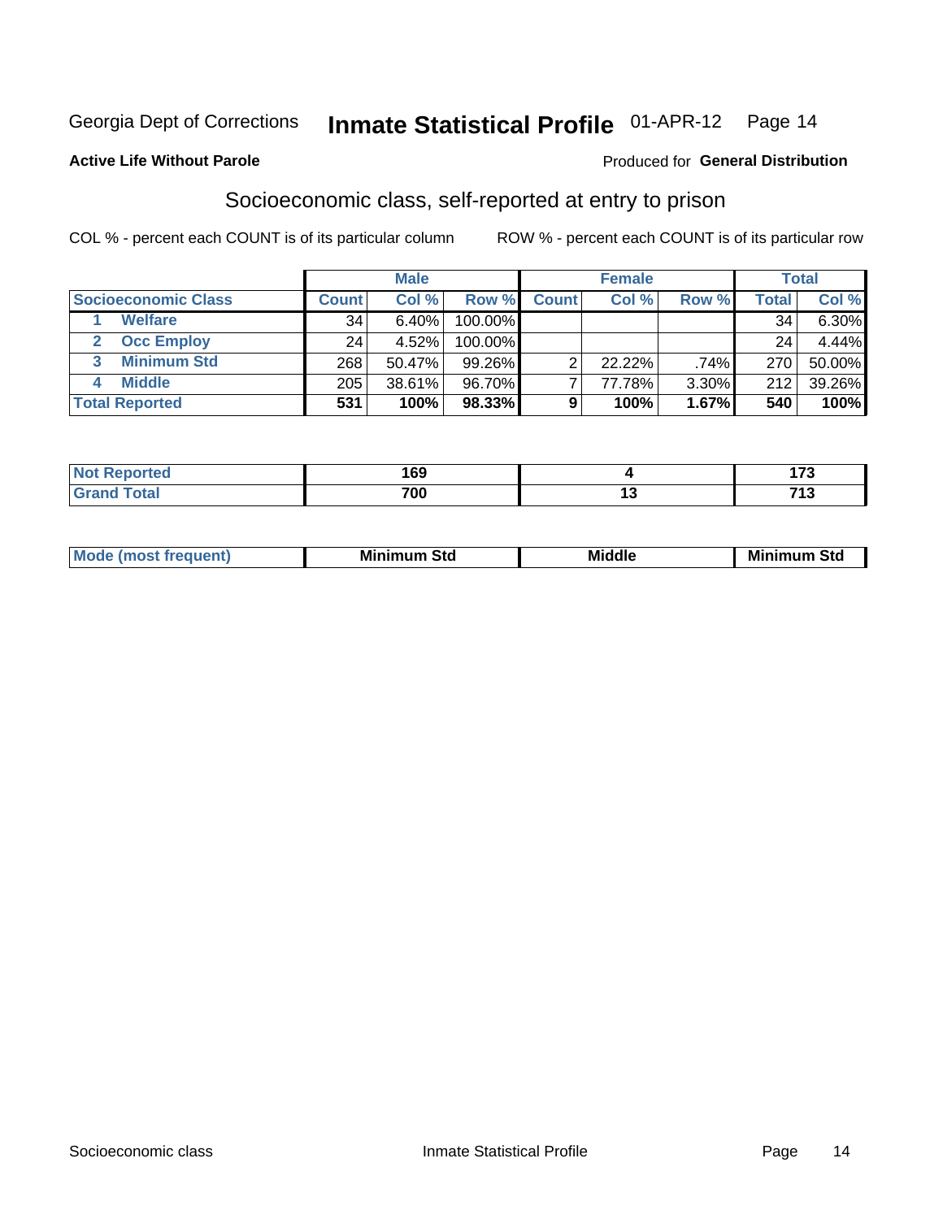Georgia Dept of Corrections **Inmate Statistical Profile** 01-APR-12

**Active Life Without Parole**

Produced for **General Distribution**

## Socioeconomic class, self-reported at entry to prison

COL % - percent each COUNT is of its particular column

ROW % - percent each COUNT is of its particular row

| | Male | | | Female | | | Total | |
|---|---|---|---|---|---|---|---|---|
| **Socioeconomic Class** | **Count** | **Col %** | **Row %** | **Count** | **Col %** | **Row %** | **Total** | **Col %** |
| 1 Welfare | 34 | 6.40% | 100.00% | | | | 34 | 6.30% |
| 2 Occ Employ | 24 | 4.52% | 100.00% | | | | 24 | 4.44% |
| 3 Minimum Std | 268 | 50.47% | 99.26% | 2 | 22.22% | .74% | 270 | 50.00% |
| 4 Middle | 205 | 38.61% | 96.70% | 7 | 77.78% | 3.30% | 212 | 39.26% |
| **Total Reported** | **531** | **100%** | **98.33%** | **9** | **100%** | **1.67%** | **540** | **100%** |

| | Male | Female | Total |
|---|---|---|---|
| **Not Reported** | **169** | **4** | **173** |
| **Grand Total** | **700** | **13** | **713** |

| | Male | Female | Total |
|---|---|---|---|
| **Mode (most frequent)** | **Minimum Std** | **Middle** | **Minimum Std** |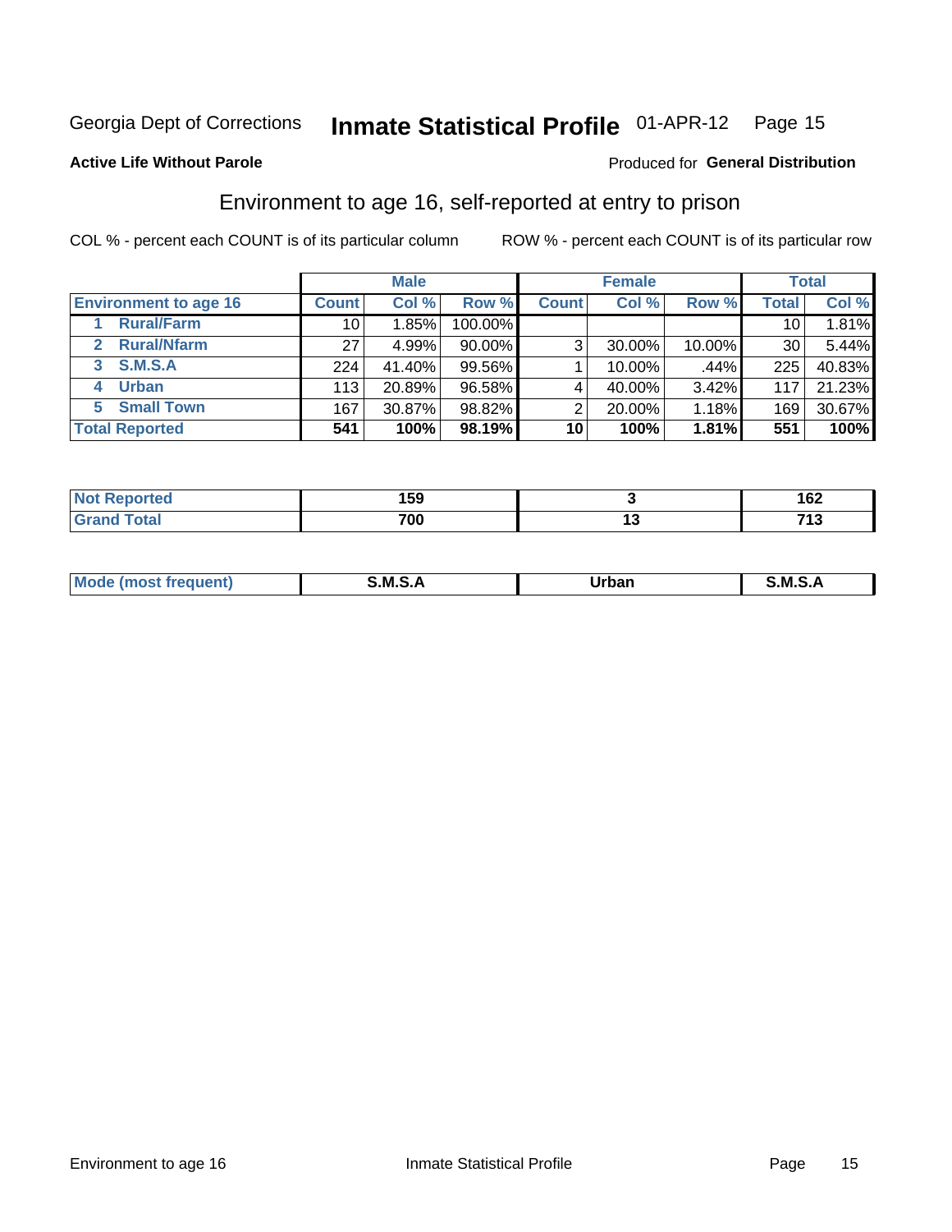Georgia Dept of Corrections **Inmate Statistical Profile** 01-APR-12

**Active Life Without Parole**

Produced for **General Distribution**

## Environment to age 16, self-reported at entry to prison

COL % - percent each COUNT is of its particular column

ROW % - percent each COUNT is of its particular row

| | Male | | | Female | | | Total | |
|---|---|---|---|---|---|---|---|---|
| **Environment to age 16** | **Count** | **Col %** | **Row %** | **Count** | **Col %** | **Row %** | **Total** | **Col %** |
| 1 Rural/Farm | 10 | 1.85% | 100.00% | | | | 10 | 1.81% |
| 2 Rural/Nfarm | 27 | 4.99% | 90.00% | 3 | 30.00% | 10.00% | 30 | 5.44% |
| 3 S.M.S.A | 224 | 41.40% | 99.56% | 1 | 10.00% | .44% | 225 | 40.83% |
| 4 Urban | 113 | 20.89% | 96.58% | 4 | 40.00% | 3.42% | 117 | 21.23% |
| 5 Small Town | 167 | 30.87% | 98.82% | 2 | 20.00% | 1.18% | 169 | 30.67% |
| **Total Reported** | **541** | **100%** | **98.19%** | **10** | **100%** | **1.81%** | **551** | **100%** |

| | Male | Female | Total |
|---|---|---|---|
| **Not Reported** | **159** | **3** | **162** |
| **Grand Total** | **700** | **13** | **713** |

| | Male | Female | Total |
|---|---|---|---|
| **Mode (most frequent)** | **S.M.S.A** | **Urban** | **S.M.S.A** |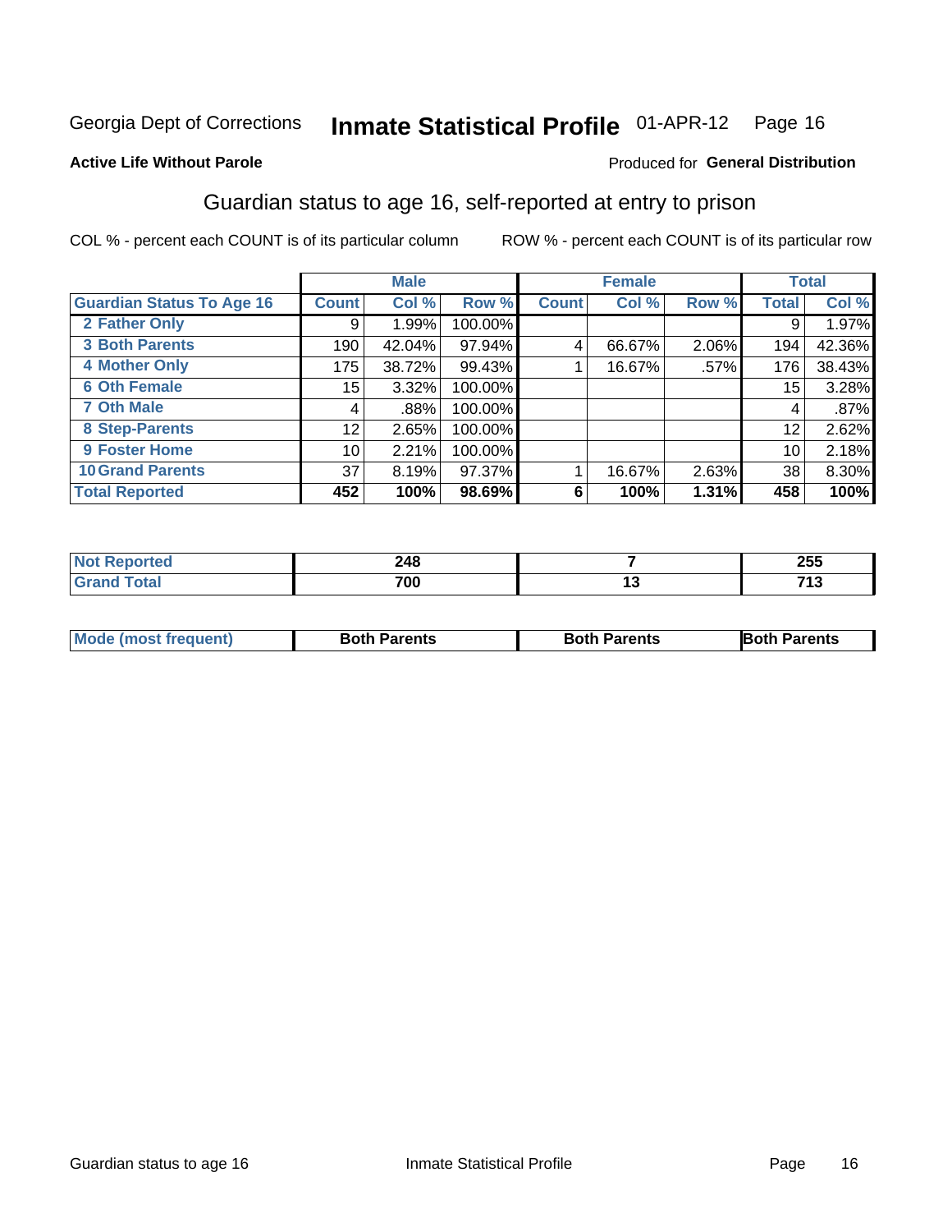Georgia Dept of Corrections **Inmate Statistical Profile** 01-APR-12 Page 16

**Active Life Without Parole**

Produced for **General Distribution**

## Guardian status to age 16, self-reported at entry to prison

COL % - percent each COUNT is of its particular column

ROW % - percent each COUNT is of its particular row

| | Male | | | Female | | | Total | |
|---|---|---|---|---|---|---|---|---|
| Guardian Status To Age 16 | Count | Col % | Row % | Count | Col % | Row % | Total | Col % |
| 2 Father Only | 9 | 1.99% | 100.00% | | | | 9 | 1.97% |
| 3 Both Parents | 190 | 42.04% | 97.94% | 4 | 66.67% | 2.06% | 194 | 42.36% |
| 4 Mother Only | 175 | 38.72% | 99.43% | 1 | 16.67% | .57% | 176 | 38.43% |
| 6 Oth Female | 15 | 3.32% | 100.00% | | | | 15 | 3.28% |
| 7 Oth Male | 4 | .88% | 100.00% | | | | 4 | .87% |
| 8 Step-Parents | 12 | 2.65% | 100.00% | | | | 12 | 2.62% |
| 9 Foster Home | 10 | 2.21% | 100.00% | | | | 10 | 2.18% |
| 10 Grand Parents | 37 | 8.19% | 97.37% | 1 | 16.67% | 2.63% | 38 | 8.30% |
| **Total Reported** | **452** | **100%** | **98.69%** | **6** | **100%** | **1.31%** | **458** | **100%** |

| | Male | Female | Total |
|---|---|---|---|
| Not Reported | 248 | 7 | 255 |
| Grand Total | 700 | 13 | 713 |

| | Male | Female | Total |
|---|---|---|---|
| Mode (most frequent) | Both Parents | Both Parents | Both Parents |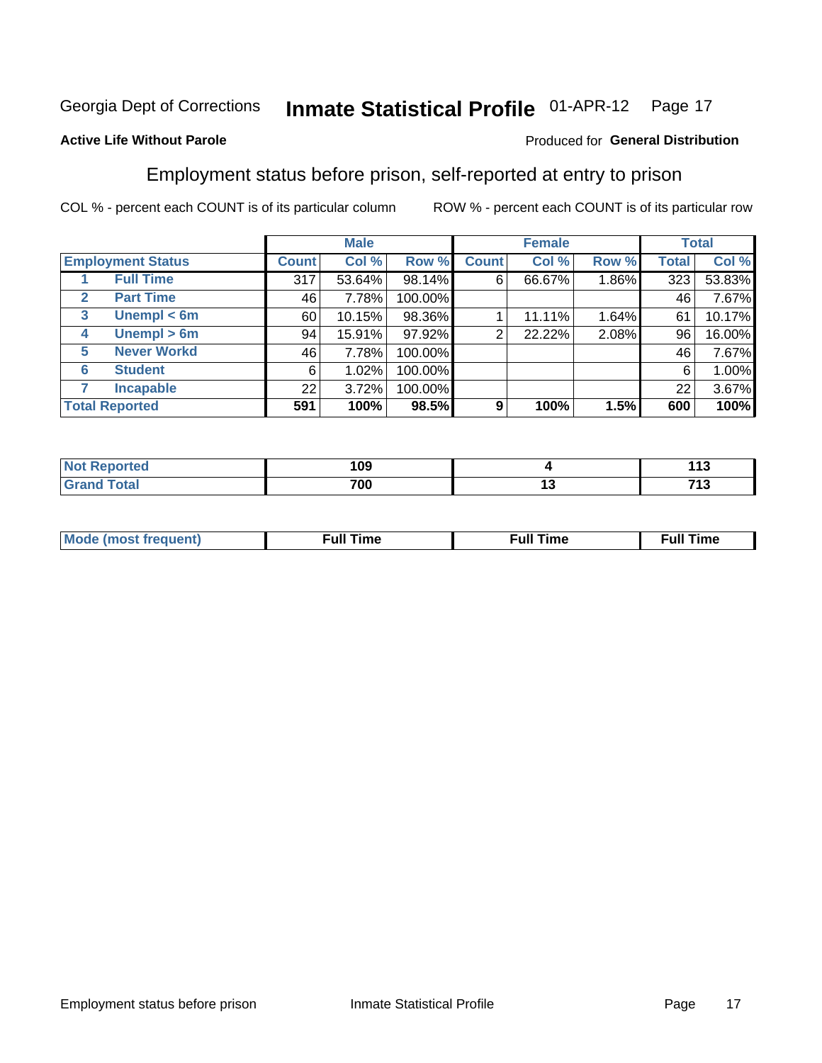Georgia Dept of Corrections **Inmate Statistical Profile** 01-APR-12

**Active Life Without Parole**

Produced for **General Distribution**

## Employment status before prison, self-reported at entry to prison

COL % - percent each COUNT is of its particular column ROW % - percent each COUNT is of its particular row

| Employment Status | | Male | | | Female | | | Total | |
|---|---|---|---|---|---|---|---|---|---|
| | | Count | Col % | Row % | Count | Col % | Row % | Total | Col % |
| 1 | Full Time | 317 | 53.64% | 98.14% | 6 | 66.67% | 1.86% | 323 | 53.83% |
| 2 | Part Time | 46 | 7.78% | 100.00% | | | | 46 | 7.67% |
| 3 | Unempl < 6m | 60 | 10.15% | 98.36% | 1 | 11.11% | 1.64% | 61 | 10.17% |
| 4 | Unempl > 6m | 94 | 15.91% | 97.92% | 2 | 22.22% | 2.08% | 96 | 16.00% |
| 5 | Never Workd | 46 | 7.78% | 100.00% | | | | 46 | 7.67% |
| 6 | Student | 6 | 1.02% | 100.00% | | | | 6 | 1.00% |
| 7 | Incapable | 22 | 3.72% | 100.00% | | | | 22 | 3.67% |
| **Total Reported** | | **591** | **100%** | **98.5%** | **9** | **100%** | **1.5%** | **600** | **100%** |

| | Male | Female | Total |
|---|---|---|---|
| Not Reported | 109 | 4 | 113 |
| Grand Total | 700 | 13 | 713 |

| | Male | Female | Total |
|---|---|---|---|
| Mode (most frequent) | Full Time | Full Time | Full Time |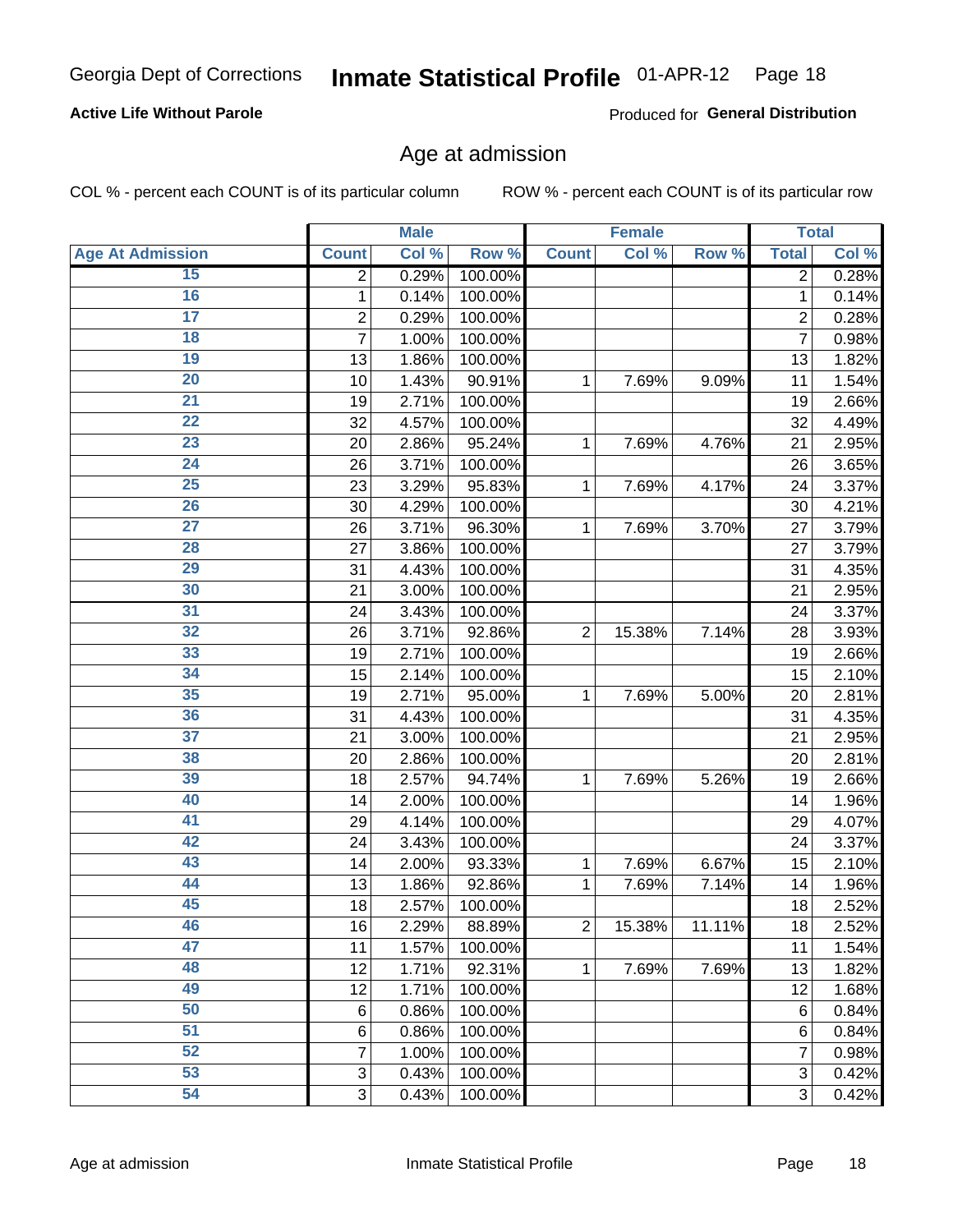Georgia Dept of Corrections **Inmate Statistical Profile** 01-APR-12

**Active Life Without Parole**

Produced for **General Distribution**

## Age at admission

COL % - percent each COUNT is of its particular column

ROW % - percent each COUNT is of its particular row

| | Male | | | Female | | | Total | |
|---|---|---|---|---|---|---|---|---|
| **Age At Admission** | **Count** | **Col %** | **Row %** | **Count** | **Col %** | **Row %** | **Total** | **Col %** |
| 15 | 2 | 0.29% | 100.00% | | | | 2 | 0.28% |
| 16 | 1 | 0.14% | 100.00% | | | | 1 | 0.14% |
| 17 | 2 | 0.29% | 100.00% | | | | 2 | 0.28% |
| 18 | 7 | 1.00% | 100.00% | | | | 7 | 0.98% |
| 19 | 13 | 1.86% | 100.00% | | | | 13 | 1.82% |
| 20 | 10 | 1.43% | 90.91% | 1 | 7.69% | 9.09% | 11 | 1.54% |
| 21 | 19 | 2.71% | 100.00% | | | | 19 | 2.66% |
| 22 | 32 | 4.57% | 100.00% | | | | 32 | 4.49% |
| 23 | 20 | 2.86% | 95.24% | 1 | 7.69% | 4.76% | 21 | 2.95% |
| 24 | 26 | 3.71% | 100.00% | | | | 26 | 3.65% |
| 25 | 23 | 3.29% | 95.83% | 1 | 7.69% | 4.17% | 24 | 3.37% |
| 26 | 30 | 4.29% | 100.00% | | | | 30 | 4.21% |
| 27 | 26 | 3.71% | 96.30% | 1 | 7.69% | 3.70% | 27 | 3.79% |
| 28 | 27 | 3.86% | 100.00% | | | | 27 | 3.79% |
| 29 | 31 | 4.43% | 100.00% | | | | 31 | 4.35% |
| 30 | 21 | 3.00% | 100.00% | | | | 21 | 2.95% |
| 31 | 24 | 3.43% | 100.00% | | | | 24 | 3.37% |
| 32 | 26 | 3.71% | 92.86% | 2 | 15.38% | 7.14% | 28 | 3.93% |
| 33 | 19 | 2.71% | 100.00% | | | | 19 | 2.66% |
| 34 | 15 | 2.14% | 100.00% | | | | 15 | 2.10% |
| 35 | 19 | 2.71% | 95.00% | 1 | 7.69% | 5.00% | 20 | 2.81% |
| 36 | 31 | 4.43% | 100.00% | | | | 31 | 4.35% |
| 37 | 21 | 3.00% | 100.00% | | | | 21 | 2.95% |
| 38 | 20 | 2.86% | 100.00% | | | | 20 | 2.81% |
| 39 | 18 | 2.57% | 94.74% | 1 | 7.69% | 5.26% | 19 | 2.66% |
| 40 | 14 | 2.00% | 100.00% | | | | 14 | 1.96% |
| 41 | 29 | 4.14% | 100.00% | | | | 29 | 4.07% |
| 42 | 24 | 3.43% | 100.00% | | | | 24 | 3.37% |
| 43 | 14 | 2.00% | 93.33% | 1 | 7.69% | 6.67% | 15 | 2.10% |
| 44 | 13 | 1.86% | 92.86% | 1 | 7.69% | 7.14% | 14 | 1.96% |
| 45 | 18 | 2.57% | 100.00% | | | | 18 | 2.52% |
| 46 | 16 | 2.29% | 88.89% | 2 | 15.38% | 11.11% | 18 | 2.52% |
| 47 | 11 | 1.57% | 100.00% | | | | 11 | 1.54% |
| 48 | 12 | 1.71% | 92.31% | 1 | 7.69% | 7.69% | 13 | 1.82% |
| 49 | 12 | 1.71% | 100.00% | | | | 12 | 1.68% |
| 50 | 6 | 0.86% | 100.00% | | | | 6 | 0.84% |
| 51 | 6 | 0.86% | 100.00% | | | | 6 | 0.84% |
| 52 | 7 | 1.00% | 100.00% | | | | 7 | 0.98% |
| 53 | 3 | 0.43% | 100.00% | | | | 3 | 0.42% |
| 54 | 3 | 0.43% | 100.00% | | | | 3 | 0.42% |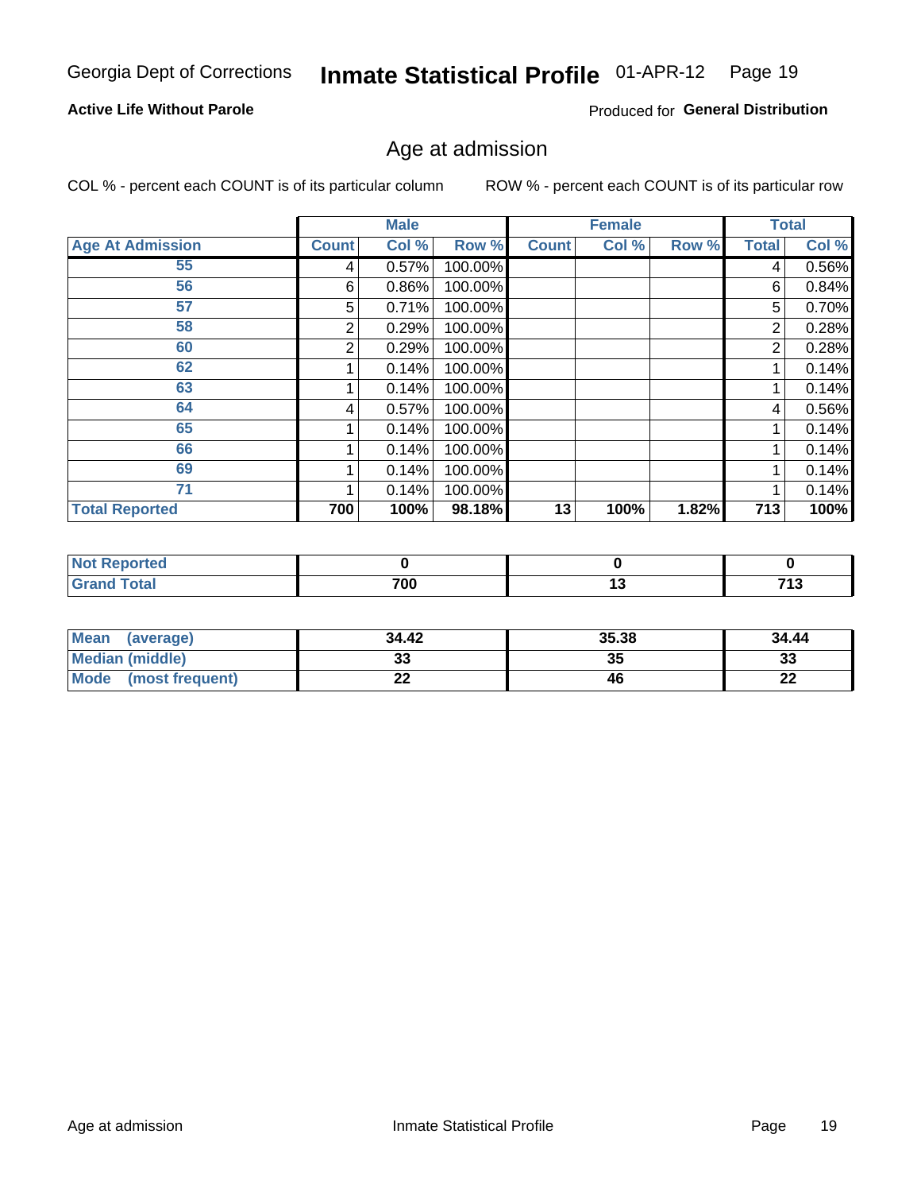Georgia Dept of Corrections **Inmate Statistical Profile** 01-APR-12

**Active Life Without Parole**

Produced for **General Distribution**

## Age at admission

COL % - percent each COUNT is of its particular column     ROW % - percent each COUNT is of its particular row

| | Male | | | Female | | | Total | |
|---|---|---|---|---|---|---|---|---|
| **Age At Admission** | **Count** | **Col %** | **Row %** | **Count** | **Col %** | **Row %** | **Total** | **Col %** |
| 55 | 4 | 0.57% | 100.00% | | | | 4 | 0.56% |
| 56 | 6 | 0.86% | 100.00% | | | | 6 | 0.84% |
| 57 | 5 | 0.71% | 100.00% | | | | 5 | 0.70% |
| 58 | 2 | 0.29% | 100.00% | | | | 2 | 0.28% |
| 60 | 2 | 0.29% | 100.00% | | | | 2 | 0.28% |
| 62 | 1 | 0.14% | 100.00% | | | | 1 | 0.14% |
| 63 | 1 | 0.14% | 100.00% | | | | 1 | 0.14% |
| 64 | 4 | 0.57% | 100.00% | | | | 4 | 0.56% |
| 65 | 1 | 0.14% | 100.00% | | | | 1 | 0.14% |
| 66 | 1 | 0.14% | 100.00% | | | | 1 | 0.14% |
| 69 | 1 | 0.14% | 100.00% | | | | 1 | 0.14% |
| 71 | 1 | 0.14% | 100.00% | | | | 1 | 0.14% |
| **Total Reported** | **700** | **100%** | **98.18%** | **13** | **100%** | **1.82%** | **713** | **100%** |

| | Male | Female | Total |
|---|---|---|---|
| **Not Reported** | **0** | **0** | **0** |
| **Grand Total** | **700** | **13** | **713** |

| | Male | Female | Total |
|---|---|---|---|
| **Mean (average)** | **34.42** | **35.38** | **34.44** |
| **Median (middle)** | **33** | **35** | **33** |
| **Mode (most frequent)** | **22** | **46** | **22** |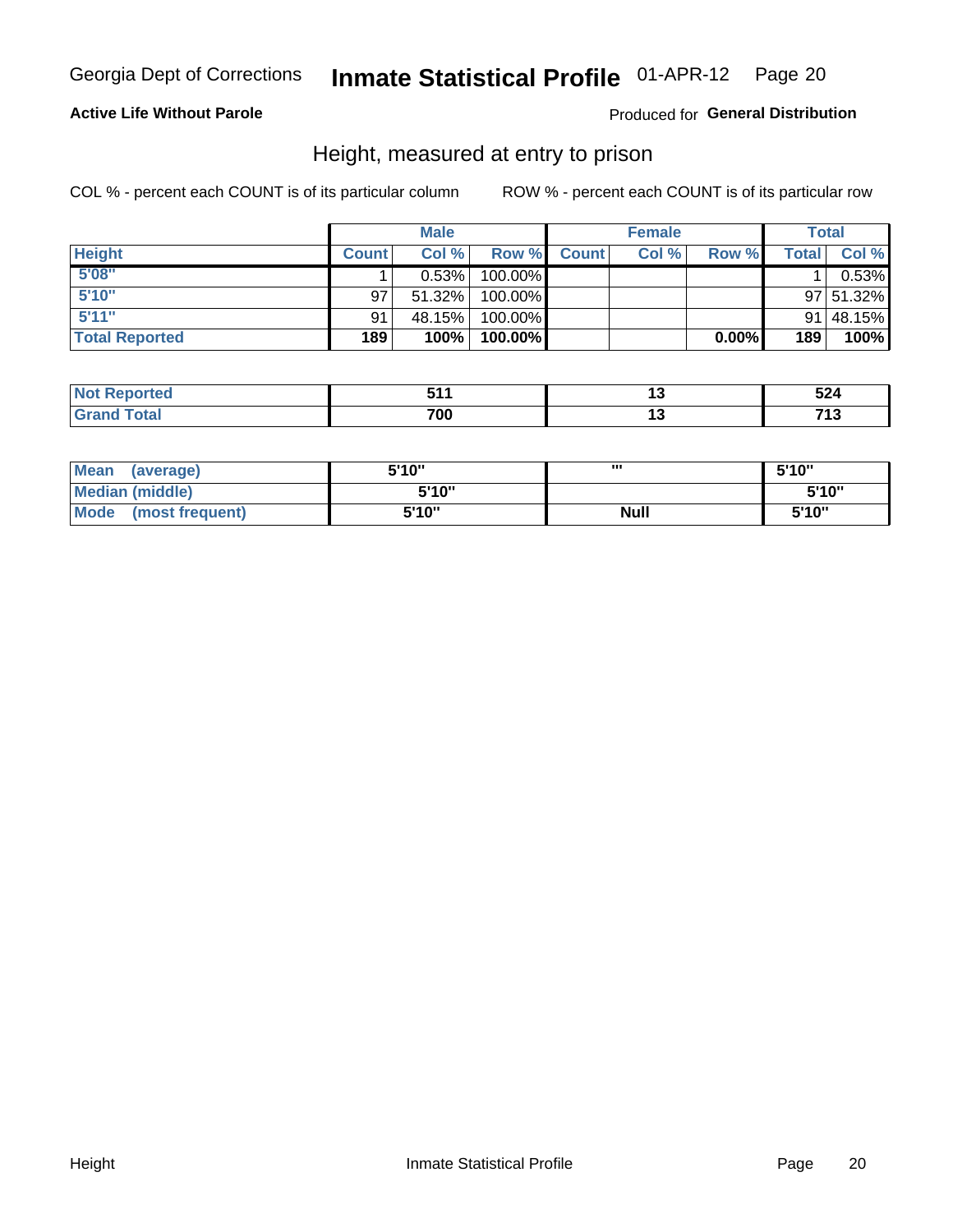Georgia Dept of Corrections **Inmate Statistical Profile** 01-APR-12 Page 20

**Active Life Without Parole**

Produced for **General Distribution**

## Height, measured at entry to prison

COL % - percent each COUNT is of its particular column

ROW % - percent each COUNT is of its particular row

| | Male | | | Female | | | Total | |
|---|---|---|---|---|---|---|---|---|
| **Height** | **Count** | **Col %** | **Row %** | **Count** | **Col %** | **Row %** | **Total** | **Col %** |
| **5'08"** | 1 | 0.53% | 100.00% | | | | 1 | 0.53% |
| **5'10"** | 97 | 51.32% | 100.00% | | | | 97 | 51.32% |
| **5'11"** | 91 | 48.15% | 100.00% | | | | 91 | 48.15% |
| **Total Reported** | **189** | **100%** | **100.00%** | | | **0.00%** | **189** | **100%** |

| | Male | Female | Total |
|---|---|---|---|
| **Not Reported** | **511** | **13** | **524** |
| **Grand Total** | **700** | **13** | **713** |

| | Male | Female | Total |
|---|---|---|---|
| **Mean (average)** | **5'10"** | **'''** | **5'10"** |
| **Median (middle)** | **5'10"** | | **5'10"** |
| **Mode (most frequent)** | **5'10"** | **Null** | **5'10"** |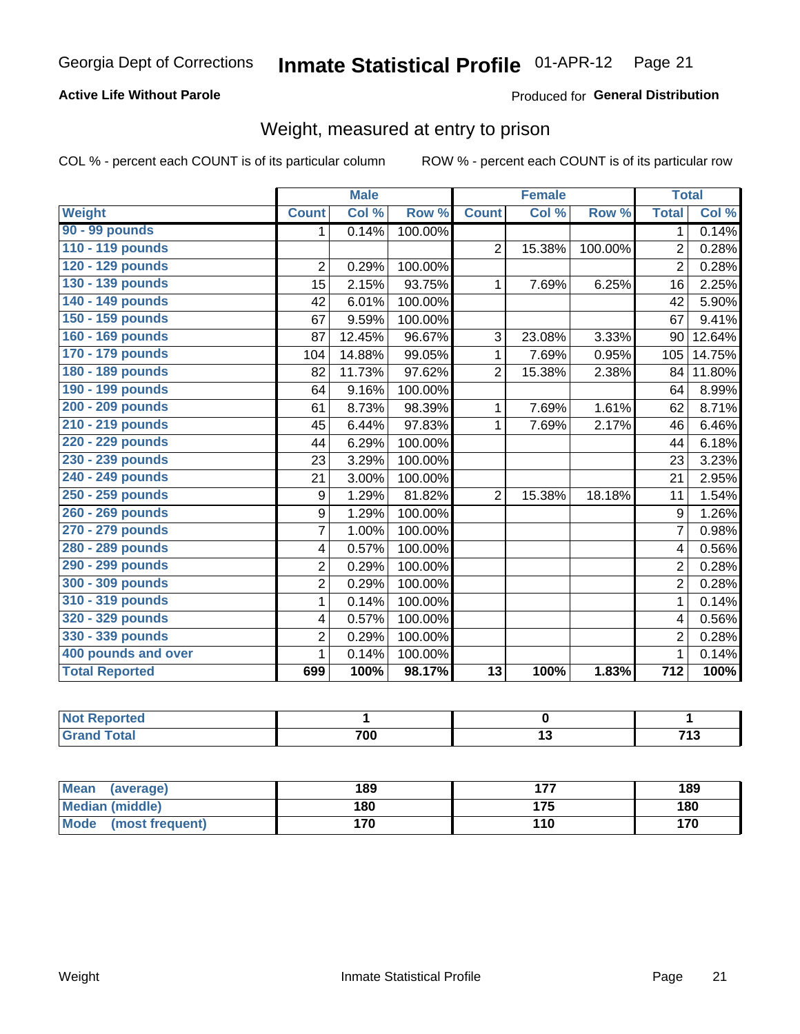Georgia Dept of Corrections **Inmate Statistical Profile** 01-APR-12

**Active Life Without Parole**

Produced for **General Distribution**

## Weight, measured at entry to prison

COL % - percent each COUNT is of its particular column    ROW % - percent each COUNT is of its particular row

| | Male | | | Female | | | Total | |
|---|---|---|---|---|---|---|---|---|
| **Weight** | **Count** | **Col %** | **Row %** | **Count** | **Col %** | **Row %** | **Total** | **Col %** |
| **90 - 99 pounds** | 1 | 0.14% | 100.00% | | | | 1 | 0.14% |
| **110 - 119 pounds** | | | | 2 | 15.38% | 100.00% | 2 | 0.28% |
| **120 - 129 pounds** | 2 | 0.29% | 100.00% | | | | 2 | 0.28% |
| **130 - 139 pounds** | 15 | 2.15% | 93.75% | 1 | 7.69% | 6.25% | 16 | 2.25% |
| **140 - 149 pounds** | 42 | 6.01% | 100.00% | | | | 42 | 5.90% |
| **150 - 159 pounds** | 67 | 9.59% | 100.00% | | | | 67 | 9.41% |
| **160 - 169 pounds** | 87 | 12.45% | 96.67% | 3 | 23.08% | 3.33% | 90 | 12.64% |
| **170 - 179 pounds** | 104 | 14.88% | 99.05% | 1 | 7.69% | 0.95% | 105 | 14.75% |
| **180 - 189 pounds** | 82 | 11.73% | 97.62% | 2 | 15.38% | 2.38% | 84 | 11.80% |
| **190 - 199 pounds** | 64 | 9.16% | 100.00% | | | | 64 | 8.99% |
| **200 - 209 pounds** | 61 | 8.73% | 98.39% | 1 | 7.69% | 1.61% | 62 | 8.71% |
| **210 - 219 pounds** | 45 | 6.44% | 97.83% | 1 | 7.69% | 2.17% | 46 | 6.46% |
| **220 - 229 pounds** | 44 | 6.29% | 100.00% | | | | 44 | 6.18% |
| **230 - 239 pounds** | 23 | 3.29% | 100.00% | | | | 23 | 3.23% |
| **240 - 249 pounds** | 21 | 3.00% | 100.00% | | | | 21 | 2.95% |
| **250 - 259 pounds** | 9 | 1.29% | 81.82% | 2 | 15.38% | 18.18% | 11 | 1.54% |
| **260 - 269 pounds** | 9 | 1.29% | 100.00% | | | | 9 | 1.26% |
| **270 - 279 pounds** | 7 | 1.00% | 100.00% | | | | 7 | 0.98% |
| **280 - 289 pounds** | 4 | 0.57% | 100.00% | | | | 4 | 0.56% |
| **290 - 299 pounds** | 2 | 0.29% | 100.00% | | | | 2 | 0.28% |
| **300 - 309 pounds** | 2 | 0.29% | 100.00% | | | | 2 | 0.28% |
| **310 - 319 pounds** | 1 | 0.14% | 100.00% | | | | 1 | 0.14% |
| **320 - 329 pounds** | 4 | 0.57% | 100.00% | | | | 4 | 0.56% |
| **330 - 339 pounds** | 2 | 0.29% | 100.00% | | | | 2 | 0.28% |
| **400 pounds and over** | 1 | 0.14% | 100.00% | | | | 1 | 0.14% |
| **Total Reported** | **699** | **100%** | **98.17%** | **13** | **100%** | **1.83%** | **712** | **100%** |

| | Male | Female | Total |
|---|---|---|---|
| **Not Reported** | **1** | **0** | **1** |
| **Grand Total** | **700** | **13** | **713** |

| | Male | Female | Total |
|---|---|---|---|
| **Mean (average)** | **189** | **177** | **189** |
| **Median (middle)** | **180** | **175** | **180** |
| **Mode (most frequent)** | **170** | **110** | **170** |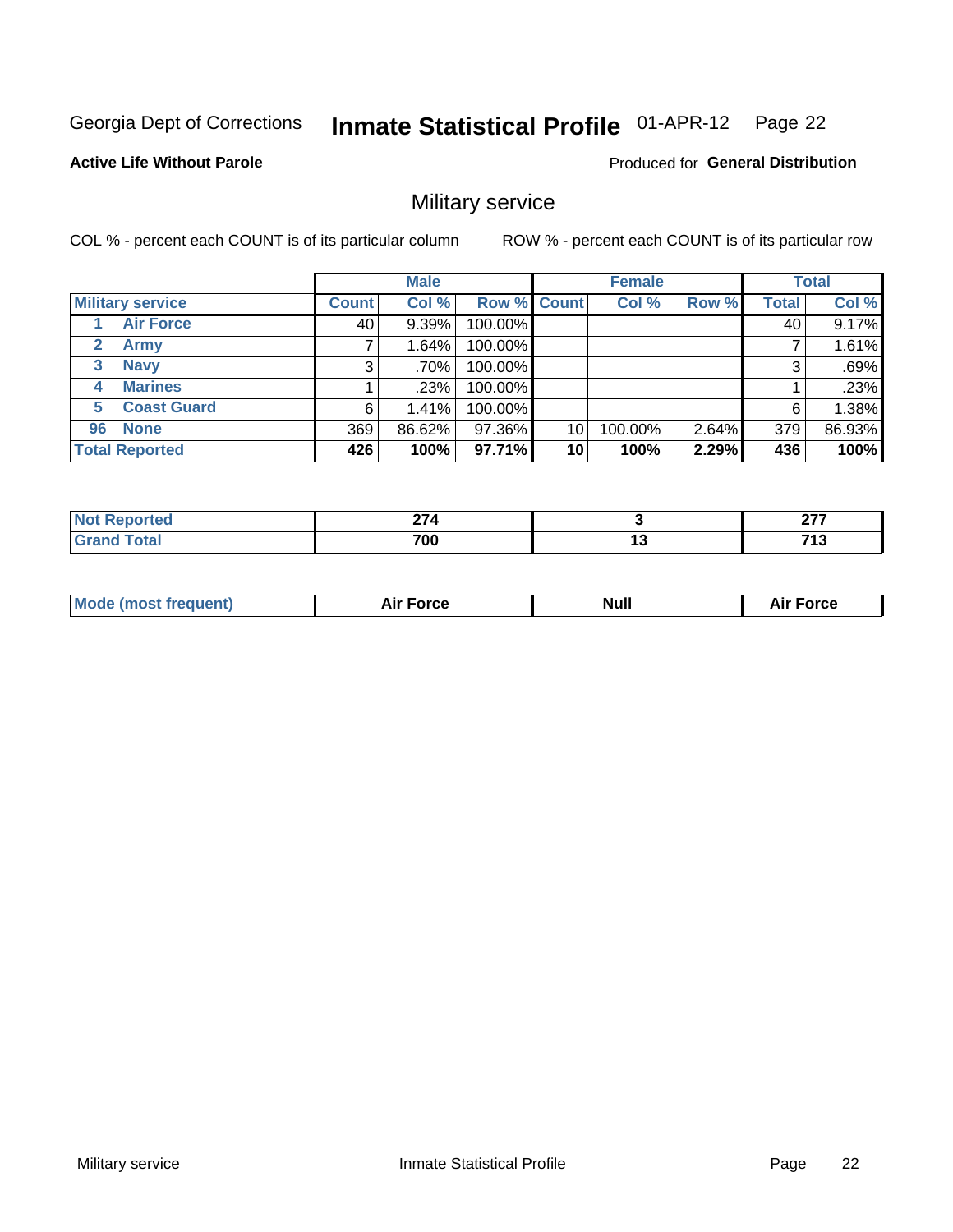Georgia Dept of Corrections **Inmate Statistical Profile** 01-APR-12 Page 22

**Active Life Without Parole**

Produced for **General Distribution**

## Military service

COL % - percent each COUNT is of its particular column ROW % - percent each COUNT is of its particular row

| | Male | | | Female | | | Total | |
|---|---|---|---|---|---|---|---|---|
| **Military service** | **Count** | **Col %** | **Row %** | **Count** | **Col %** | **Row %** | **Total** | **Col %** |
| 1 **Air Force** | 40 | 9.39% | 100.00% | | | | 40 | 9.17% |
| 2 **Army** | 7 | 1.64% | 100.00% | | | | 7 | 1.61% |
| 3 **Navy** | 3 | .70% | 100.00% | | | | 3 | .69% |
| 4 **Marines** | 1 | .23% | 100.00% | | | | 1 | .23% |
| 5 **Coast Guard** | 6 | 1.41% | 100.00% | | | | 6 | 1.38% |
| 96 **None** | 369 | 86.62% | 97.36% | 10 | 100.00% | 2.64% | 379 | 86.93% |
| **Total Reported** | **426** | **100%** | **97.71%** | **10** | **100%** | **2.29%** | **436** | **100%** |

| | Male | Female | Total |
|---|---|---|---|
| **Not Reported** | **274** | **3** | **277** |
| **Grand Total** | **700** | **13** | **713** |

| | Male | Female | Total |
|---|---|---|---|
| **Mode (most frequent)** | **Air Force** | **Null** | **Air Force** |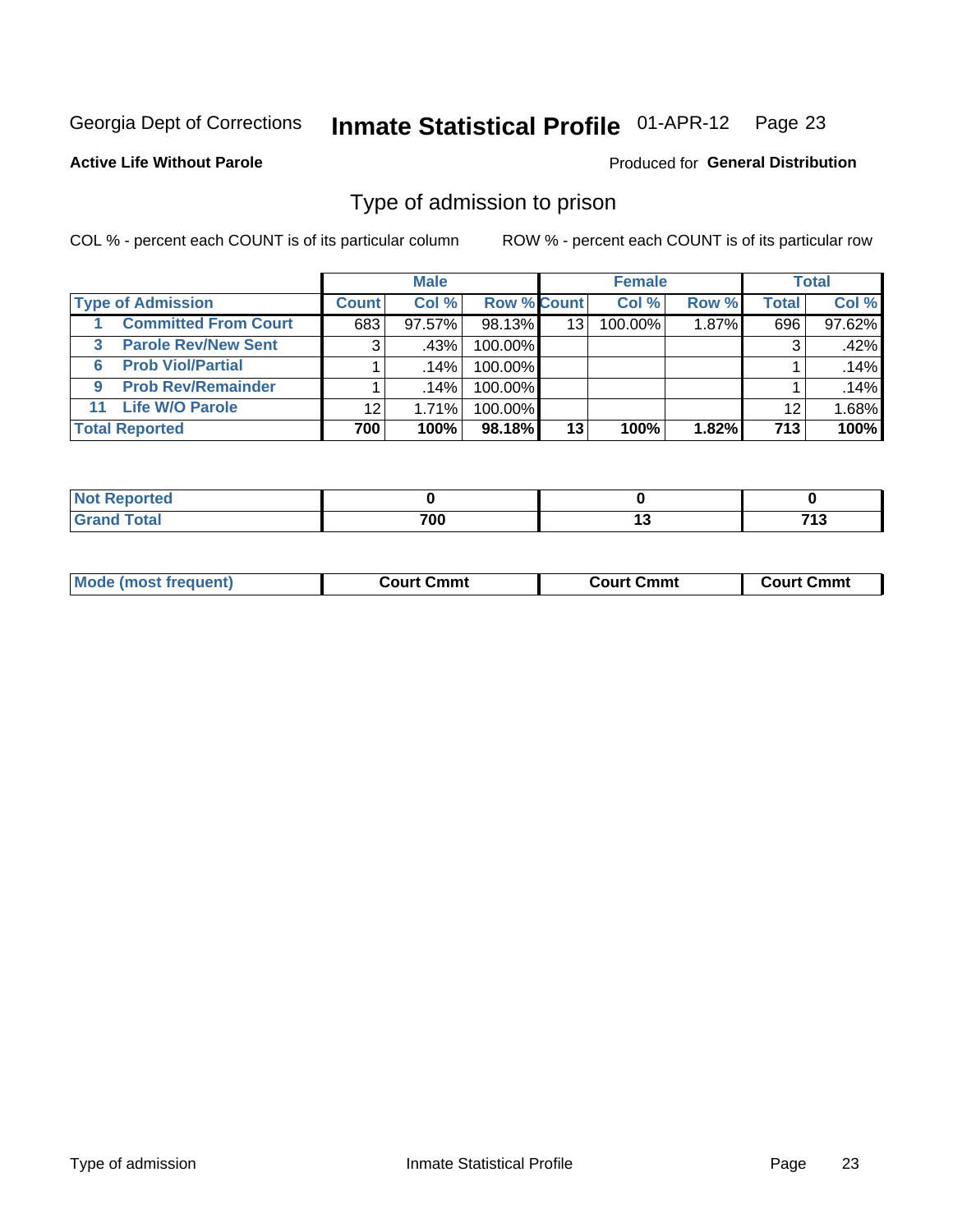Georgia Dept of Corrections **Inmate Statistical Profile** 01-APR-12 Page 23

**Active Life Without Parole**

Produced for **General Distribution**

## Type of admission to prison

COL % - percent each COUNT is of its particular column

ROW % - percent each COUNT is of its particular row

| | Male | | | Female | | | Total | |
|---|---|---|---|---|---|---|---|---|
| **Type of Admission** | **Count** | **Col %** | **Row %** | **Count** | **Col %** | **Row %** | **Total** | **Col %** |
| 1 Committed From Court | 683 | 97.57% | 98.13% | 13 | 100.00% | 1.87% | 696 | 97.62% |
| 3 Parole Rev/New Sent | 3 | .43% | 100.00% | | | | 3 | .42% |
| 6 Prob Viol/Partial | 1 | .14% | 100.00% | | | | 1 | .14% |
| 9 Prob Rev/Remainder | 1 | .14% | 100.00% | | | | 1 | .14% |
| 11 Life W/O Parole | 12 | 1.71% | 100.00% | | | | 12 | 1.68% |
| **Total Reported** | **700** | **100%** | **98.18%** | **13** | **100%** | **1.82%** | **713** | **100%** |

| | Male | Female | Total |
|---|---|---|---|
| Not Reported | 0 | 0 | 0 |
| Grand Total | 700 | 13 | 713 |

| | Male | Female | Total |
|---|---|---|---|
| Mode (most frequent) | Court Cmmt | Court Cmmt | Court Cmmt |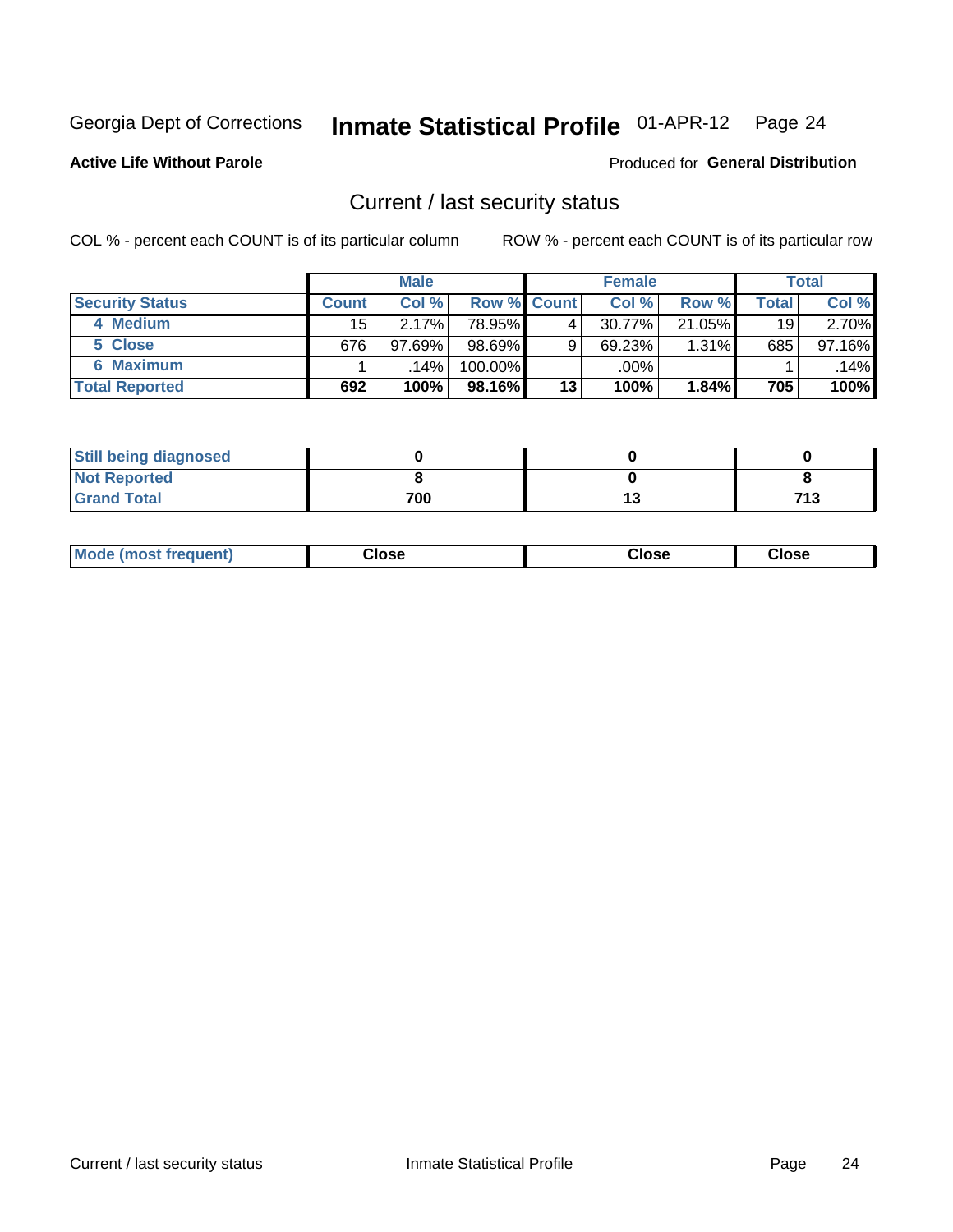Georgia Dept of Corrections **Inmate Statistical Profile** 01-APR-12 Page 24

**Active Life Without Parole**

Produced for **General Distribution**

## Current / last security status

COL % - percent each COUNT is of its particular column

ROW % - percent each COUNT is of its particular row

| | Male | | | Female | | | Total | |
|---|---|---|---|---|---|---|---|---|
| **Security Status** | **Count** | **Col %** | **Row %** | **Count** | **Col %** | **Row %** | **Total** | **Col %** |
| 4 Medium | 15 | 2.17% | 78.95% | 4 | 30.77% | 21.05% | 19 | 2.70% |
| 5 Close | 676 | 97.69% | 98.69% | 9 | 69.23% | 1.31% | 685 | 97.16% |
| 6 Maximum | 1 | .14% | 100.00% | | .00% | | 1 | .14% |
| **Total Reported** | **692** | **100%** | **98.16%** | **13** | **100%** | **1.84%** | **705** | **100%** |

| | Male | Female | Total |
|---|---|---|---|
| Still being diagnosed | 0 | 0 | 0 |
| Not Reported | 8 | 0 | 8 |
| Grand Total | 700 | 13 | 713 |

| | Male | Female | Total |
|---|---|---|---|
| Mode (most frequent) | Close | Close | Close |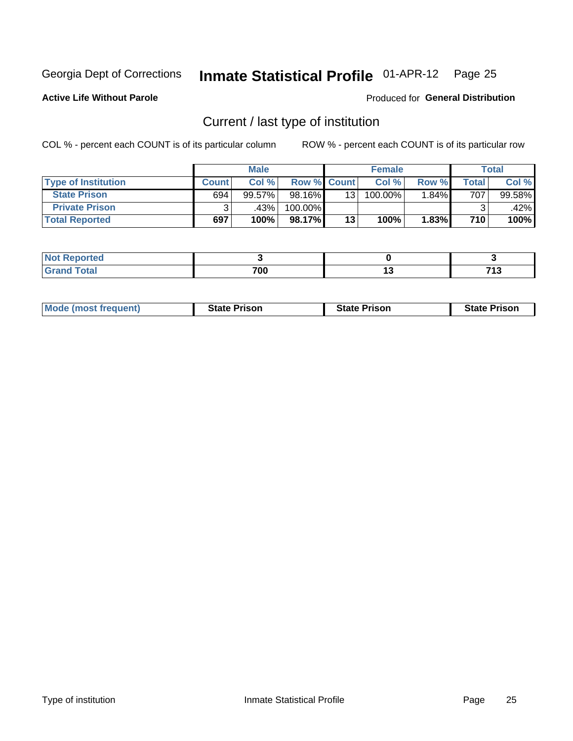Georgia Dept of Corrections **Inmate Statistical Profile** 01-APR-12

**Active Life Without Parole**

Produced for **General Distribution**

## Current / last type of institution

COL % - percent each COUNT is of its particular column

ROW % - percent each COUNT is of its particular row

| | Male | | | Female | | | Total | |
|---|---|---|---|---|---|---|---|---|
| **Type of Institution** | **Count** | **Col %** | **Row %** | **Count** | **Col %** | **Row %** | **Total** | **Col %** |
| **State Prison** | 694 | 99.57% | 98.16% | 13 | 100.00% | 1.84% | 707 | 99.58% |
| **Private Prison** | 3 | .43% | 100.00% | | | | 3 | .42% |
| **Total Reported** | **697** | **100%** | **98.17%** | **13** | **100%** | **1.83%** | **710** | **100%** |

| | Male | Female | Total |
|---|---|---|---|
| **Not Reported** | **3** | **0** | **3** |
| **Grand Total** | **700** | **13** | **713** |

| | Male | Female | Total |
|---|---|---|---|
| **Mode (most frequent)** | **State Prison** | **State Prison** | **State Prison** |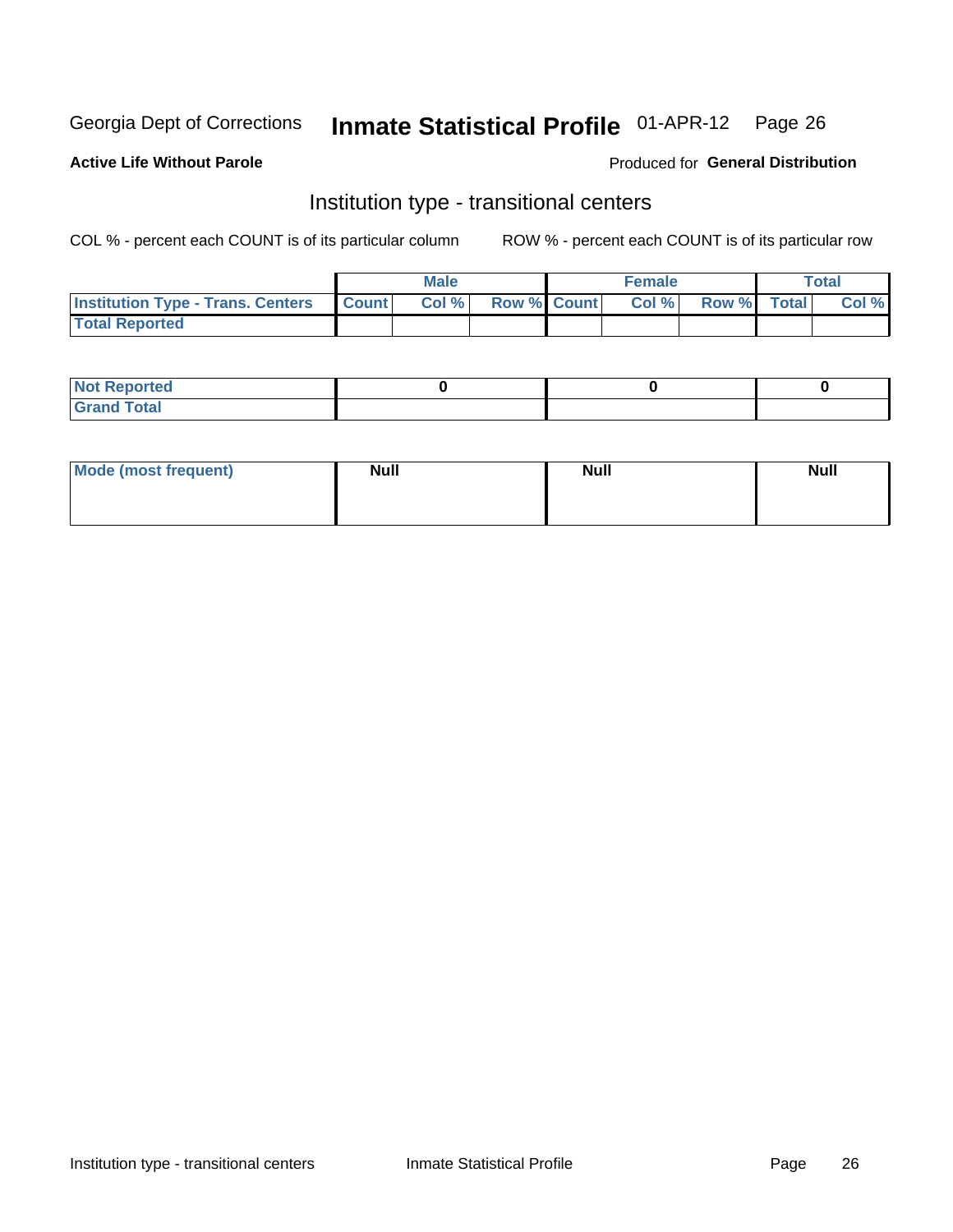Georgia Dept of Corrections **Inmate Statistical Profile** 01-APR-12 Page 26

**Active Life Without Parole**

Produced for **General Distribution**

## Institution type - transitional centers

COL % - percent each COUNT is of its particular column ROW % - percent each COUNT is of its particular row

| | Male | | | Female | | | Total | |
|---|---|---|---|---|---|---|---|---|
| **Institution Type - Trans. Centers** | **Count** | **Col %** | **Row %** | **Count** | **Col %** | **Row %** | **Total** | **Col %** |
| **Total Reported** | | | | | | | | |

| | Male | Female | Total |
|---|---|---|---|
| **Not Reported** | 0 | 0 | 0 |
| **Grand Total** | | | |

| | Male | Female | Total |
|---|---|---|---|
| **Mode (most frequent)** | Null | Null | Null |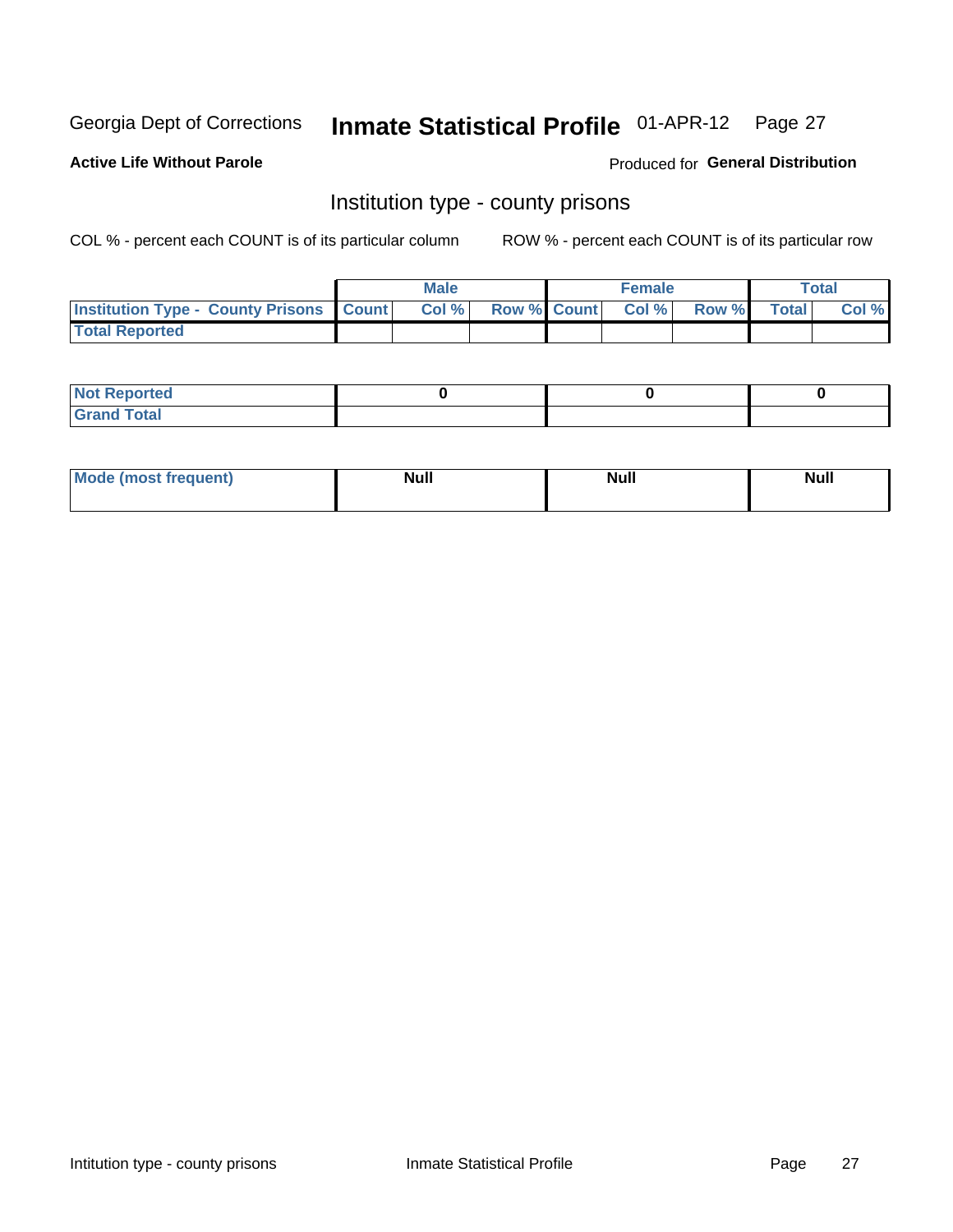Georgia Dept of Corrections **Inmate Statistical Profile** 01-APR-12

**Active Life Without Parole**

Produced for **General Distribution**

## Institution type - county prisons

COL % - percent each COUNT is of its particular column ROW % - percent each COUNT is of its particular row

| | Male | | | Female | | | Total | |
|---|---|---|---|---|---|---|---|---|
| **Institution Type - County Prisons** | **Count** | **Col %** | **Row %** | **Count** | **Col %** | **Row %** | **Total** | **Col %** |
| **Total Reported** | | | | | | | | |

| | Male | Female | Total |
|---|---|---|---|
| **Not Reported** | **0** | **0** | **0** |
| **Grand Total** | | | |

| | Male | Female | Total |
|---|---|---|---|
| **Mode (most frequent)** | **Null** | **Null** | **Null** |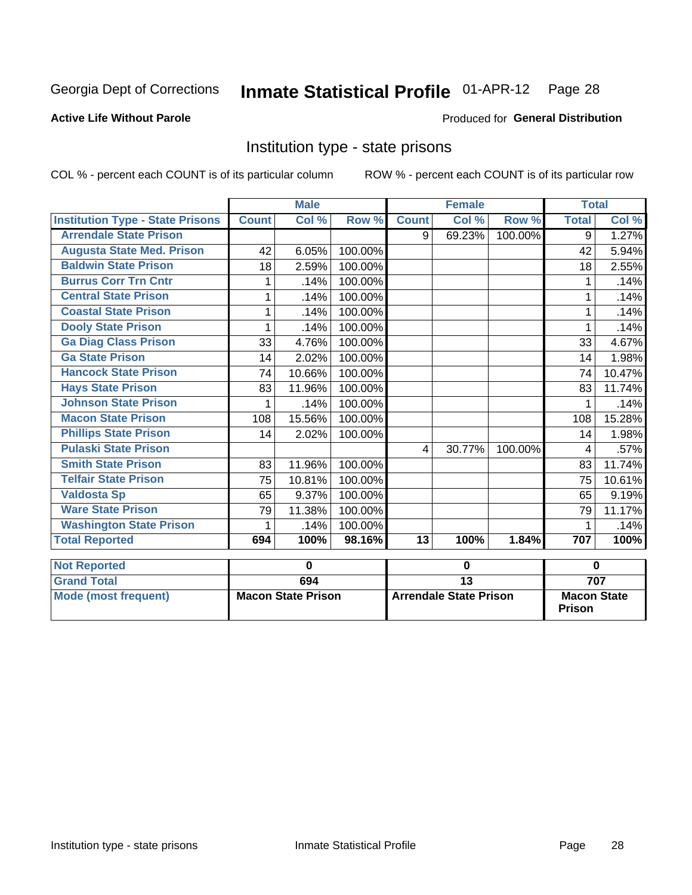Georgia Dept of Corrections **Inmate Statistical Profile** 01-APR-12 Page 28

**Active Life Without Parole**

Produced for **General Distribution**

## Institution type - state prisons

COL % - percent each COUNT is of its particular column ROW % - percent each COUNT is of its particular row

| | Male | | | Female | | | Total | |
|---|---|---|---|---|---|---|---|---|
| **Institution Type - State Prisons** | **Count** | **Col %** | **Row %** | **Count** | **Col %** | **Row %** | **Total** | **Col %** |
| Arrendale State Prison | | | | 9 | 69.23% | 100.00% | 9 | 1.27% |
| Augusta State Med. Prison | 42 | 6.05% | 100.00% | | | | 42 | 5.94% |
| Baldwin State Prison | 18 | 2.59% | 100.00% | | | | 18 | 2.55% |
| Burrus Corr Trn Cntr | 1 | .14% | 100.00% | | | | 1 | .14% |
| Central State Prison | 1 | .14% | 100.00% | | | | 1 | .14% |
| Coastal State Prison | 1 | .14% | 100.00% | | | | 1 | .14% |
| Dooly State Prison | 1 | .14% | 100.00% | | | | 1 | .14% |
| Ga Diag Class Prison | 33 | 4.76% | 100.00% | | | | 33 | 4.67% |
| Ga State Prison | 14 | 2.02% | 100.00% | | | | 14 | 1.98% |
| Hancock State Prison | 74 | 10.66% | 100.00% | | | | 74 | 10.47% |
| Hays State Prison | 83 | 11.96% | 100.00% | | | | 83 | 11.74% |
| Johnson State Prison | 1 | .14% | 100.00% | | | | 1 | .14% |
| Macon State Prison | 108 | 15.56% | 100.00% | | | | 108 | 15.28% |
| Phillips State Prison | 14 | 2.02% | 100.00% | | | | 14 | 1.98% |
| Pulaski State Prison | | | | 4 | 30.77% | 100.00% | 4 | .57% |
| Smith State Prison | 83 | 11.96% | 100.00% | | | | 83 | 11.74% |
| Telfair State Prison | 75 | 10.81% | 100.00% | | | | 75 | 10.61% |
| Valdosta Sp | 65 | 9.37% | 100.00% | | | | 65 | 9.19% |
| Ware State Prison | 79 | 11.38% | 100.00% | | | | 79 | 11.17% |
| Washington State Prison | 1 | .14% | 100.00% | | | | 1 | .14% |
| **Total Reported** | **694** | **100%** | **98.16%** | **13** | **100%** | **1.84%** | **707** | **100%** |

| | Male | Female | Total |
|---|---|---|---|
| **Not Reported** | **0** | **0** | **0** |
| **Grand Total** | **694** | **13** | **707** |
| **Mode (most frequent)** | **Macon State Prison** | **Arrendale State Prison** | **Macon State Prison** |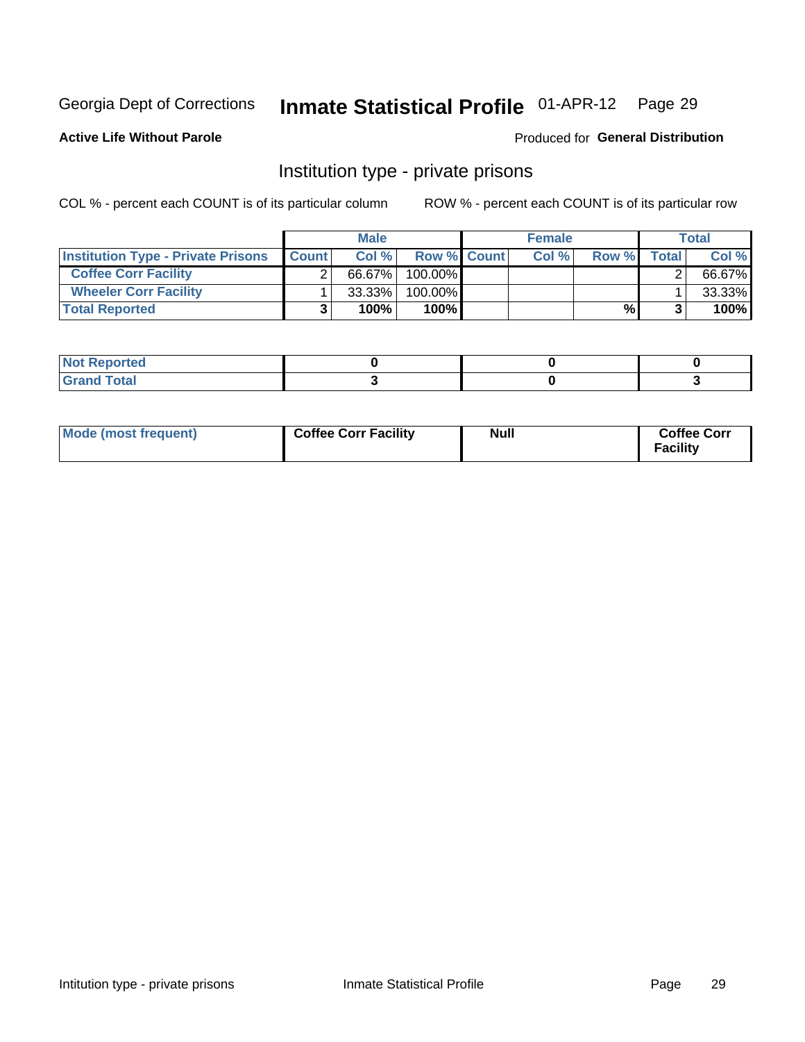Georgia Dept of Corrections **Inmate Statistical Profile** 01-APR-12

**Active Life Without Parole**

Produced for **General Distribution**

## Institution type - private prisons

COL % - percent each COUNT is of its particular column ROW % - percent each COUNT is of its particular row

| | Male | | | Female | | | Total | |
|---|---|---|---|---|---|---|---|---|
| **Institution Type - Private Prisons** | **Count** | **Col %** | **Row %** | **Count** | **Col %** | **Row %** | **Total** | **Col %** |
| **Coffee Corr Facility** | 2 | 66.67% | 100.00% | | | | 2 | 66.67% |
| **Wheeler Corr Facility** | 1 | 33.33% | 100.00% | | | | 1 | 33.33% |
| **Total Reported** | **3** | **100%** | **100%** | | | **%** | **3** | **100%** |

| | | | |
|---|---|---|---|
| **Not Reported** | **0** | **0** | **0** |
| **Grand Total** | **3** | **0** | **3** |

| | | | |
|---|---|---|---|
| **Mode (most frequent)** | **Coffee Corr Facility** | **Null** | **Coffee Corr Facility** |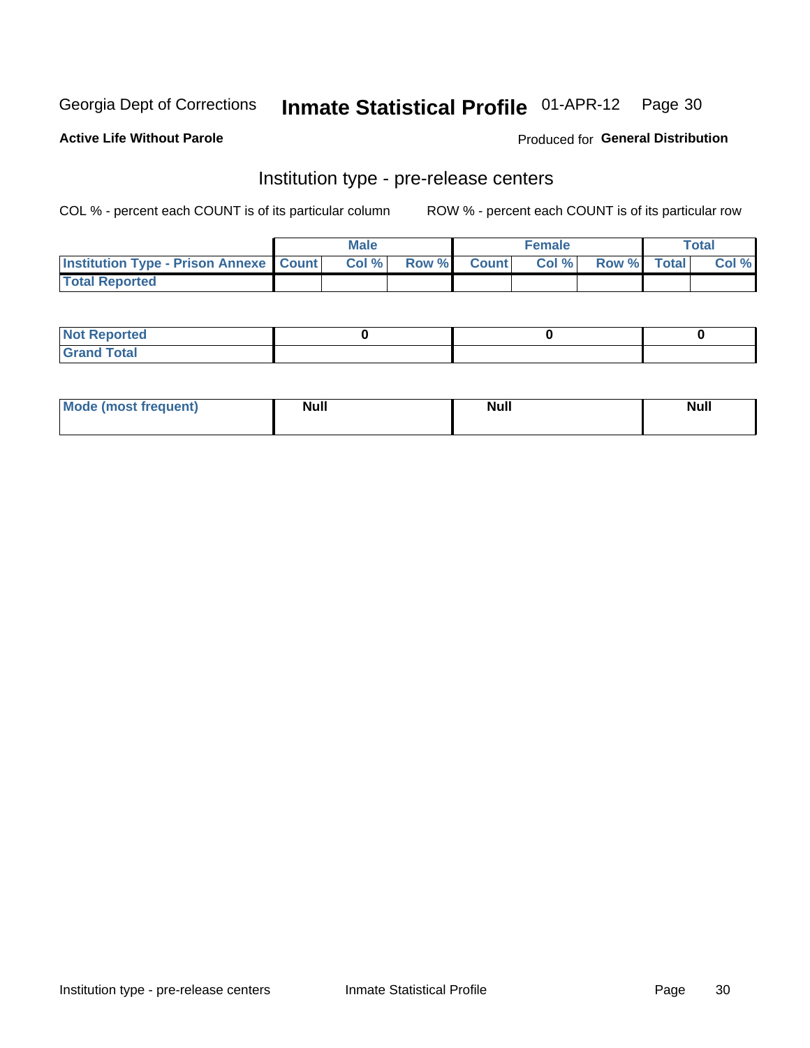Georgia Dept of Corrections **Inmate Statistical Profile** 01-APR-12

**Active Life Without Parole**

Produced for **General Distribution**

## Institution type - pre-release centers

COL % - percent each COUNT is of its particular column     ROW % - percent each COUNT is of its particular row

| | Male | | | Female | | | Total | |
|---|---|---|---|---|---|---|---|---|
| Institution Type - Prison Annexe | Count | Col % | Row % | Count | Col % | Row % | Total | Col % |
| Total Reported | | | | | | | | |

| | Male | Female | Total |
|---|---|---|---|
| Not Reported | 0 | 0 | 0 |
| Grand Total | | | |

| | Male | Female | Total |
|---|---|---|---|
| Mode (most frequent) | Null | Null | Null |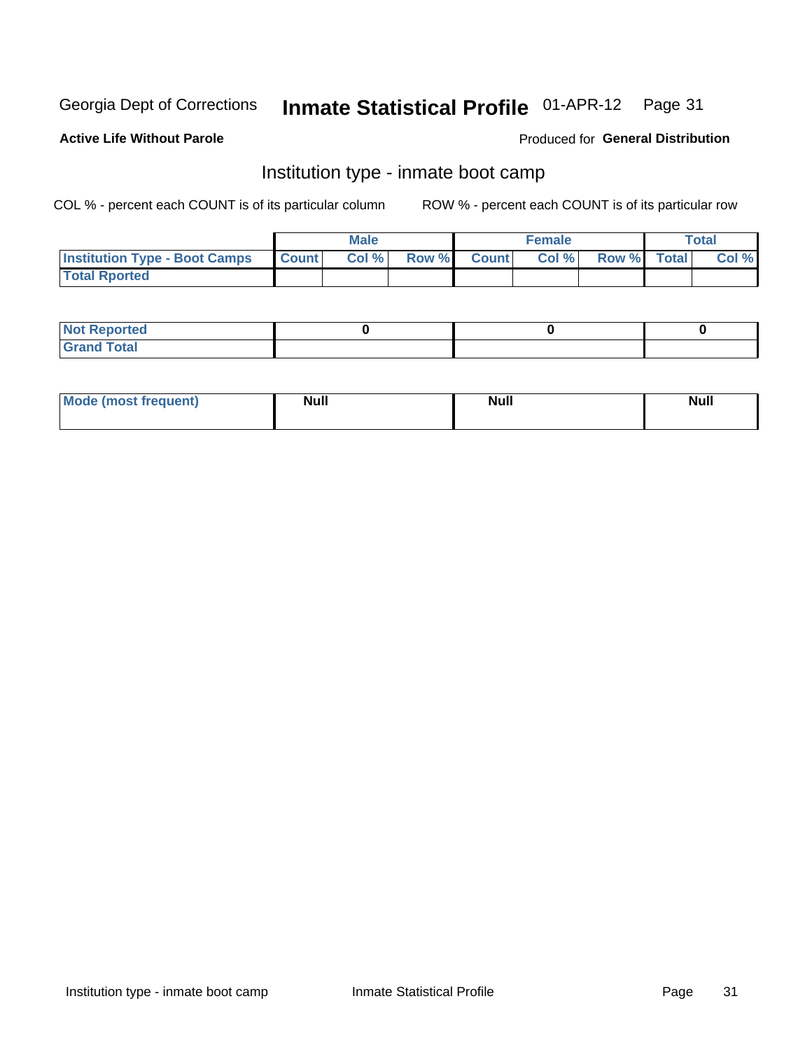Georgia Dept of Corrections **Inmate Statistical Profile** 01-APR-12

**Active Life Without Parole**

Produced for **General Distribution**

## Institution type - inmate boot camp

COL % - percent each COUNT is of its particular column

ROW % - percent each COUNT is of its particular row

| | Male | | | Female | | | Total | |
|---|---|---|---|---|---|---|---|---|
| **Institution Type - Boot Camps** | **Count** | **Col %** | **Row %** | **Count** | **Col %** | **Row %** | **Total** | **Col %** |
| **Total Rported** | | | | | | | | |

| | Male | Female | Total |
|---|---|---|---|
| **Not Reported** | **0** | **0** | **0** |
| **Grand Total** | | | |

| | Male | Female | Total |
|---|---|---|---|
| **Mode (most frequent)** | **Null** | **Null** | **Null** |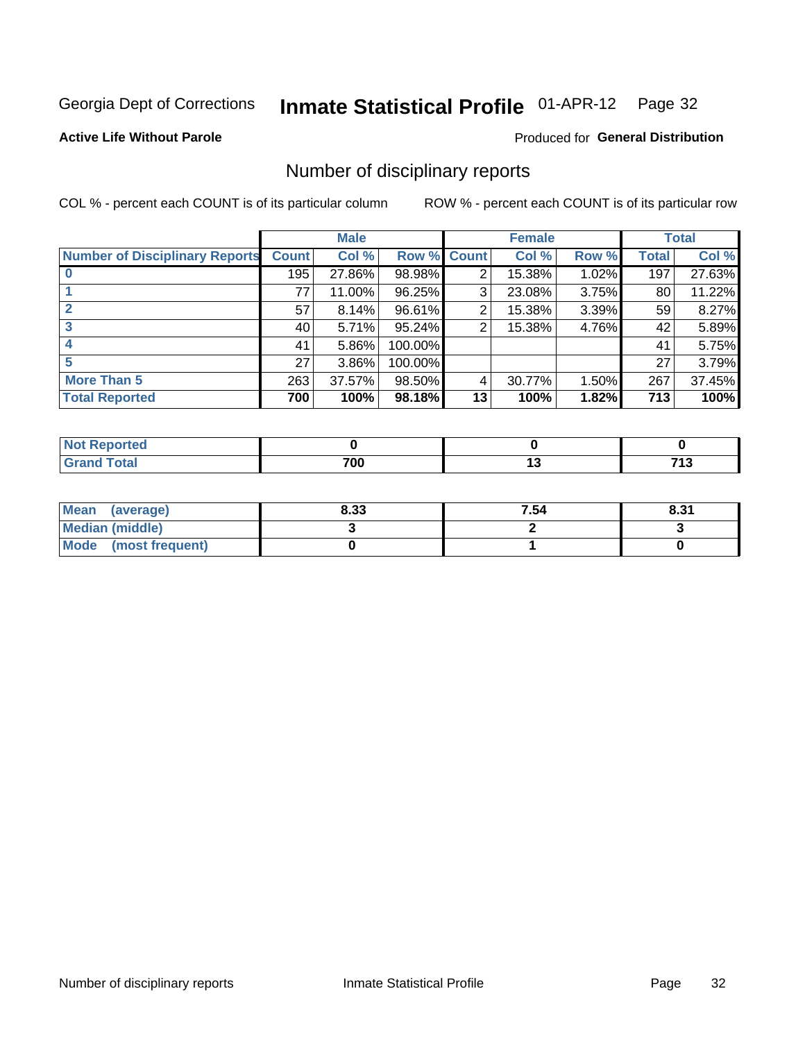Georgia Dept of Corrections **Inmate Statistical Profile** 01-APR-12

**Active Life Without Parole**

Produced for **General Distribution**

## Number of disciplinary reports

COL % - percent each COUNT is of its particular column

ROW % - percent each COUNT is of its particular row

| | Male | | | Female | | | Total | |
|---|---|---|---|---|---|---|---|---|
| **Number of Disciplinary Reports** | **Count** | **Col %** | **Row %** | **Count** | **Col %** | **Row %** | **Total** | **Col %** |
| **0** | 195 | 27.86% | 98.98% | 2 | 15.38% | 1.02% | 197 | 27.63% |
| **1** | 77 | 11.00% | 96.25% | 3 | 23.08% | 3.75% | 80 | 11.22% |
| **2** | 57 | 8.14% | 96.61% | 2 | 15.38% | 3.39% | 59 | 8.27% |
| **3** | 40 | 5.71% | 95.24% | 2 | 15.38% | 4.76% | 42 | 5.89% |
| **4** | 41 | 5.86% | 100.00% | | | | 41 | 5.75% |
| **5** | 27 | 3.86% | 100.00% | | | | 27 | 3.79% |
| **More Than 5** | 263 | 37.57% | 98.50% | 4 | 30.77% | 1.50% | 267 | 37.45% |
| **Total Reported** | **700** | **100%** | **98.18%** | **13** | **100%** | **1.82%** | **713** | **100%** |

| | Male | Female | Total |
|---|---|---|---|
| **Not Reported** | **0** | **0** | **0** |
| **Grand Total** | **700** | **13** | **713** |

| | Male | Female | Total |
|---|---|---|---|
| **Mean (average)** | **8.33** | **7.54** | **8.31** |
| **Median (middle)** | **3** | **2** | **3** |
| **Mode (most frequent)** | **0** | **1** | **0** |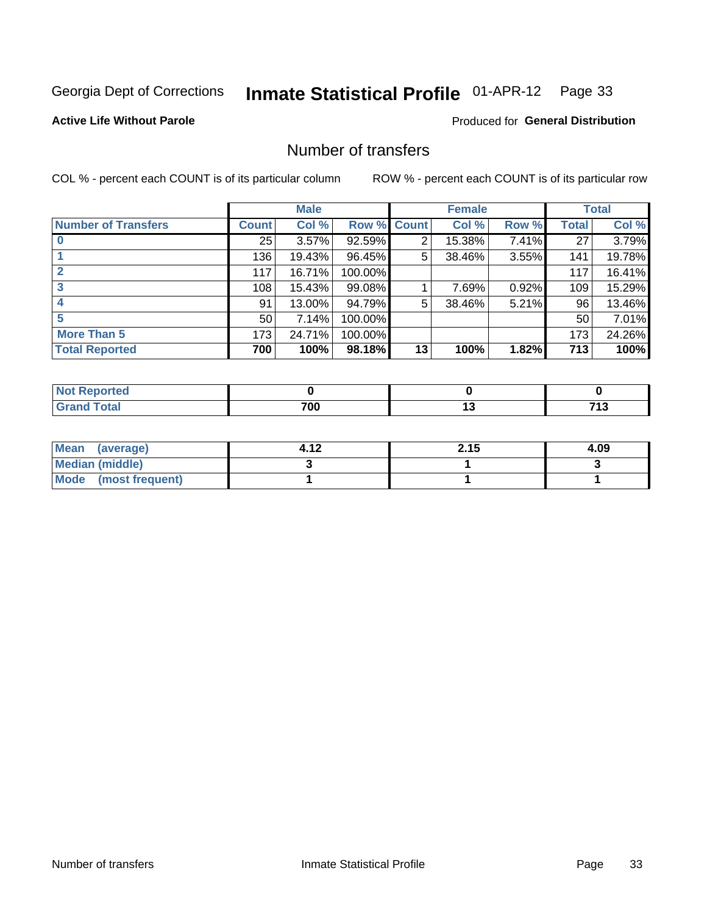Georgia Dept of Corrections **Inmate Statistical Profile** 01-APR-12

**Active Life Without Parole**

Produced for **General Distribution**

## Number of transfers

COL % - percent each COUNT is of its particular column ROW % - percent each COUNT is of its particular row

| | Male | | | Female | | | Total | |
|---|---|---|---|---|---|---|---|---|
| **Number of Transfers** | **Count** | **Col %** | **Row %** | **Count** | **Col %** | **Row %** | **Total** | **Col %** |
| **0** | 25 | 3.57% | 92.59% | 2 | 15.38% | 7.41% | 27 | 3.79% |
| **1** | 136 | 19.43% | 96.45% | 5 | 38.46% | 3.55% | 141 | 19.78% |
| **2** | 117 | 16.71% | 100.00% | | | | 117 | 16.41% |
| **3** | 108 | 15.43% | 99.08% | 1 | 7.69% | 0.92% | 109 | 15.29% |
| **4** | 91 | 13.00% | 94.79% | 5 | 38.46% | 5.21% | 96 | 13.46% |
| **5** | 50 | 7.14% | 100.00% | | | | 50 | 7.01% |
| **More Than 5** | 173 | 24.71% | 100.00% | | | | 173 | 24.26% |
| **Total Reported** | **700** | **100%** | **98.18%** | **13** | **100%** | **1.82%** | **713** | **100%** |

| | Male | Female | Total |
|---|---|---|---|
| **Not Reported** | **0** | **0** | **0** |
| **Grand Total** | **700** | **13** | **713** |

| | Male | Female | Total |
|---|---|---|---|
| **Mean (average)** | **4.12** | **2.15** | **4.09** |
| **Median (middle)** | **3** | **1** | **3** |
| **Mode (most frequent)** | **1** | **1** | **1** |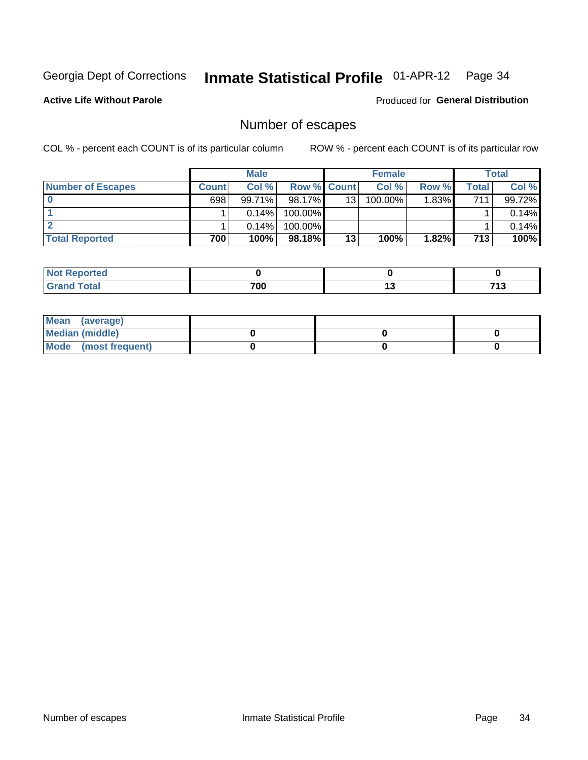Georgia Dept of Corrections **Inmate Statistical Profile** 01-APR-12

**Active Life Without Parole**

Produced for **General Distribution**

## Number of escapes

COL % - percent each COUNT is of its particular column ROW % - percent each COUNT is of its particular row

| | Male | | | Female | | | Total | |
|---|---|---|---|---|---|---|---|---|
| **Number of Escapes** | **Count** | **Col %** | **Row %** | **Count** | **Col %** | **Row %** | **Total** | **Col %** |
| **0** | 698 | 99.71% | 98.17% | 13 | 100.00% | 1.83% | 711 | 99.72% |
| **1** | 1 | 0.14% | 100.00% | | | | 1 | 0.14% |
| **2** | 1 | 0.14% | 100.00% | | | | 1 | 0.14% |
| **Total Reported** | **700** | **100%** | **98.18%** | **13** | **100%** | **1.82%** | **713** | **100%** |

| | Male | Female | Total |
|---|---|---|---|
| **Not Reported** | **0** | **0** | **0** |
| **Grand Total** | **700** | **13** | **713** |

| | Male | Female | Total |
|---|---|---|---|
| **Mean (average)** | | | |
| **Median (middle)** | **0** | **0** | **0** |
| **Mode (most frequent)** | **0** | **0** | **0** |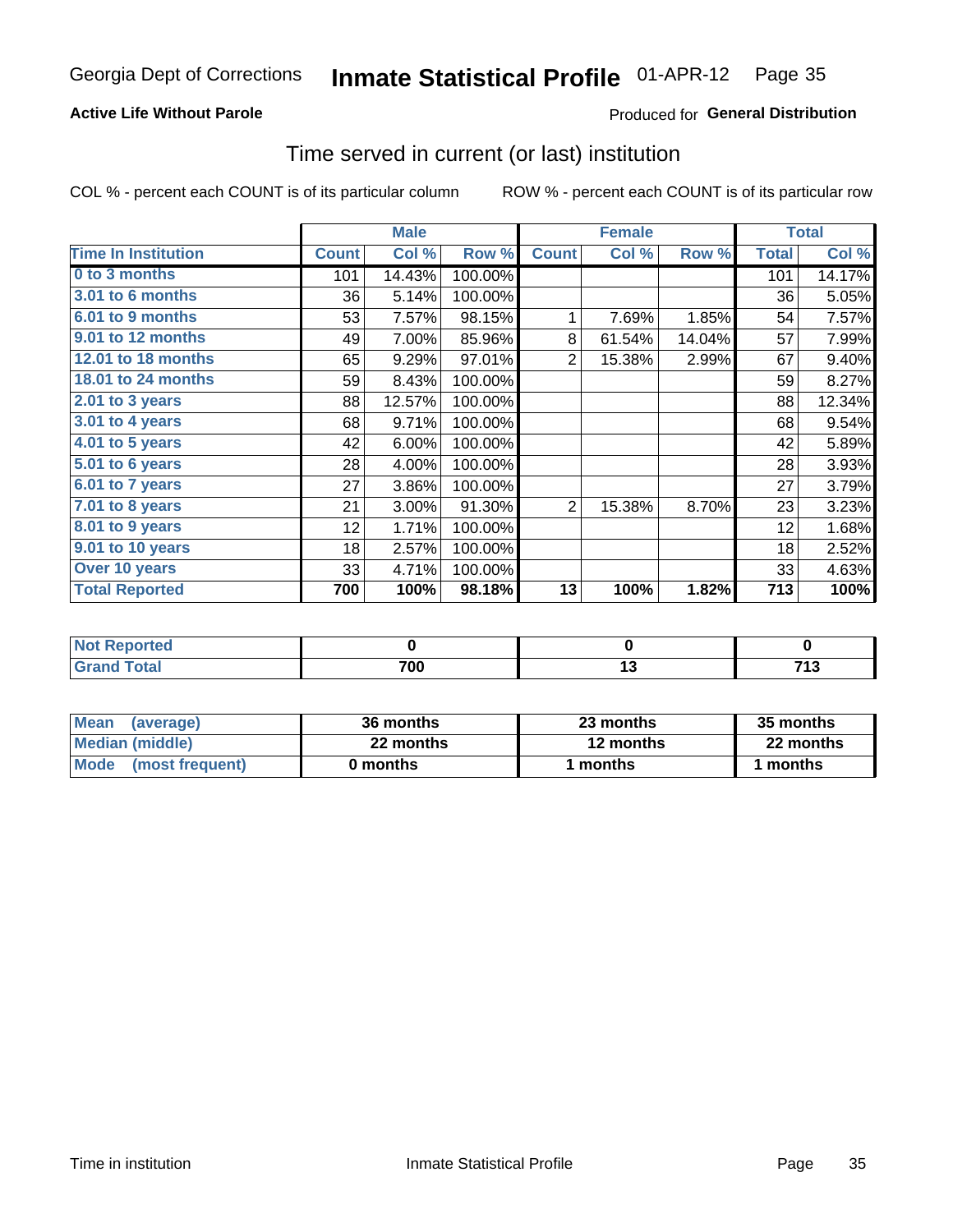Georgia Dept of Corrections **Inmate Statistical Profile** 01-APR-12

**Active Life Without Parole**

Produced for **General Distribution**

## Time served in current (or last) institution

COL % - percent each COUNT is of its particular column

ROW % - percent each COUNT is of its particular row

| | Male | | | Female | | | Total | |
|---|---|---|---|---|---|---|---|---|
| **Time In Institution** | **Count** | **Col %** | **Row %** | **Count** | **Col %** | **Row %** | **Total** | **Col %** |
| **0 to 3 months** | 101 | 14.43% | 100.00% | | | | 101 | 14.17% |
| **3.01 to 6 months** | 36 | 5.14% | 100.00% | | | | 36 | 5.05% |
| **6.01 to 9 months** | 53 | 7.57% | 98.15% | 1 | 7.69% | 1.85% | 54 | 7.57% |
| **9.01 to 12 months** | 49 | 7.00% | 85.96% | 8 | 61.54% | 14.04% | 57 | 7.99% |
| **12.01 to 18 months** | 65 | 9.29% | 97.01% | 2 | 15.38% | 2.99% | 67 | 9.40% |
| **18.01 to 24 months** | 59 | 8.43% | 100.00% | | | | 59 | 8.27% |
| **2.01 to 3 years** | 88 | 12.57% | 100.00% | | | | 88 | 12.34% |
| **3.01 to 4 years** | 68 | 9.71% | 100.00% | | | | 68 | 9.54% |
| **4.01 to 5 years** | 42 | 6.00% | 100.00% | | | | 42 | 5.89% |
| **5.01 to 6 years** | 28 | 4.00% | 100.00% | | | | 28 | 3.93% |
| **6.01 to 7 years** | 27 | 3.86% | 100.00% | | | | 27 | 3.79% |
| **7.01 to 8 years** | 21 | 3.00% | 91.30% | 2 | 15.38% | 8.70% | 23 | 3.23% |
| **8.01 to 9 years** | 12 | 1.71% | 100.00% | | | | 12 | 1.68% |
| **9.01 to 10 years** | 18 | 2.57% | 100.00% | | | | 18 | 2.52% |
| **Over 10 years** | 33 | 4.71% | 100.00% | | | | 33 | 4.63% |
| **Total Reported** | **700** | **100%** | **98.18%** | **13** | **100%** | **1.82%** | **713** | **100%** |

| | Male | Female | Total |
|---|---|---|---|
| **Not Reported** | **0** | **0** | **0** |
| **Grand Total** | **700** | **13** | **713** |

| | Male | Female | Total |
|---|---|---|---|
| **Mean (average)** | **36 months** | **23 months** | **35 months** |
| **Median (middle)** | **22 months** | **12 months** | **22 months** |
| **Mode (most frequent)** | **0 months** | **1 months** | **1 months** |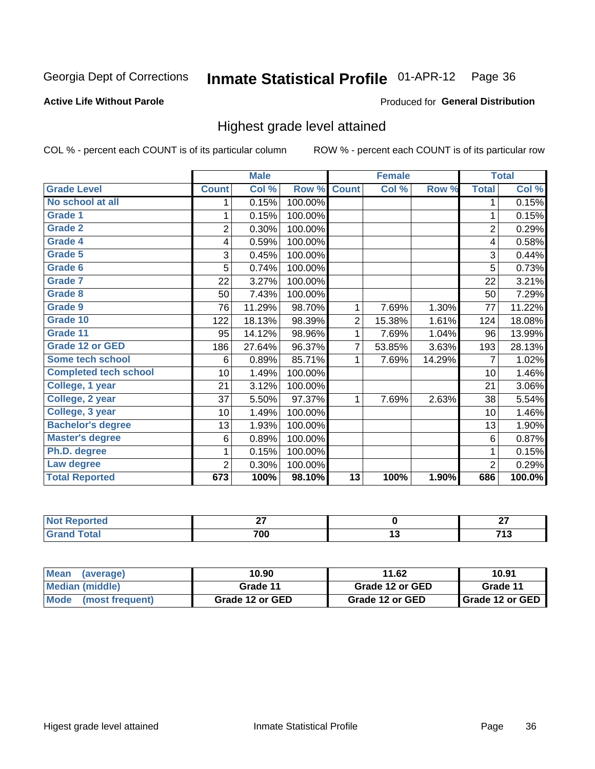Georgia Dept of Corrections **Inmate Statistical Profile** 01-APR-12

**Active Life Without Parole**

Produced for **General Distribution**

## Highest grade level attained

COL % - percent each COUNT is of its particular column ROW % - percent each COUNT is of its particular row

| | Male | | | Female | | | Total | |
|---|---|---|---|---|---|---|---|---|
| Grade Level | Count | Col % | Row % | Count | Col % | Row % | Total | Col % |
| No school at all | 1 | 0.15% | 100.00% | | | | 1 | 0.15% |
| Grade 1 | 1 | 0.15% | 100.00% | | | | 1 | 0.15% |
| Grade 2 | 2 | 0.30% | 100.00% | | | | 2 | 0.29% |
| Grade 4 | 4 | 0.59% | 100.00% | | | | 4 | 0.58% |
| Grade 5 | 3 | 0.45% | 100.00% | | | | 3 | 0.44% |
| Grade 6 | 5 | 0.74% | 100.00% | | | | 5 | 0.73% |
| Grade 7 | 22 | 3.27% | 100.00% | | | | 22 | 3.21% |
| Grade 8 | 50 | 7.43% | 100.00% | | | | 50 | 7.29% |
| Grade 9 | 76 | 11.29% | 98.70% | 1 | 7.69% | 1.30% | 77 | 11.22% |
| Grade 10 | 122 | 18.13% | 98.39% | 2 | 15.38% | 1.61% | 124 | 18.08% |
| Grade 11 | 95 | 14.12% | 98.96% | 1 | 7.69% | 1.04% | 96 | 13.99% |
| Grade 12 or GED | 186 | 27.64% | 96.37% | 7 | 53.85% | 3.63% | 193 | 28.13% |
| Some tech school | 6 | 0.89% | 85.71% | 1 | 7.69% | 14.29% | 7 | 1.02% |
| Completed tech school | 10 | 1.49% | 100.00% | | | | 10 | 1.46% |
| College, 1 year | 21 | 3.12% | 100.00% | | | | 21 | 3.06% |
| College, 2 year | 37 | 5.50% | 97.37% | 1 | 7.69% | 2.63% | 38 | 5.54% |
| College, 3 year | 10 | 1.49% | 100.00% | | | | 10 | 1.46% |
| Bachelor's degree | 13 | 1.93% | 100.00% | | | | 13 | 1.90% |
| Master's degree | 6 | 0.89% | 100.00% | | | | 6 | 0.87% |
| Ph.D. degree | 1 | 0.15% | 100.00% | | | | 1 | 0.15% |
| Law degree | 2 | 0.30% | 100.00% | | | | 2 | 0.29% |
| **Total Reported** | **673** | **100%** | **98.10%** | **13** | **100%** | **1.90%** | **686** | **100.0%** |

| | Male | Female | Total |
|---|---|---|---|
| Not Reported | 27 | 0 | 27 |
| Grand Total | 700 | 13 | 713 |

| | Male | Female | Total |
|---|---|---|---|
| Mean (average) | 10.90 | 11.62 | 10.91 |
| Median (middle) | Grade 11 | Grade 12 or GED | Grade 11 |
| Mode (most frequent) | Grade 12 or GED | Grade 12 or GED | Grade 12 or GED |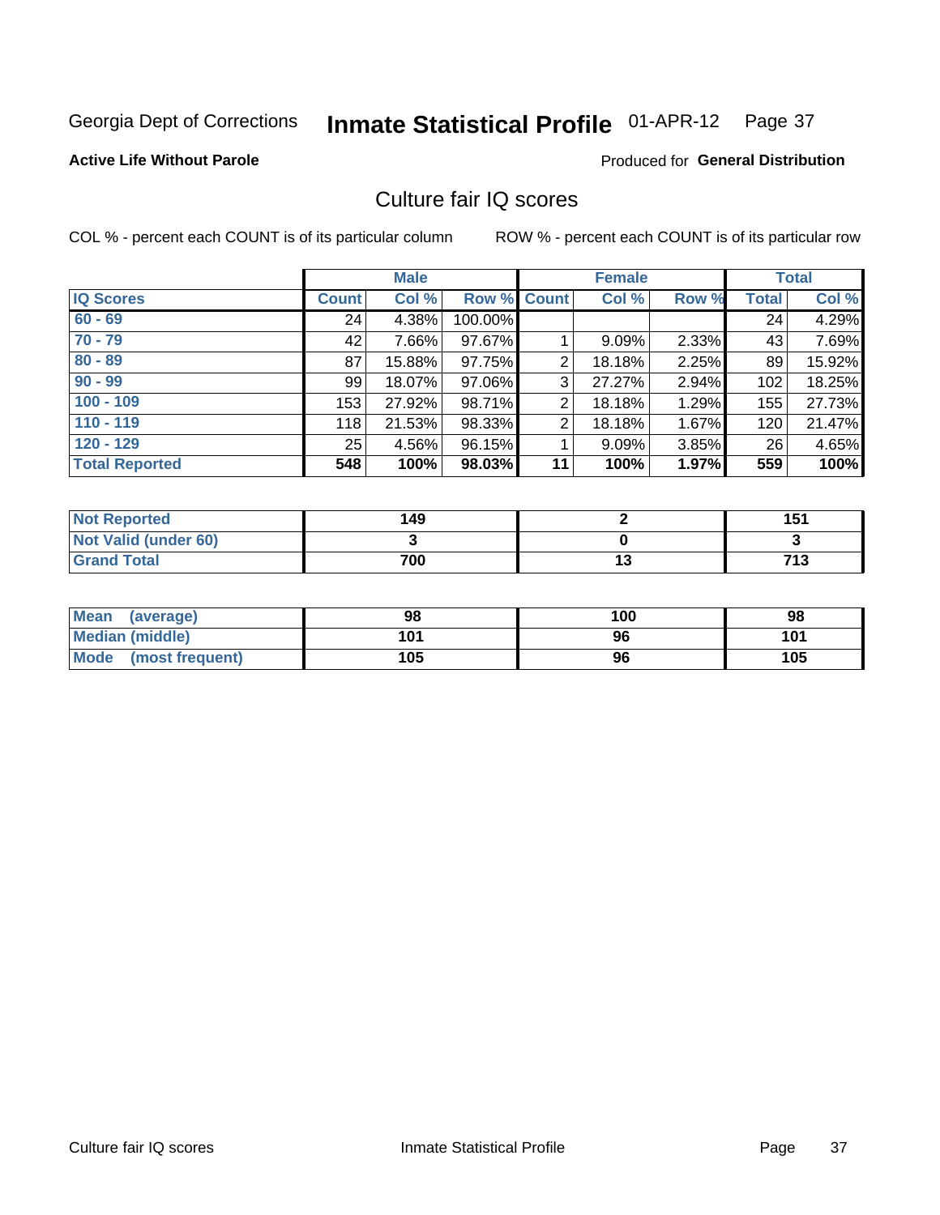Georgia Dept of Corrections **Inmate Statistical Profile** 01-APR-12 Page 37

**Active Life Without Parole**

Produced for **General Distribution**

## Culture fair IQ scores

COL % - percent each COUNT is of its particular column ROW % - percent each COUNT is of its particular row

| | Male | | | Female | | | Total | |
|---|---|---|---|---|---|---|---|---|
| **IQ Scores** | **Count** | **Col %** | **Row %** | **Count** | **Col %** | **Row %** | **Total** | **Col %** |
| 60 - 69 | 24 | 4.38% | 100.00% | | | | 24 | 4.29% |
| 70 - 79 | 42 | 7.66% | 97.67% | 1 | 9.09% | 2.33% | 43 | 7.69% |
| 80 - 89 | 87 | 15.88% | 97.75% | 2 | 18.18% | 2.25% | 89 | 15.92% |
| 90 - 99 | 99 | 18.07% | 97.06% | 3 | 27.27% | 2.94% | 102 | 18.25% |
| 100 - 109 | 153 | 27.92% | 98.71% | 2 | 18.18% | 1.29% | 155 | 27.73% |
| 110 - 119 | 118 | 21.53% | 98.33% | 2 | 18.18% | 1.67% | 120 | 21.47% |
| 120 - 129 | 25 | 4.56% | 96.15% | 1 | 9.09% | 3.85% | 26 | 4.65% |
| **Total Reported** | **548** | **100%** | **98.03%** | **11** | **100%** | **1.97%** | **559** | **100%** |

| | Male | Female | Total |
|---|---|---|---|
| Not Reported | 149 | 2 | 151 |
| Not Valid (under 60) | 3 | 0 | 3 |
| Grand Total | 700 | 13 | 713 |

| | Male | Female | Total |
|---|---|---|---|
| Mean (average) | 98 | 100 | 98 |
| Median (middle) | 101 | 96 | 101 |
| Mode (most frequent) | 105 | 96 | 105 |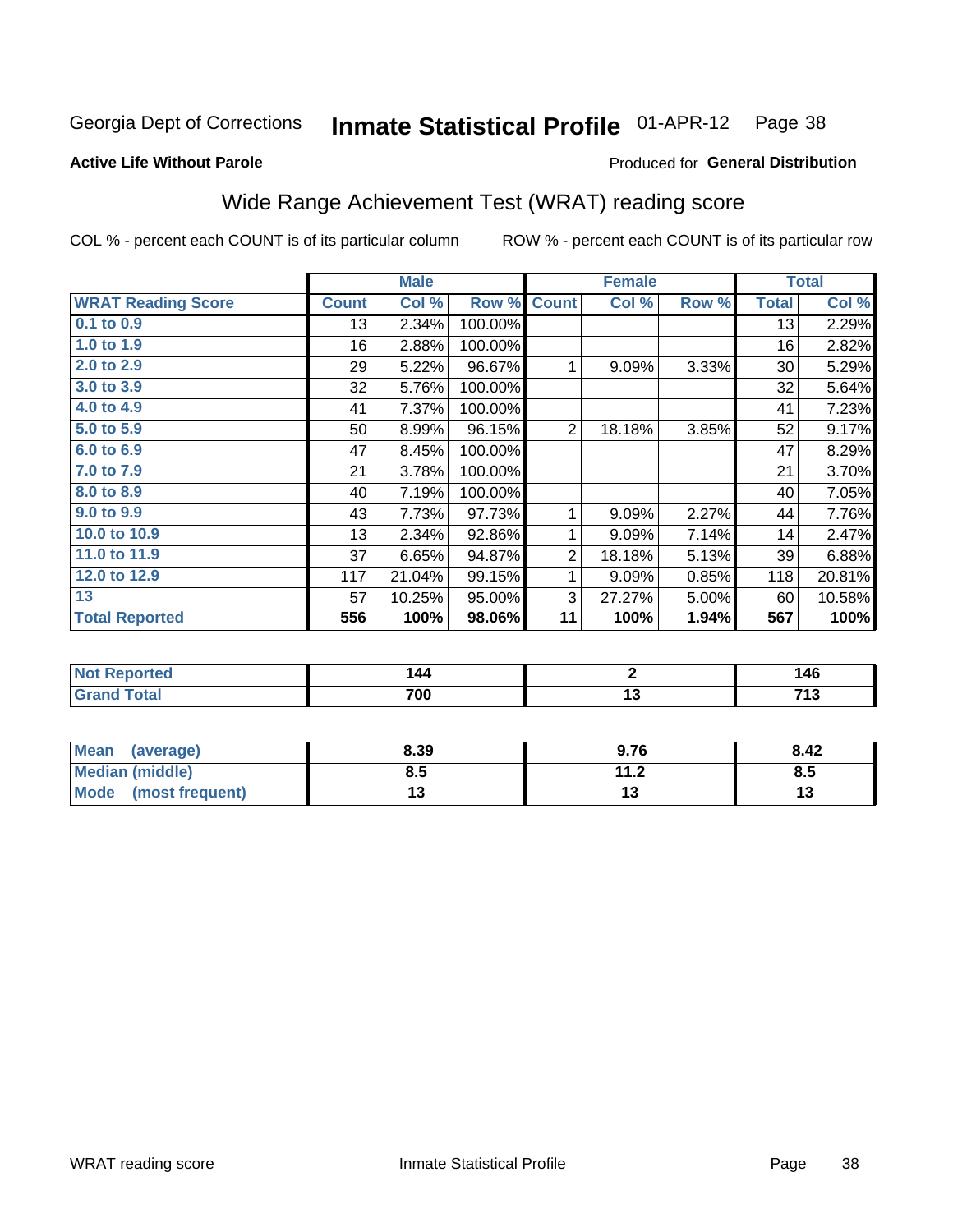Georgia Dept of Corrections **Inmate Statistical Profile** 01-APR-12

**Active Life Without Parole**

Produced for **General Distribution**

## Wide Range Achievement Test (WRAT) reading score

COL % - percent each COUNT is of its particular column

ROW % - percent each COUNT is of its particular row

| | Male | | | Female | | | Total | |
|---|---|---|---|---|---|---|---|---|
| **WRAT Reading Score** | **Count** | **Col %** | **Row %** | **Count** | **Col %** | **Row %** | **Total** | **Col %** |
| 0.1 to 0.9 | 13 | 2.34% | 100.00% | | | | 13 | 2.29% |
| 1.0 to 1.9 | 16 | 2.88% | 100.00% | | | | 16 | 2.82% |
| 2.0 to 2.9 | 29 | 5.22% | 96.67% | 1 | 9.09% | 3.33% | 30 | 5.29% |
| 3.0 to 3.9 | 32 | 5.76% | 100.00% | | | | 32 | 5.64% |
| 4.0 to 4.9 | 41 | 7.37% | 100.00% | | | | 41 | 7.23% |
| 5.0 to 5.9 | 50 | 8.99% | 96.15% | 2 | 18.18% | 3.85% | 52 | 9.17% |
| 6.0 to 6.9 | 47 | 8.45% | 100.00% | | | | 47 | 8.29% |
| 7.0 to 7.9 | 21 | 3.78% | 100.00% | | | | 21 | 3.70% |
| 8.0 to 8.9 | 40 | 7.19% | 100.00% | | | | 40 | 7.05% |
| 9.0 to 9.9 | 43 | 7.73% | 97.73% | 1 | 9.09% | 2.27% | 44 | 7.76% |
| 10.0 to 10.9 | 13 | 2.34% | 92.86% | 1 | 9.09% | 7.14% | 14 | 2.47% |
| 11.0 to 11.9 | 37 | 6.65% | 94.87% | 2 | 18.18% | 5.13% | 39 | 6.88% |
| 12.0 to 12.9 | 117 | 21.04% | 99.15% | 1 | 9.09% | 0.85% | 118 | 20.81% |
| 13 | 57 | 10.25% | 95.00% | 3 | 27.27% | 5.00% | 60 | 10.58% |
| **Total Reported** | **556** | **100%** | **98.06%** | **11** | **100%** | **1.94%** | **567** | **100%** |

| | Male | Female | Total |
|---|---|---|---|
| Not Reported | 144 | 2 | 146 |
| Grand Total | 700 | 13 | 713 |

| | Male | Female | Total |
|---|---|---|---|
| Mean (average) | 8.39 | 9.76 | 8.42 |
| Median (middle) | 8.5 | 11.2 | 8.5 |
| Mode (most frequent) | 13 | 13 | 13 |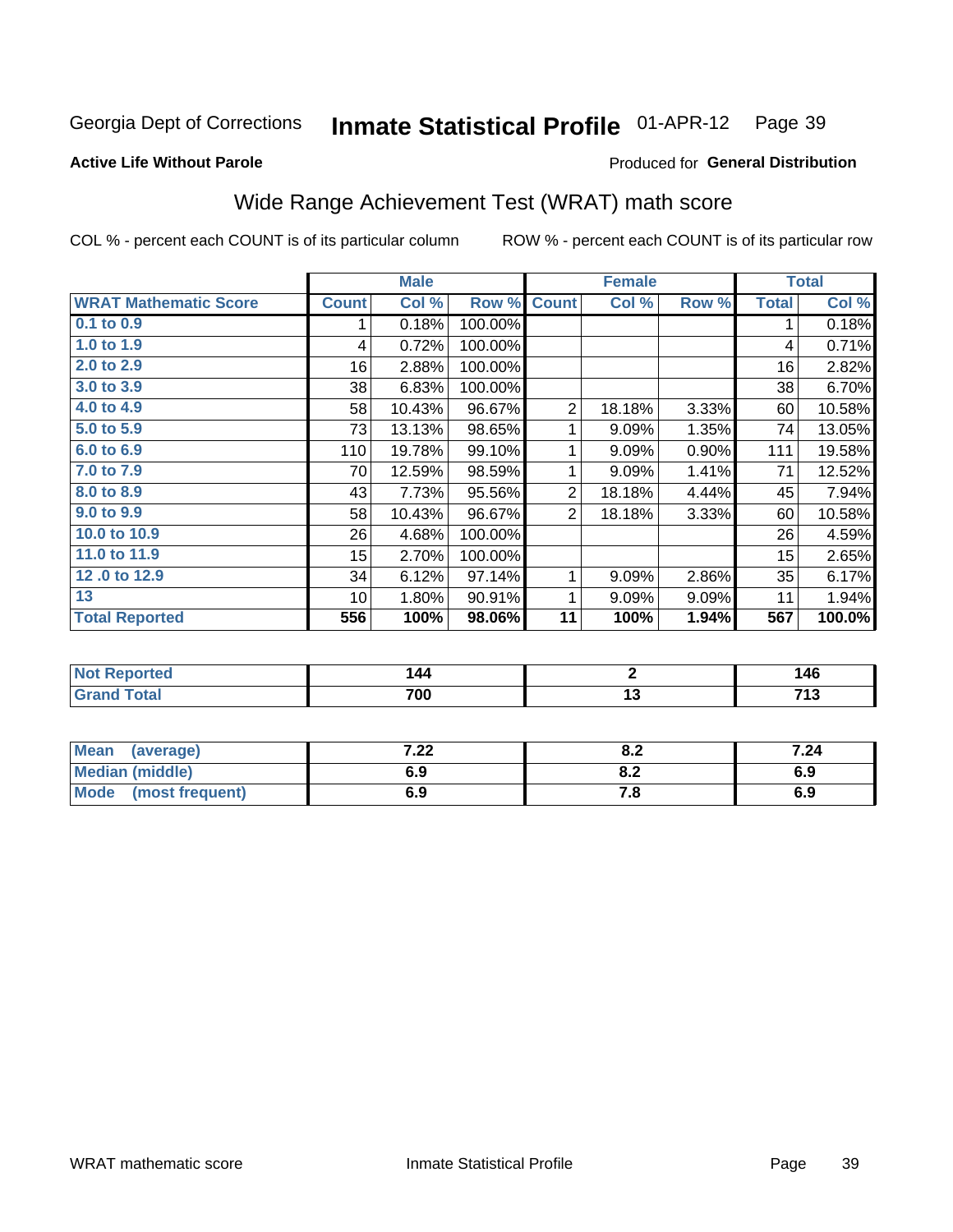Georgia Dept of Corrections **Inmate Statistical Profile** 01-APR-12

**Active Life Without Parole**

Produced for **General Distribution**

## Wide Range Achievement Test (WRAT) math score

COL % - percent each COUNT is of its particular column ROW % - percent each COUNT is of its particular row

| | Male | | | Female | | | Total | |
|---|---|---|---|---|---|---|---|---|
| **WRAT Mathematic Score** | **Count** | **Col %** | **Row %** | **Count** | **Col %** | **Row %** | **Total** | **Col %** |
| 0.1 to 0.9 | 1 | 0.18% | 100.00% | | | | 1 | 0.18% |
| 1.0 to 1.9 | 4 | 0.72% | 100.00% | | | | 4 | 0.71% |
| 2.0 to 2.9 | 16 | 2.88% | 100.00% | | | | 16 | 2.82% |
| 3.0 to 3.9 | 38 | 6.83% | 100.00% | | | | 38 | 6.70% |
| 4.0 to 4.9 | 58 | 10.43% | 96.67% | 2 | 18.18% | 3.33% | 60 | 10.58% |
| 5.0 to 5.9 | 73 | 13.13% | 98.65% | 1 | 9.09% | 1.35% | 74 | 13.05% |
| 6.0 to 6.9 | 110 | 19.78% | 99.10% | 1 | 9.09% | 0.90% | 111 | 19.58% |
| 7.0 to 7.9 | 70 | 12.59% | 98.59% | 1 | 9.09% | 1.41% | 71 | 12.52% |
| 8.0 to 8.9 | 43 | 7.73% | 95.56% | 2 | 18.18% | 4.44% | 45 | 7.94% |
| 9.0 to 9.9 | 58 | 10.43% | 96.67% | 2 | 18.18% | 3.33% | 60 | 10.58% |
| 10.0 to 10.9 | 26 | 4.68% | 100.00% | | | | 26 | 4.59% |
| 11.0 to 11.9 | 15 | 2.70% | 100.00% | | | | 15 | 2.65% |
| 12 .0 to 12.9 | 34 | 6.12% | 97.14% | 1 | 9.09% | 2.86% | 35 | 6.17% |
| 13 | 10 | 1.80% | 90.91% | 1 | 9.09% | 9.09% | 11 | 1.94% |
| **Total Reported** | **556** | **100%** | **98.06%** | **11** | **100%** | **1.94%** | **567** | **100.0%** |

| | Male | Female | Total |
|---|---|---|---|
| Not Reported | 144 | 2 | 146 |
| Grand Total | 700 | 13 | 713 |

| | Male | Female | Total |
|---|---|---|---|
| Mean (average) | 7.22 | 8.2 | 7.24 |
| Median (middle) | 6.9 | 8.2 | 6.9 |
| Mode (most frequent) | 6.9 | 7.8 | 6.9 |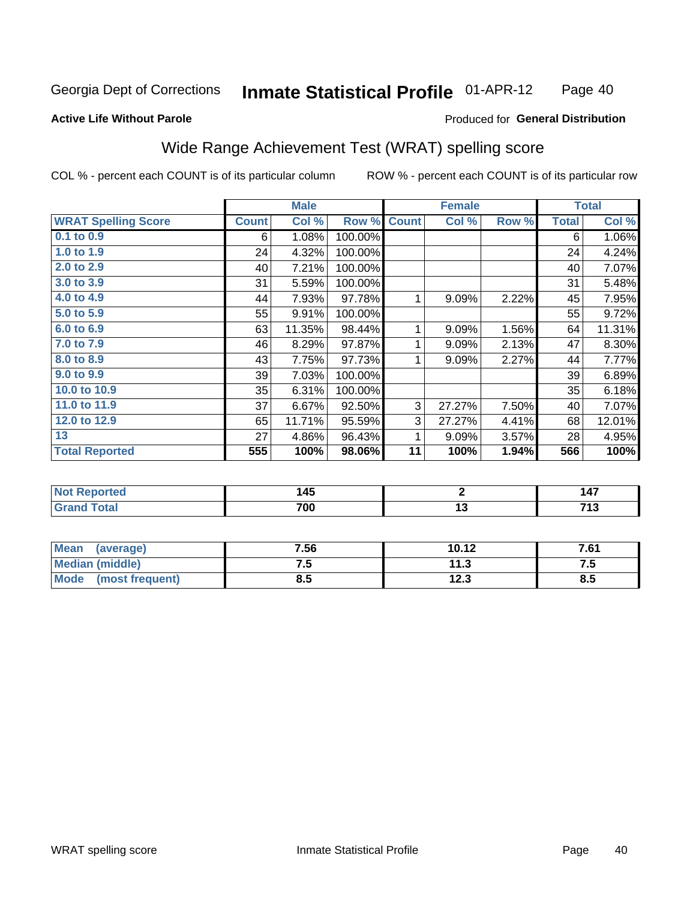Georgia Dept of Corrections **Inmate Statistical Profile** 01-APR-12

**Active Life Without Parole**

Produced for **General Distribution**

## Wide Range Achievement Test (WRAT) spelling score

COL % - percent each COUNT is of its particular column ROW % - percent each COUNT is of its particular row

| | Male | | | Female | | | Total | |
|---|---|---|---|---|---|---|---|---|
| **WRAT Spelling Score** | **Count** | **Col %** | **Row %** | **Count** | **Col %** | **Row %** | **Total** | **Col %** |
| 0.1 to 0.9 | 6 | 1.08% | 100.00% | | | | 6 | 1.06% |
| 1.0 to 1.9 | 24 | 4.32% | 100.00% | | | | 24 | 4.24% |
| 2.0 to 2.9 | 40 | 7.21% | 100.00% | | | | 40 | 7.07% |
| 3.0 to 3.9 | 31 | 5.59% | 100.00% | | | | 31 | 5.48% |
| 4.0 to 4.9 | 44 | 7.93% | 97.78% | 1 | 9.09% | 2.22% | 45 | 7.95% |
| 5.0 to 5.9 | 55 | 9.91% | 100.00% | | | | 55 | 9.72% |
| 6.0 to 6.9 | 63 | 11.35% | 98.44% | 1 | 9.09% | 1.56% | 64 | 11.31% |
| 7.0 to 7.9 | 46 | 8.29% | 97.87% | 1 | 9.09% | 2.13% | 47 | 8.30% |
| 8.0 to 8.9 | 43 | 7.75% | 97.73% | 1 | 9.09% | 2.27% | 44 | 7.77% |
| 9.0 to 9.9 | 39 | 7.03% | 100.00% | | | | 39 | 6.89% |
| 10.0 to 10.9 | 35 | 6.31% | 100.00% | | | | 35 | 6.18% |
| 11.0 to 11.9 | 37 | 6.67% | 92.50% | 3 | 27.27% | 7.50% | 40 | 7.07% |
| 12.0 to 12.9 | 65 | 11.71% | 95.59% | 3 | 27.27% | 4.41% | 68 | 12.01% |
| 13 | 27 | 4.86% | 96.43% | 1 | 9.09% | 3.57% | 28 | 4.95% |
| **Total Reported** | **555** | **100%** | **98.06%** | **11** | **100%** | **1.94%** | **566** | **100%** |

| | Male | Female | Total |
|---|---|---|---|
| **Not Reported** | **145** | **2** | **147** |
| **Grand Total** | **700** | **13** | **713** |

| | Male | Female | Total |
|---|---|---|---|
| **Mean (average)** | **7.56** | **10.12** | **7.61** |
| **Median (middle)** | **7.5** | **11.3** | **7.5** |
| **Mode (most frequent)** | **8.5** | **12.3** | **8.5** |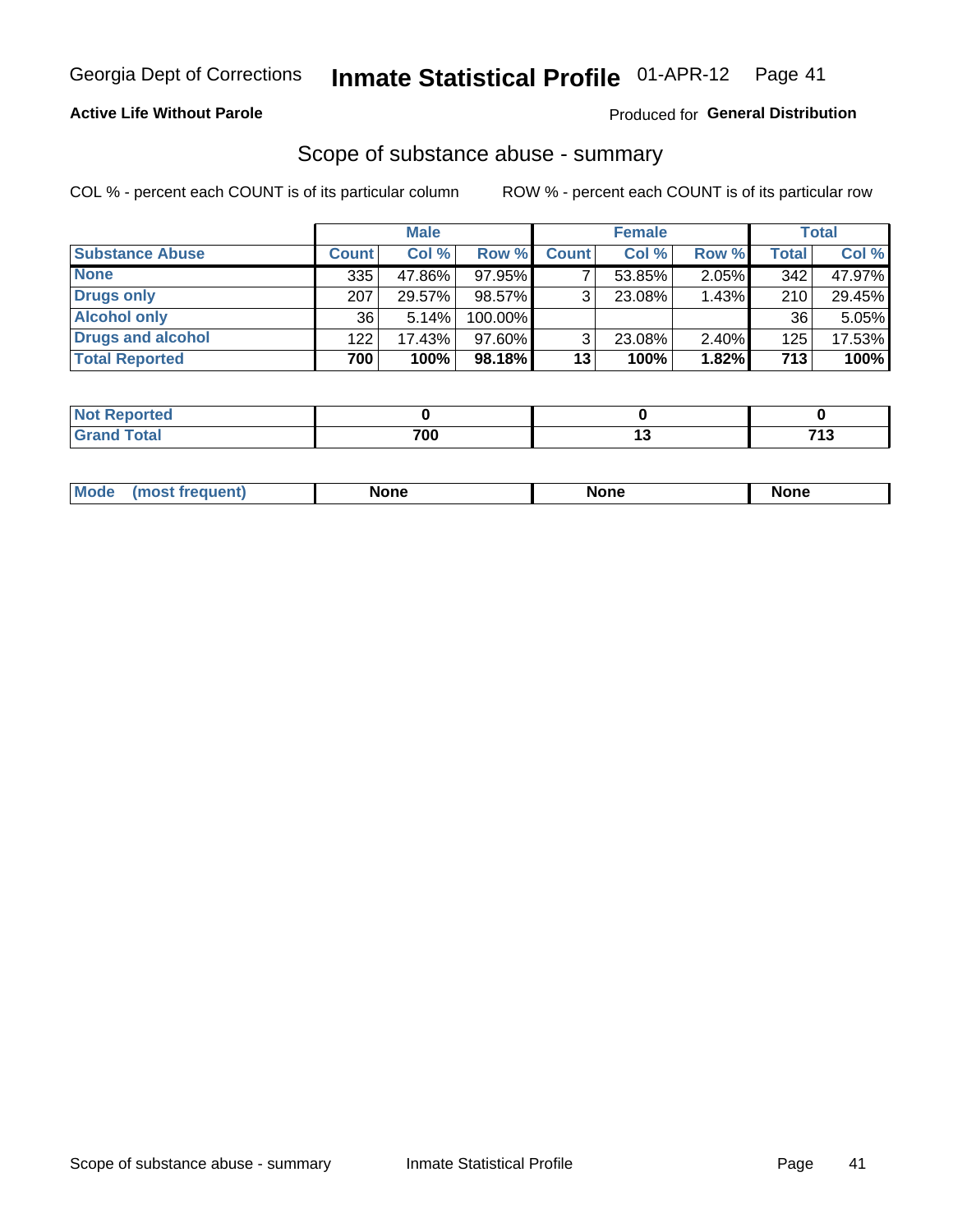Georgia Dept of Corrections **Inmate Statistical Profile** 01-APR-12

**Active Life Without Parole**

Produced for **General Distribution**

## Scope of substance abuse - summary

COL % - percent each COUNT is of its particular column

ROW % - percent each COUNT is of its particular row

| | Male | | | Female | | | Total | |
|---|---|---|---|---|---|---|---|---|
| **Substance Abuse** | **Count** | **Col %** | **Row %** | **Count** | **Col %** | **Row %** | **Total** | **Col %** |
| **None** | 335 | 47.86% | 97.95% | 7 | 53.85% | 2.05% | 342 | 47.97% |
| **Drugs only** | 207 | 29.57% | 98.57% | 3 | 23.08% | 1.43% | 210 | 29.45% |
| **Alcohol only** | 36 | 5.14% | 100.00% | | | | 36 | 5.05% |
| **Drugs and alcohol** | 122 | 17.43% | 97.60% | 3 | 23.08% | 2.40% | 125 | 17.53% |
| **Total Reported** | **700** | **100%** | **98.18%** | **13** | **100%** | **1.82%** | **713** | **100%** |

| | Male | Female | Total |
|---|---|---|---|
| **Not Reported** | **0** | **0** | **0** |
| **Grand Total** | **700** | **13** | **713** |

| | Male | Female | Total |
|---|---|---|---|
| **Mode (most frequent)** | **None** | **None** | **None** |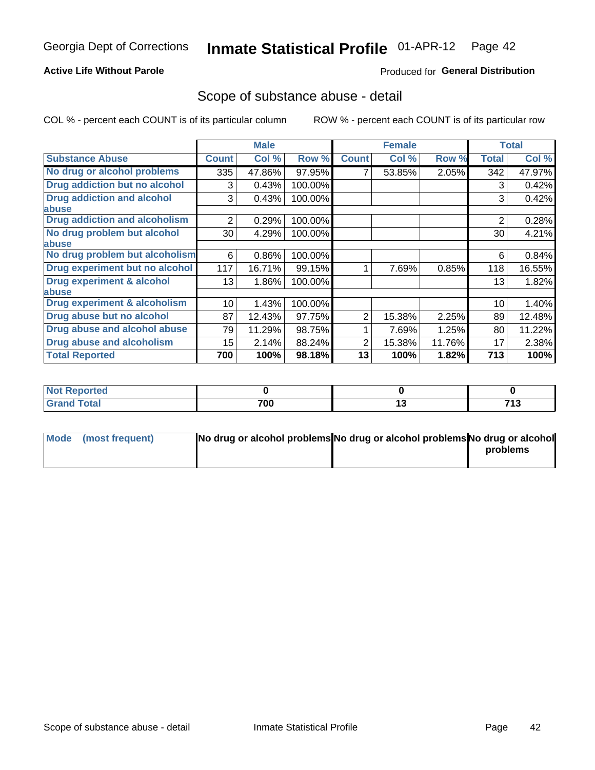Georgia Dept of Corrections **Inmate Statistical Profile** 01-APR-12

**Active Life Without Parole**

Produced for **General Distribution**

## Scope of substance abuse - detail

COL % - percent each COUNT is of its particular column ROW % - percent each COUNT is of its particular row

| | Male | | | Female | | | Total | |
|---|---|---|---|---|---|---|---|---|
| **Substance Abuse** | **Count** | **Col %** | **Row %** | **Count** | **Col %** | **Row %** | **Total** | **Col %** |
| **No drug or alcohol problems** | 335 | 47.86% | 97.95% | 7 | 53.85% | 2.05% | 342 | 47.97% |
| **Drug addiction but no alcohol** | 3 | 0.43% | 100.00% | | | | 3 | 0.42% |
| **Drug addiction and alcohol abuse** | 3 | 0.43% | 100.00% | | | | 3 | 0.42% |
| **Drug addiction and alcoholism** | 2 | 0.29% | 100.00% | | | | 2 | 0.28% |
| **No drug problem but alcohol abuse** | 30 | 4.29% | 100.00% | | | | 30 | 4.21% |
| **No drug problem but alcoholism** | 6 | 0.86% | 100.00% | | | | 6 | 0.84% |
| **Drug experiment but no alcohol** | 117 | 16.71% | 99.15% | 1 | 7.69% | 0.85% | 118 | 16.55% |
| **Drug experiment & alcohol abuse** | 13 | 1.86% | 100.00% | | | | 13 | 1.82% |
| **Drug experiment & alcoholism** | 10 | 1.43% | 100.00% | | | | 10 | 1.40% |
| **Drug abuse but no alcohol** | 87 | 12.43% | 97.75% | 2 | 15.38% | 2.25% | 89 | 12.48% |
| **Drug abuse and alcohol abuse** | 79 | 11.29% | 98.75% | 1 | 7.69% | 1.25% | 80 | 11.22% |
| **Drug abuse and alcoholism** | 15 | 2.14% | 88.24% | 2 | 15.38% | 11.76% | 17 | 2.38% |
| **Total Reported** | **700** | **100%** | **98.18%** | **13** | **100%** | **1.82%** | **713** | **100%** |

| | Male | Female | Total |
|---|---|---|---|
| **Not Reported** | **0** | **0** | **0** |
| **Grand Total** | **700** | **13** | **713** |

| | Male | Female | Total |
|---|---|---|---|
| **Mode (most frequent)** | **No drug or alcohol problems** | **No drug or alcohol problems** | **No drug or alcohol problems** |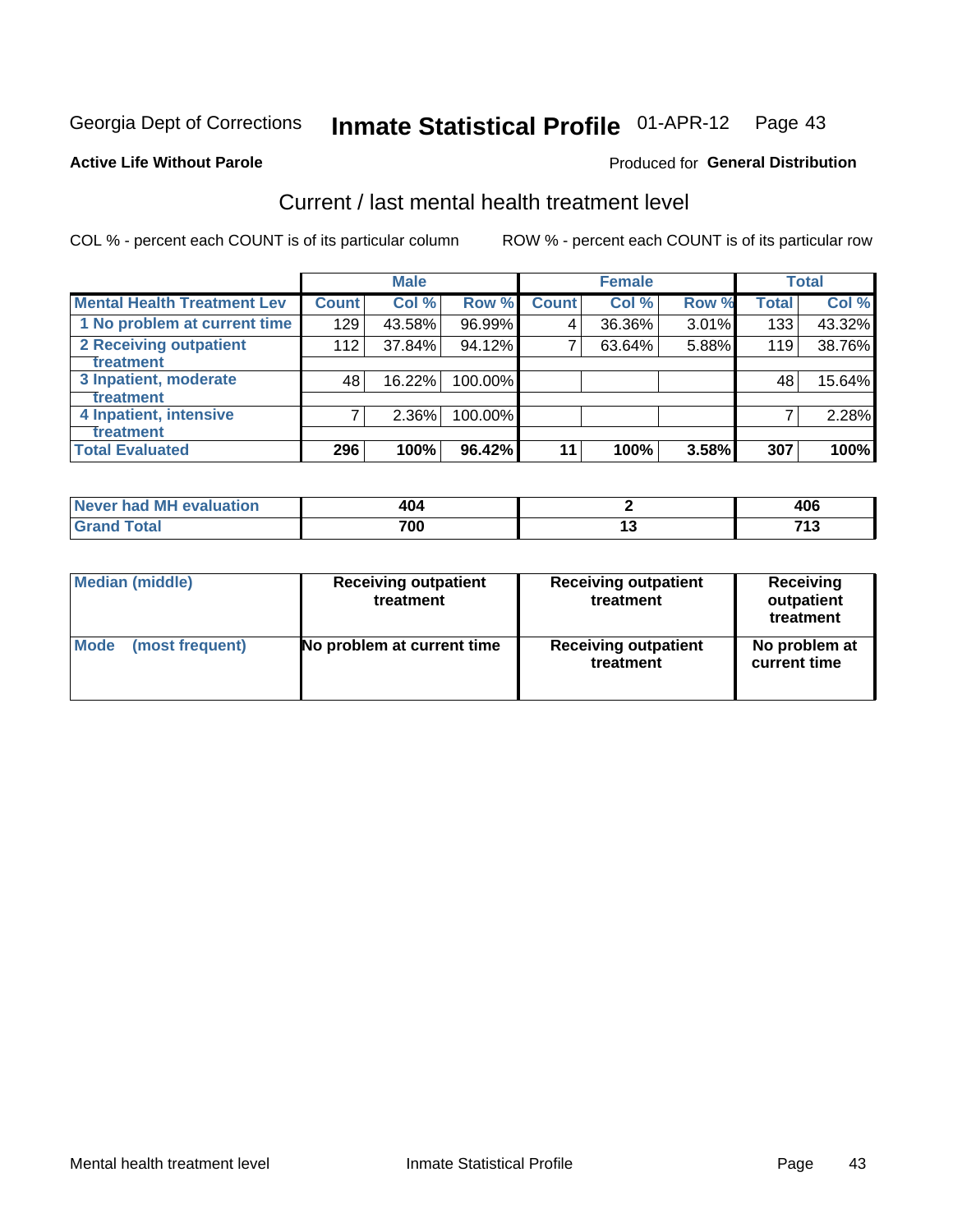Georgia Dept of Corrections **Inmate Statistical Profile** 01-APR-12 Page 43

**Active Life Without Parole**

Produced for **General Distribution**

## Current / last mental health treatment level

COL % - percent each COUNT is of its particular column

ROW % - percent each COUNT is of its particular row

| | Male | | | Female | | | Total | |
|---|---|---|---|---|---|---|---|---|
| **Mental Health Treatment Lev** | **Count** | **Col %** | **Row %** | **Count** | **Col %** | **Row %** | **Total** | **Col %** |
| 1 No problem at current time | 129 | 43.58% | 96.99% | 4 | 36.36% | 3.01% | 133 | 43.32% |
| 2 Receiving outpatient treatment | 112 | 37.84% | 94.12% | 7 | 63.64% | 5.88% | 119 | 38.76% |
| 3 Inpatient, moderate treatment | 48 | 16.22% | 100.00% | | | | 48 | 15.64% |
| 4 Inpatient, intensive treatment | 7 | 2.36% | 100.00% | | | | 7 | 2.28% |
| **Total Evaluated** | **296** | **100%** | **96.42%** | **11** | **100%** | **3.58%** | **307** | **100%** |

| | Male | Female | Total |
|---|---|---|---|
| **Never had MH evaluation** | **404** | **2** | **406** |
| **Grand Total** | **700** | **13** | **713** |

| | Male | Female | Total |
|---|---|---|---|
| **Median (middle)** | **Receiving outpatient treatment** | **Receiving outpatient treatment** | **Receiving outpatient treatment** |
| **Mode (most frequent)** | **No problem at current time** | **Receiving outpatient treatment** | **No problem at current time** |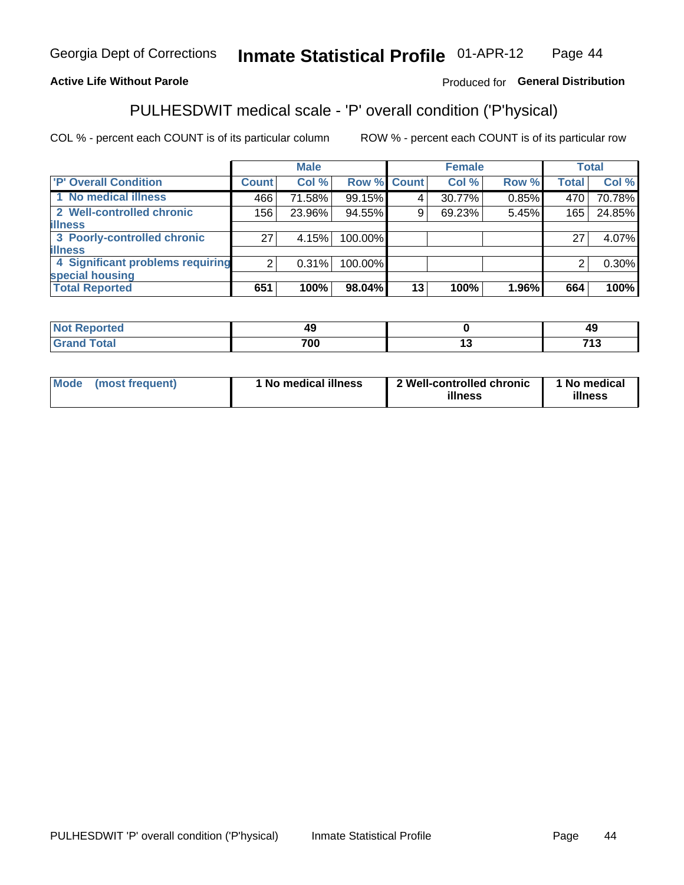**Active Life Without Parole**

Produced for **General Distribution**

## PULHESDWIT medical scale - 'P' overall condition ('P'hysical)

COL % - percent each COUNT is of its particular column

ROW % - percent each COUNT is of its particular row

| | Male | | | Female | | | Total | |
|---|---|---|---|---|---|---|---|---|
| 'P' Overall Condition | Count | Col % | Row % | Count | Col % | Row % | Total | Col % |
| 1 No medical illness | 466 | 71.58% | 99.15% | 4 | 30.77% | 0.85% | 470 | 70.78% |
| 2 Well-controlled chronic illness | 156 | 23.96% | 94.55% | 9 | 69.23% | 5.45% | 165 | 24.85% |
| 3 Poorly-controlled chronic illness | 27 | 4.15% | 100.00% | | | | 27 | 4.07% |
| 4 Significant problems requiring special housing | 2 | 0.31% | 100.00% | | | | 2 | 0.30% |
| **Total Reported** | **651** | **100%** | **98.04%** | **13** | **100%** | **1.96%** | **664** | **100%** |

| | Male | Female | Total |
|---|---|---|---|
| Not Reported | 49 | 0 | 49 |
| Grand Total | 700 | 13 | 713 |

| | Male | Female | Total |
|---|---|---|---|
| Mode (most frequent) | 1 No medical illness | 2 Well-controlled chronic illness | 1 No medical illness |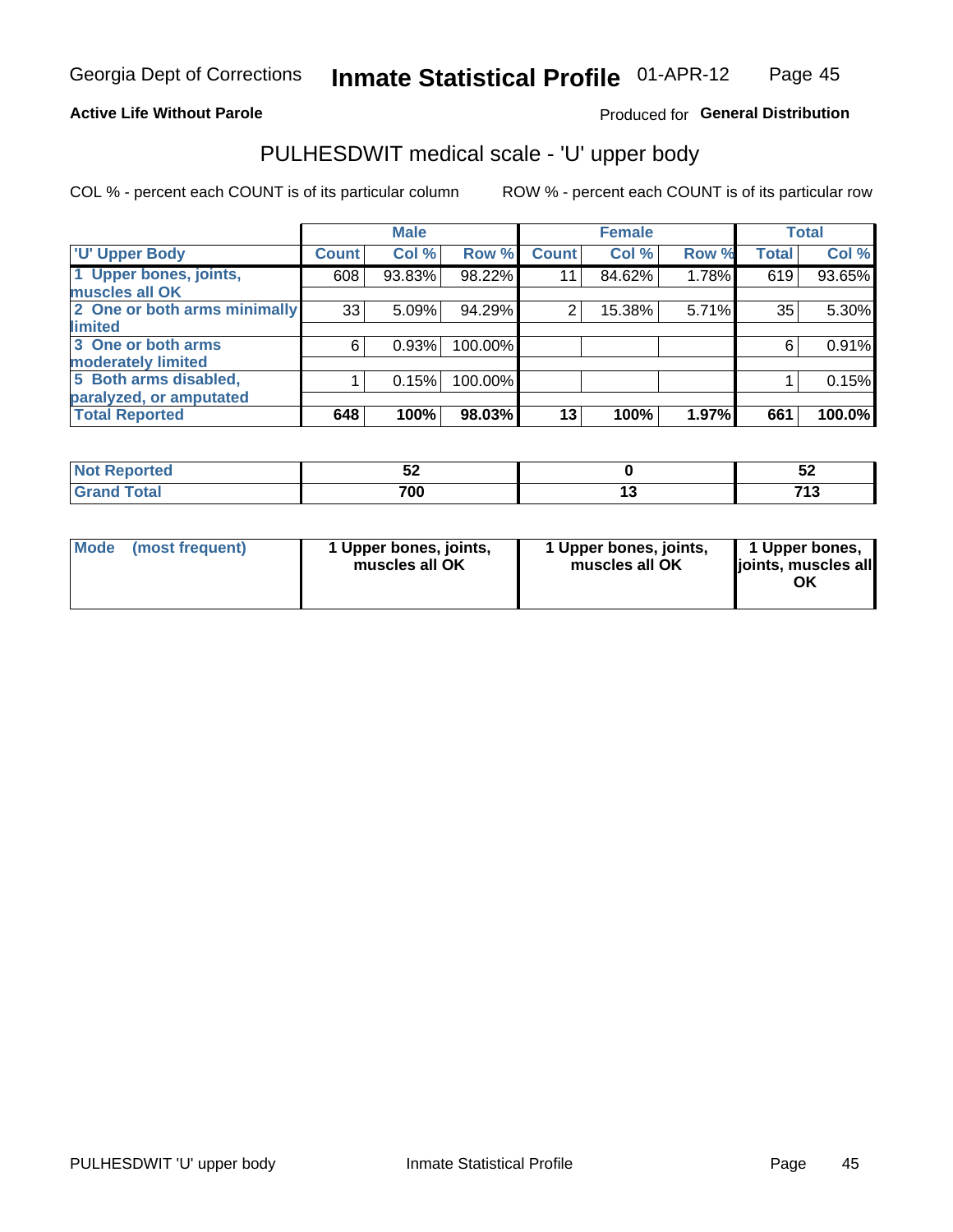Georgia Dept of Corrections **Inmate Statistical Profile** 01-APR-12

**Active Life Without Parole**

Produced for **General Distribution**

## PULHESDWIT medical scale - 'U' upper body

COL % - percent each COUNT is of its particular column

ROW % - percent each COUNT is of its particular row

| | Male | | | Female | | | Total | |
|---|---|---|---|---|---|---|---|---|
| 'U' Upper Body | Count | Col % | Row % | Count | Col % | Row % | Total | Col % |
| 1 Upper bones, joints, muscles all OK | 608 | 93.83% | 98.22% | 11 | 84.62% | 1.78% | 619 | 93.65% |
| 2 One or both arms minimally limited | 33 | 5.09% | 94.29% | 2 | 15.38% | 5.71% | 35 | 5.30% |
| 3 One or both arms moderately limited | 6 | 0.93% | 100.00% | | | | 6 | 0.91% |
| 5 Both arms disabled, paralyzed, or amputated | 1 | 0.15% | 100.00% | | | | 1 | 0.15% |
| **Total Reported** | **648** | **100%** | **98.03%** | **13** | **100%** | **1.97%** | **661** | **100.0%** |

| | Male | Female | Total |
|---|---|---|---|
| Not Reported | 52 | 0 | 52 |
| Grand Total | 700 | 13 | 713 |

| | Male | Female | Total |
|---|---|---|---|
| Mode (most frequent) | 1 Upper bones, joints, muscles all OK | 1 Upper bones, joints, muscles all OK | 1 Upper bones, joints, muscles all OK |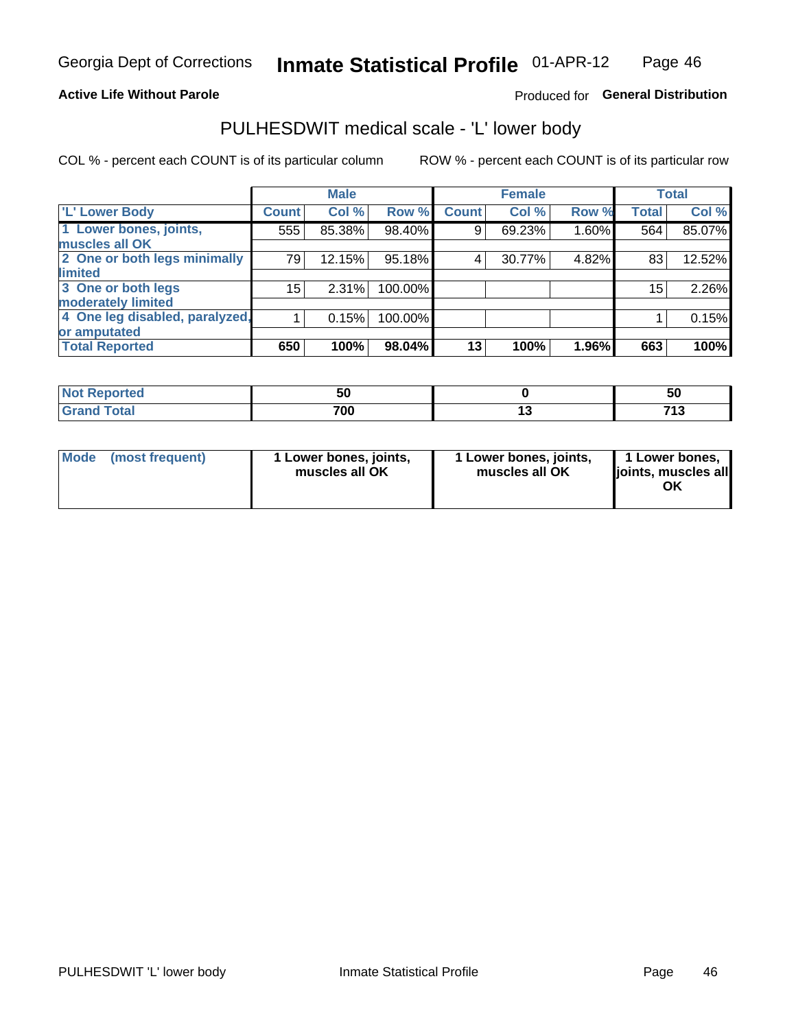Georgia Dept of Corrections **Inmate Statistical Profile** 01-APR-12

**Active Life Without Parole**

Produced for **General Distribution**

## PULHESDWIT medical scale - 'L' lower body

COL % - percent each COUNT is of its particular column ROW % - percent each COUNT is of its particular row

| | Male | | | Female | | | Total | |
|---|---|---|---|---|---|---|---|---|
| 'L' Lower Body | Count | Col % | Row % | Count | Col % | Row % | Total | Col % |
| 1 Lower bones, joints, muscles all OK | 555 | 85.38% | 98.40% | 9 | 69.23% | 1.60% | 564 | 85.07% |
| 2 One or both legs minimally limited | 79 | 12.15% | 95.18% | 4 | 30.77% | 4.82% | 83 | 12.52% |
| 3 One or both legs moderately limited | 15 | 2.31% | 100.00% | | | | 15 | 2.26% |
| 4 One leg disabled, paralyzed, or amputated | 1 | 0.15% | 100.00% | | | | 1 | 0.15% |
| **Total Reported** | **650** | **100%** | **98.04%** | **13** | **100%** | **1.96%** | **663** | **100%** |

| | Male | Female | Total |
|---|---|---|---|
| Not Reported | 50 | 0 | 50 |
| Grand Total | 700 | 13 | 713 |

| | Male | Female | Total |
|---|---|---|---|
| Mode (most frequent) | 1 Lower bones, joints, muscles all OK | 1 Lower bones, joints, muscles all OK | 1 Lower bones, joints, muscles all OK |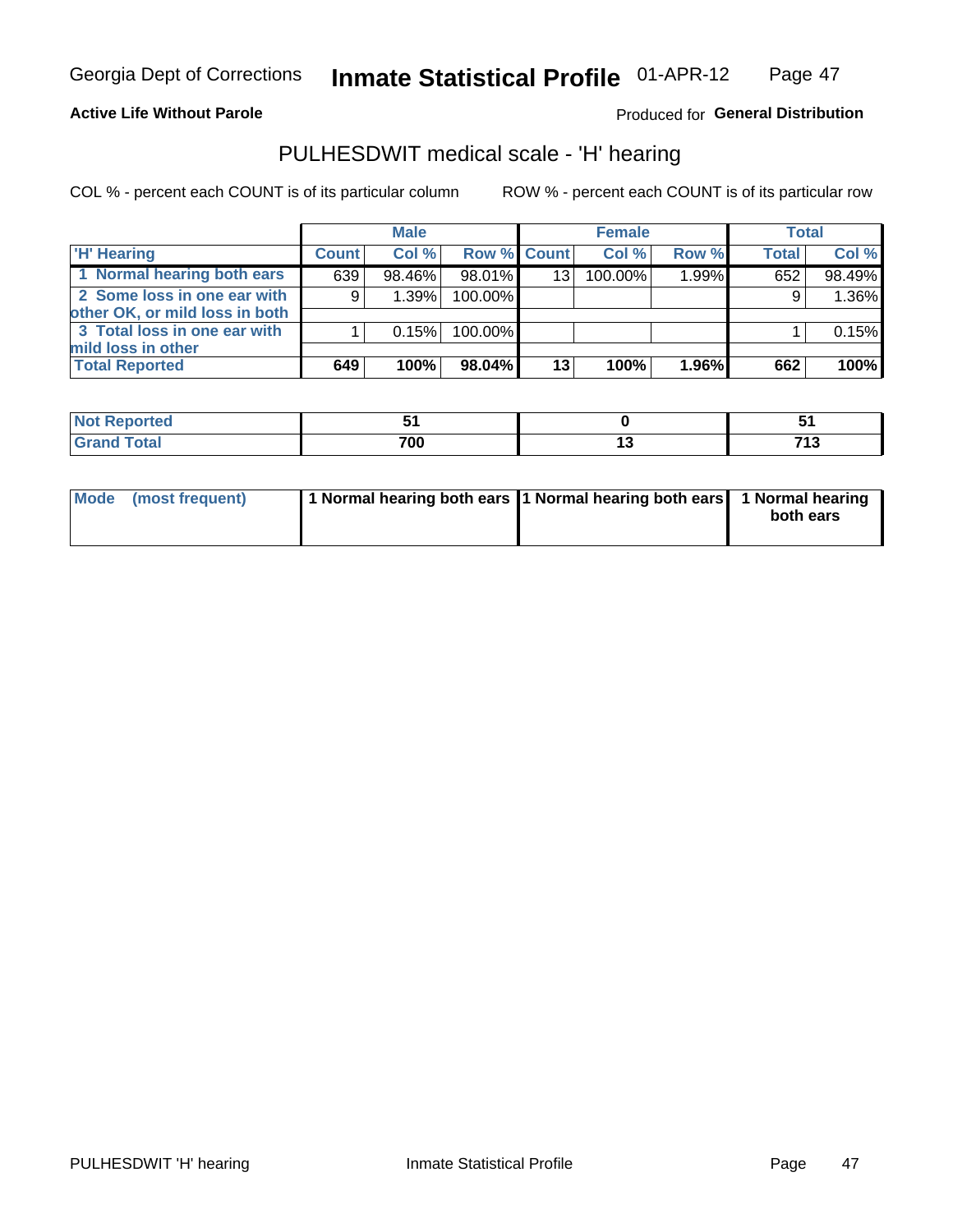**Active Life Without Parole**

Produced for **General Distribution**

## PULHESDWIT medical scale - 'H' hearing

COL % - percent each COUNT is of its particular column

ROW % - percent each COUNT is of its particular row

| | Male | | | Female | | | Total | |
|---|---|---|---|---|---|---|---|---|
| 'H' Hearing | Count | Col % | Row % | Count | Col % | Row % | Total | Col % |
| 1 Normal hearing both ears | 639 | 98.46% | 98.01% | 13 | 100.00% | 1.99% | 652 | 98.49% |
| 2 Some loss in one ear with other OK, or mild loss in both | 9 | 1.39% | 100.00% | | | | 9 | 1.36% |
| 3 Total loss in one ear with mild loss in other | 1 | 0.15% | 100.00% | | | | 1 | 0.15% |
| **Total Reported** | **649** | **100%** | **98.04%** | **13** | **100%** | **1.96%** | **662** | **100%** |

| | Male | Female | Total |
|---|---|---|---|
| Not Reported | 51 | 0 | 51 |
| Grand Total | 700 | 13 | 713 |

| | Male | Female | Total |
|---|---|---|---|
| Mode (most frequent) | 1 Normal hearing both ears | 1 Normal hearing both ears | 1 Normal hearing both ears |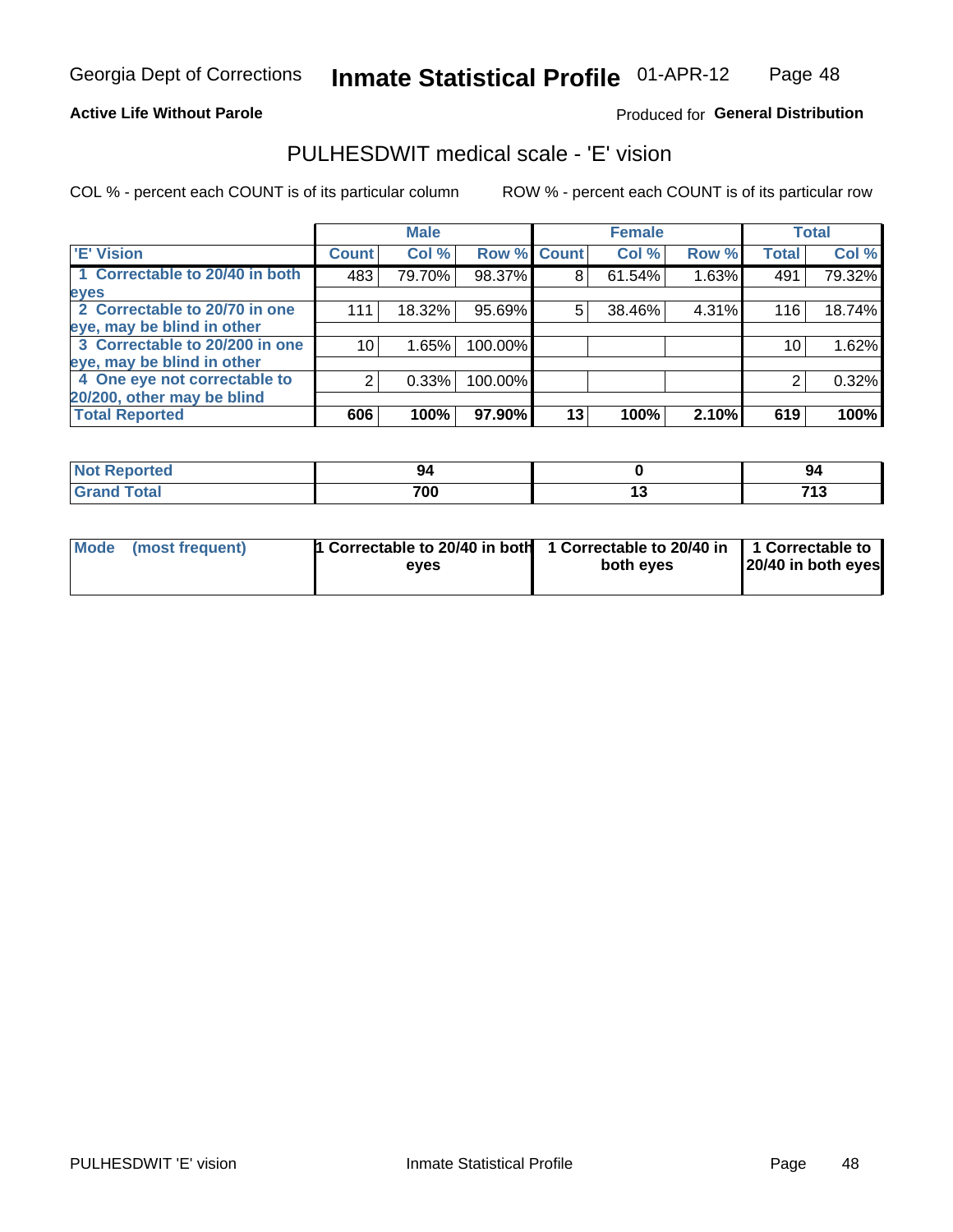Georgia Dept of Corrections **Inmate Statistical Profile** 01-APR-12

**Active Life Without Parole**

Produced for **General Distribution**

## PULHESDWIT medical scale - 'E' vision

COL % - percent each COUNT is of its particular column

ROW % - percent each COUNT is of its particular row

| | Male | | | Female | | | Total | |
|---|---|---|---|---|---|---|---|---|
| 'E' Vision | Count | Col % | Row % | Count | Col % | Row % | Total | Col % |
| 1 Correctable to 20/40 in both eyes | 483 | 79.70% | 98.37% | 8 | 61.54% | 1.63% | 491 | 79.32% |
| 2 Correctable to 20/70 in one eye, may be blind in other | 111 | 18.32% | 95.69% | 5 | 38.46% | 4.31% | 116 | 18.74% |
| 3 Correctable to 20/200 in one eye, may be blind in other | 10 | 1.65% | 100.00% | | | | 10 | 1.62% |
| 4 One eye not correctable to 20/200, other may be blind | 2 | 0.33% | 100.00% | | | | 2 | 0.32% |
| **Total Reported** | **606** | **100%** | **97.90%** | **13** | **100%** | **2.10%** | **619** | **100%** |

| | Male | Female | Total |
|---|---|---|---|
| **Not Reported** | **94** | **0** | **94** |
| **Grand Total** | **700** | **13** | **713** |

| | Male | Female | Total |
|---|---|---|---|
| **Mode (most frequent)** | **1 Correctable to 20/40 in both eyes** | **1 Correctable to 20/40 in both eyes** | **1 Correctable to 20/40 in both eyes** |

PULHESDWIT 'E' vision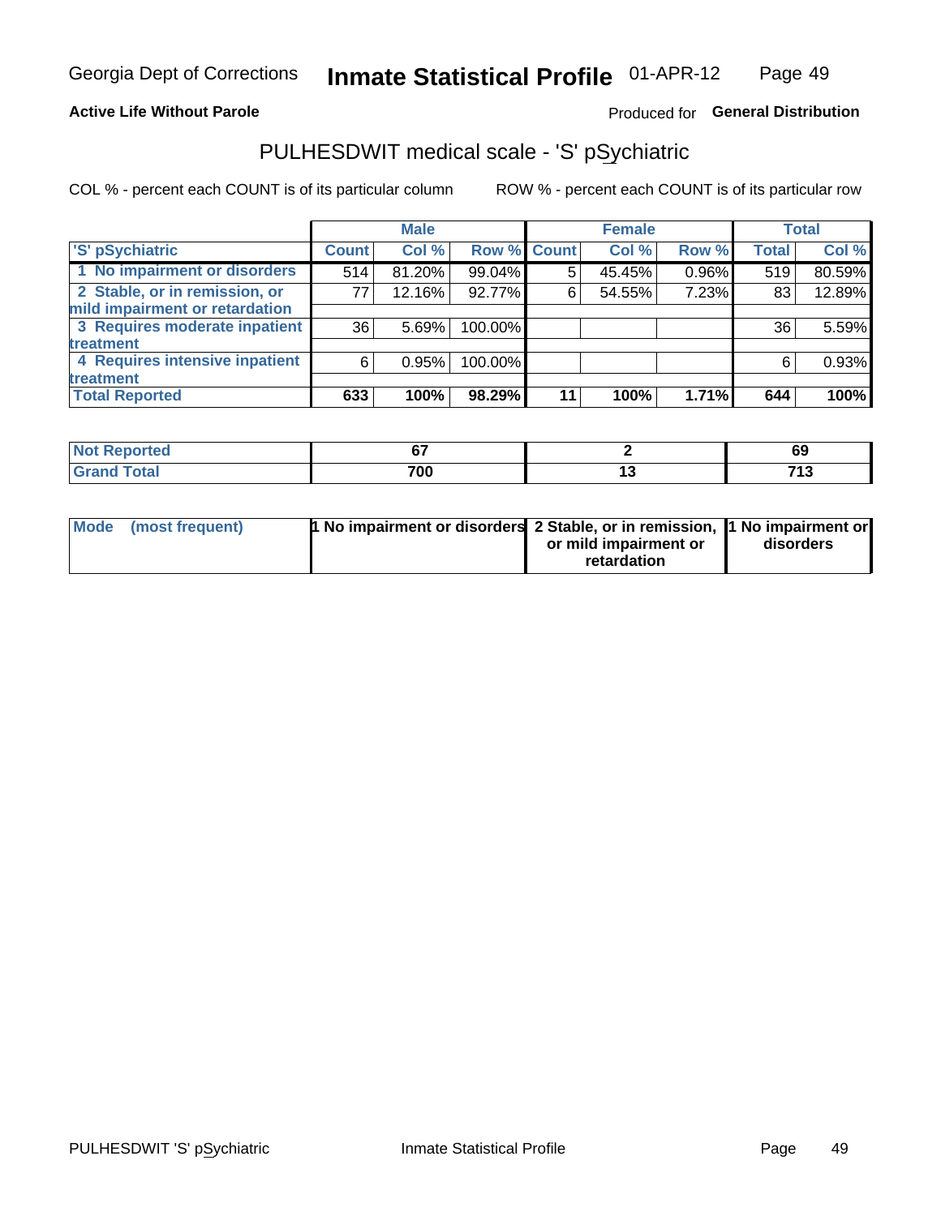Georgia Dept of Corrections **Inmate Statistical Profile** 01-APR-12

**Active Life Without Parole**

Produced for **General Distribution**

## PULHESDWIT medical scale - 'S' pSychiatric

COL % - percent each COUNT is of its particular column

ROW % - percent each COUNT is of its particular row

| | Male | | | Female | | | Total | |
|---|---|---|---|---|---|---|---|---|
| 'S' pSychiatric | Count | Col % | Row % | Count | Col % | Row % | Total | Col % |
| 1 No impairment or disorders | 514 | 81.20% | 99.04% | 5 | 45.45% | 0.96% | 519 | 80.59% |
| 2 Stable, or in remission, or mild impairment or retardation | 77 | 12.16% | 92.77% | 6 | 54.55% | 7.23% | 83 | 12.89% |
| 3 Requires moderate inpatient treatment | 36 | 5.69% | 100.00% | | | | 36 | 5.59% |
| 4 Requires intensive inpatient treatment | 6 | 0.95% | 100.00% | | | | 6 | 0.93% |
| **Total Reported** | **633** | **100%** | **98.29%** | **11** | **100%** | **1.71%** | **644** | **100%** |

| | Male | Female | Total |
|---|---|---|---|
| Not Reported | 67 | 2 | 69 |
| Grand Total | 700 | 13 | 713 |

| | Male | Female | Total |
|---|---|---|---|
| Mode (most frequent) | 1 No impairment or disorders | 2 Stable, or in remission, or mild impairment or retardation | 1 No impairment or disorders |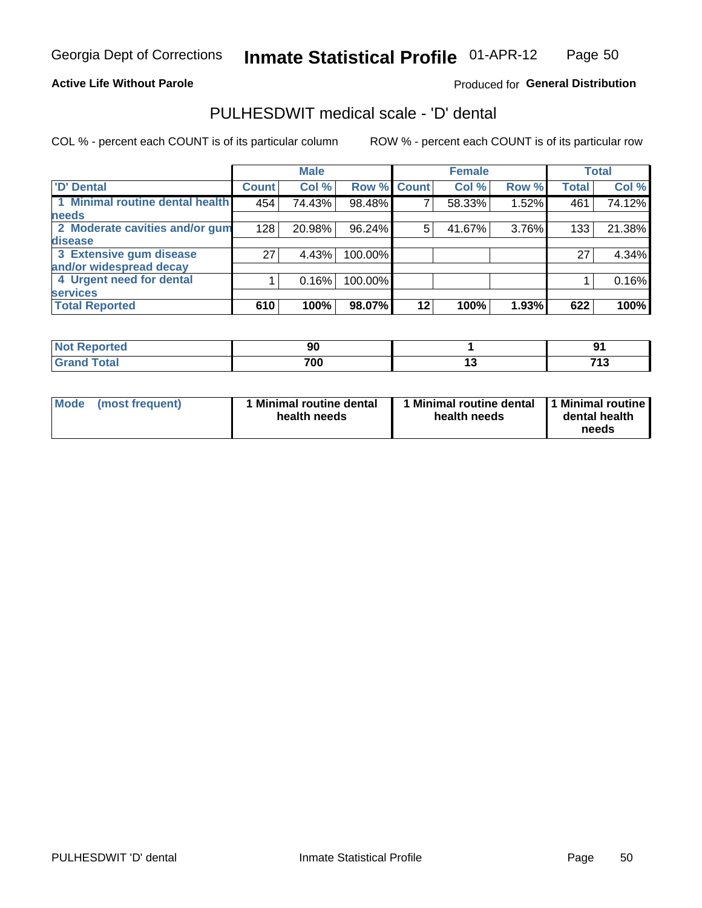**Active Life Without Parole**

Produced for **General Distribution**

## PULHESDWIT medical scale - 'D' dental

COL % - percent each COUNT is of its particular column

ROW % - percent each COUNT is of its particular row

| | Male | | | Female | | | Total | |
|---|---|---|---|---|---|---|---|---|
| 'D' Dental | Count | Col % | Row % | Count | Col % | Row % | Total | Col % |
| 1 Minimal routine dental health needs | 454 | 74.43% | 98.48% | 7 | 58.33% | 1.52% | 461 | 74.12% |
| 2 Moderate cavities and/or gum disease | 128 | 20.98% | 96.24% | 5 | 41.67% | 3.76% | 133 | 21.38% |
| 3 Extensive gum disease and/or widespread decay | 27 | 4.43% | 100.00% | | | | 27 | 4.34% |
| 4 Urgent need for dental services | 1 | 0.16% | 100.00% | | | | 1 | 0.16% |
| **Total Reported** | **610** | **100%** | **98.07%** | **12** | **100%** | **1.93%** | **622** | **100%** |

| | Male | Female | Total |
|---|---|---|---|
| Not Reported | 90 | 1 | 91 |
| Grand Total | 700 | 13 | 713 |

| | Male | Female | Total |
|---|---|---|---|
| Mode (most frequent) | 1 Minimal routine dental health needs | 1 Minimal routine dental health needs | 1 Minimal routine dental health needs |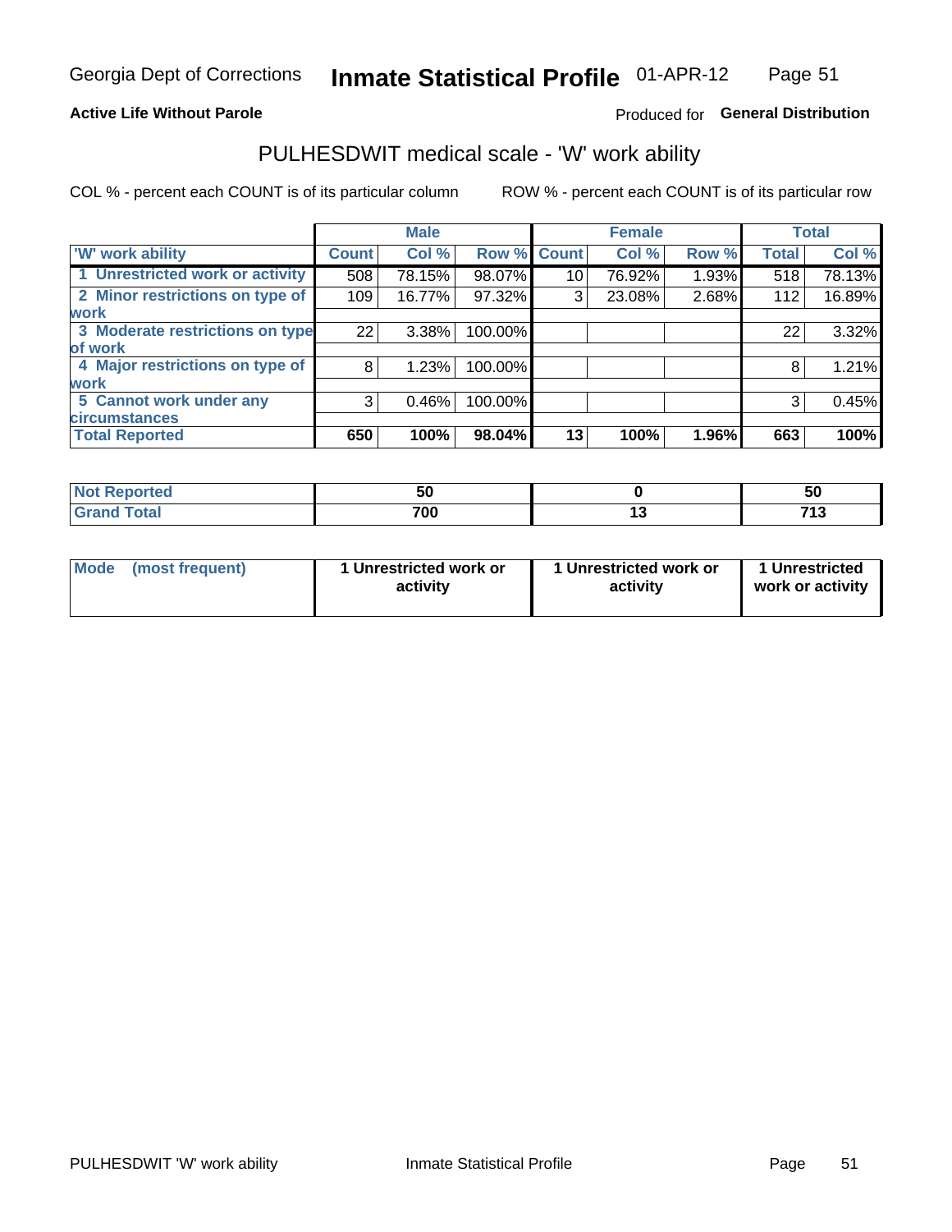Georgia Dept of Corrections **Inmate Statistical Profile** 01-APR-12

**Active Life Without Parole**

Produced for **General Distribution**

## PULHESDWIT medical scale - 'W' work ability

COL % - percent each COUNT is of its particular column

ROW % - percent each COUNT is of its particular row

| | Male | | | Female | | | Total | |
|---|---|---|---|---|---|---|---|---|
| 'W' work ability | Count | Col % | Row % | Count | Col % | Row % | Total | Col % |
| 1 Unrestricted work or activity | 508 | 78.15% | 98.07% | 10 | 76.92% | 1.93% | 518 | 78.13% |
| 2 Minor restrictions on type of work | 109 | 16.77% | 97.32% | 3 | 23.08% | 2.68% | 112 | 16.89% |
| 3 Moderate restrictions on type of work | 22 | 3.38% | 100.00% | | | | 22 | 3.32% |
| 4 Major restrictions on type of work | 8 | 1.23% | 100.00% | | | | 8 | 1.21% |
| 5 Cannot work under any circumstances | 3 | 0.46% | 100.00% | | | | 3 | 0.45% |
| **Total Reported** | **650** | **100%** | **98.04%** | **13** | **100%** | **1.96%** | **663** | **100%** |

| | Male | Female | Total |
|---|---|---|---|
| Not Reported | 50 | 0 | 50 |
| Grand Total | 700 | 13 | 713 |

| | Male | Female | Total |
|---|---|---|---|
| Mode (most frequent) | 1 Unrestricted work or activity | 1 Unrestricted work or activity | 1 Unrestricted work or activity |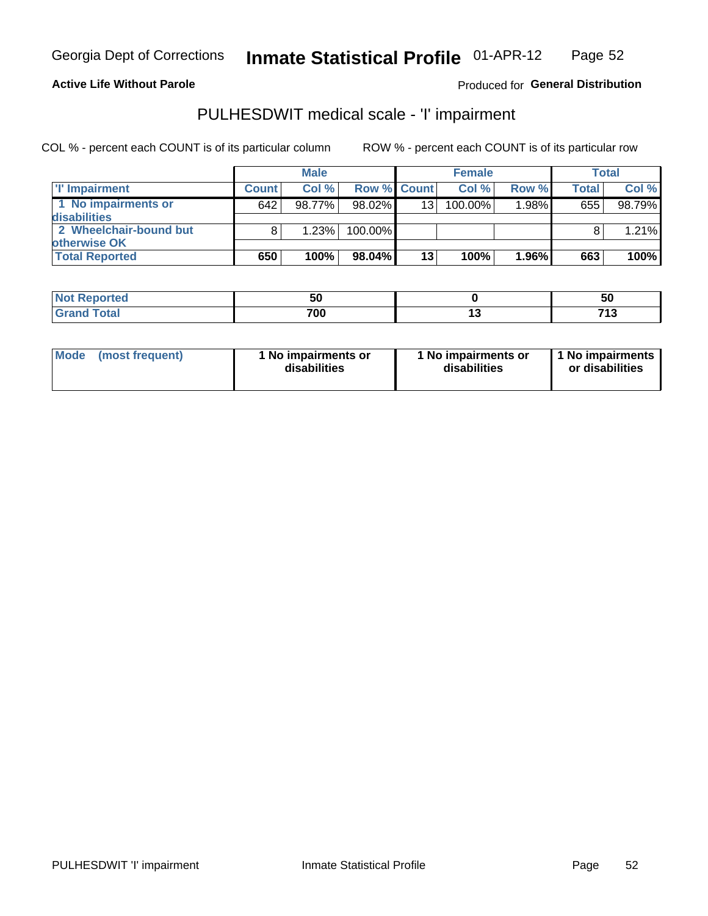Georgia Dept of Corrections **Inmate Statistical Profile** 01-APR-12

**Active Life Without Parole**

Produced for **General Distribution**

## PULHESDWIT medical scale - 'I' impairment

COL % - percent each COUNT is of its particular column ROW % - percent each COUNT is of its particular row

| | Male | | | Female | | | Total | |
|---|---|---|---|---|---|---|---|---|
| 'I' Impairment | Count | Col % | Row % | Count | Col % | Row % | Total | Col % |
| 1 No impairments or disabilities | 642 | 98.77% | 98.02% | 13 | 100.00% | 1.98% | 655 | 98.79% |
| 2 Wheelchair-bound but otherwise OK | 8 | 1.23% | 100.00% | | | | 8 | 1.21% |
| **Total Reported** | **650** | **100%** | **98.04%** | **13** | **100%** | **1.96%** | **663** | **100%** |

| | Male | Female | Total |
|---|---|---|---|
| Not Reported | 50 | 0 | 50 |
| Grand Total | 700 | 13 | 713 |

| | Male | Female | Total |
|---|---|---|---|
| Mode (most frequent) | 1 No impairments or disabilities | 1 No impairments or disabilities | 1 No impairments or disabilities |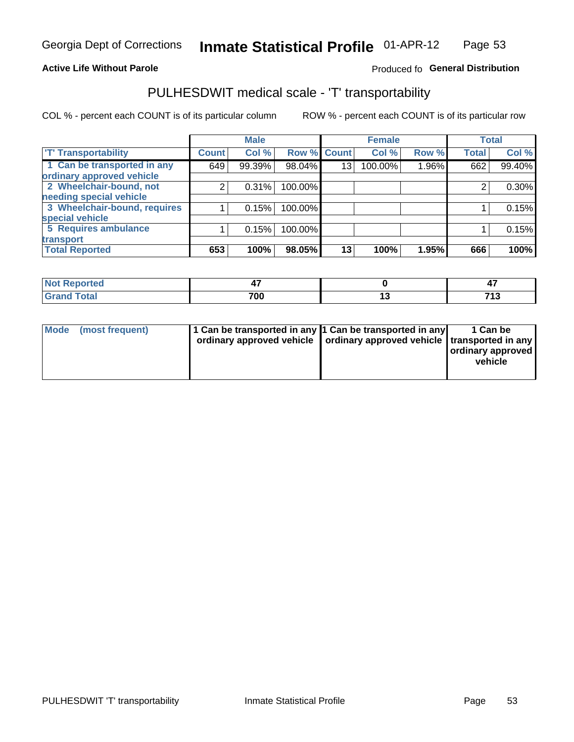Georgia Dept of Corrections **Inmate Statistical Profile** 01-APR-12

**Active Life Without Parole**

Produced fo **General Distribution**

## PULHESDWIT medical scale - 'T' transportability

COL % - percent each COUNT is of its particular column ROW % - percent each COUNT is of its particular row

| | Male | | | Female | | | Total | |
|---|---|---|---|---|---|---|---|---|
| 'T' Transportability | Count | Col % | Row % | Count | Col % | Row % | Total | Col % |
| 1 Can be transported in any ordinary approved vehicle | 649 | 99.39% | 98.04% | 13 | 100.00% | 1.96% | 662 | 99.40% |
| 2 Wheelchair-bound, not needing special vehicle | 2 | 0.31% | 100.00% | | | | 2 | 0.30% |
| 3 Wheelchair-bound, requires special vehicle | 1 | 0.15% | 100.00% | | | | 1 | 0.15% |
| 5 Requires ambulance transport | 1 | 0.15% | 100.00% | | | | 1 | 0.15% |
| **Total Reported** | **653** | **100%** | **98.05%** | **13** | **100%** | **1.95%** | **666** | **100%** |

| | Male | Female | Total |
|---|---|---|---|
| Not Reported | 47 | 0 | 47 |
| Grand Total | 700 | 13 | 713 |

| | Male | Female | Total |
|---|---|---|---|
| Mode (most frequent) | 1 Can be transported in any ordinary approved vehicle | 1 Can be transported in any ordinary approved vehicle | 1 Can be transported in any ordinary approved vehicle |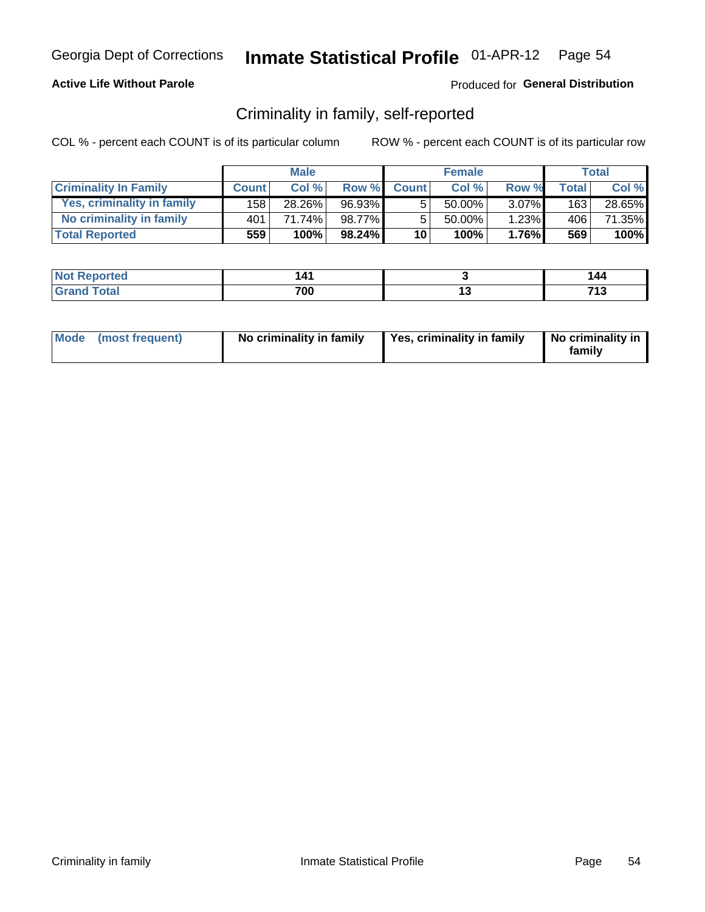Georgia Dept of Corrections **Inmate Statistical Profile** 01-APR-12

**Active Life Without Parole**

Produced for **General Distribution**

## Criminality in family, self-reported

COL % - percent each COUNT is of its particular column

ROW % - percent each COUNT is of its particular row

| | Male | | | Female | | | Total | |
|---|---|---|---|---|---|---|---|---|
| **Criminality In Family** | **Count** | **Col %** | **Row %** | **Count** | **Col %** | **Row %** | **Total** | **Col %** |
| Yes, criminality in family | 158 | 28.26% | 96.93% | 5 | 50.00% | 3.07% | 163 | 28.65% |
| No criminality in family | 401 | 71.74% | 98.77% | 5 | 50.00% | 1.23% | 406 | 71.35% |
| **Total Reported** | **559** | **100%** | **98.24%** | **10** | **100%** | **1.76%** | **569** | **100%** |

| | Male | Female | Total |
|---|---|---|---|
| **Not Reported** | **141** | **3** | **144** |
| **Grand Total** | **700** | **13** | **713** |

| | Male | Female | Total |
|---|---|---|---|
| **Mode (most frequent)** | **No criminality in family** | **Yes, criminality in family** | **No criminality in family** |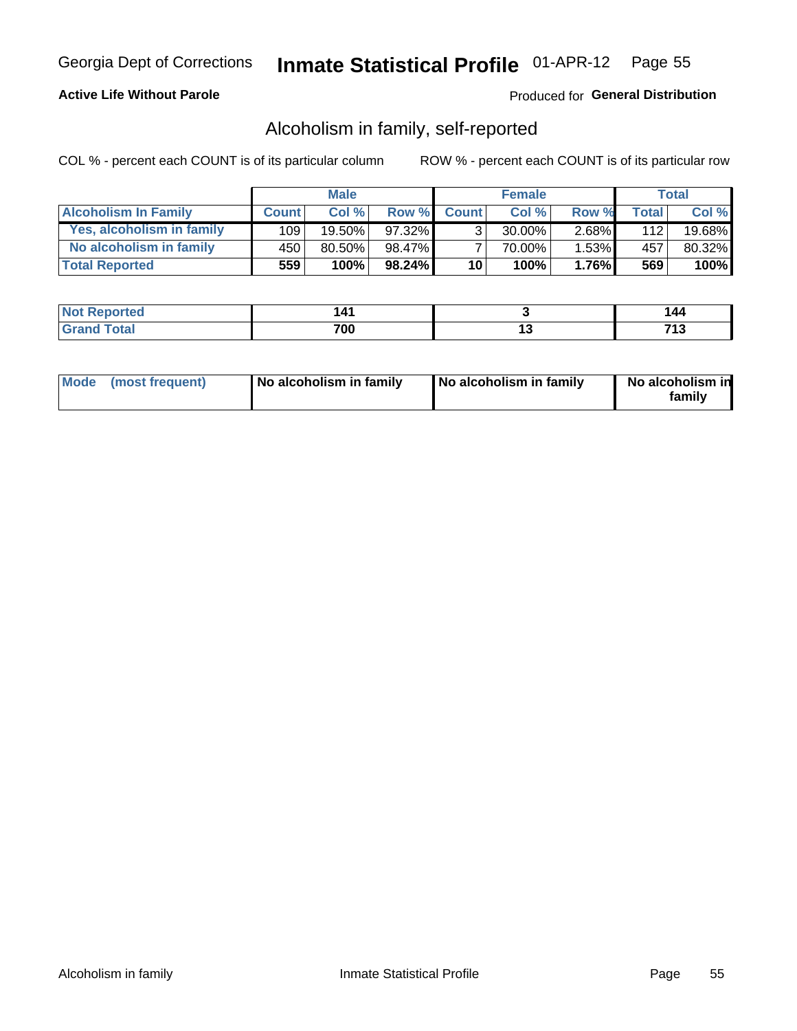Georgia Dept of Corrections **Inmate Statistical Profile** 01-APR-12

**Active Life Without Parole**

Produced for **General Distribution**

## Alcoholism in family, self-reported

COL % - percent each COUNT is of its particular column

ROW % - percent each COUNT is of its particular row

| | Male | | | Female | | | Total | |
|---|---|---|---|---|---|---|---|---|
| **Alcoholism In Family** | **Count** | **Col %** | **Row %** | **Count** | **Col %** | **Row %** | **Total** | **Col %** |
| **Yes, alcoholism in family** | 109 | 19.50% | 97.32% | 3 | 30.00% | 2.68% | 112 | 19.68% |
| **No alcoholism in family** | 450 | 80.50% | 98.47% | 7 | 70.00% | 1.53% | 457 | 80.32% |
| **Total Reported** | **559** | **100%** | **98.24%** | **10** | **100%** | **1.76%** | **569** | **100%** |

| | Male | Female | Total |
|---|---|---|---|
| **Not Reported** | **141** | **3** | **144** |
| **Grand Total** | **700** | **13** | **713** |

| | Male | Female | Total |
|---|---|---|---|
| **Mode (most frequent)** | **No alcoholism in family** | **No alcoholism in family** | **No alcoholism in family** |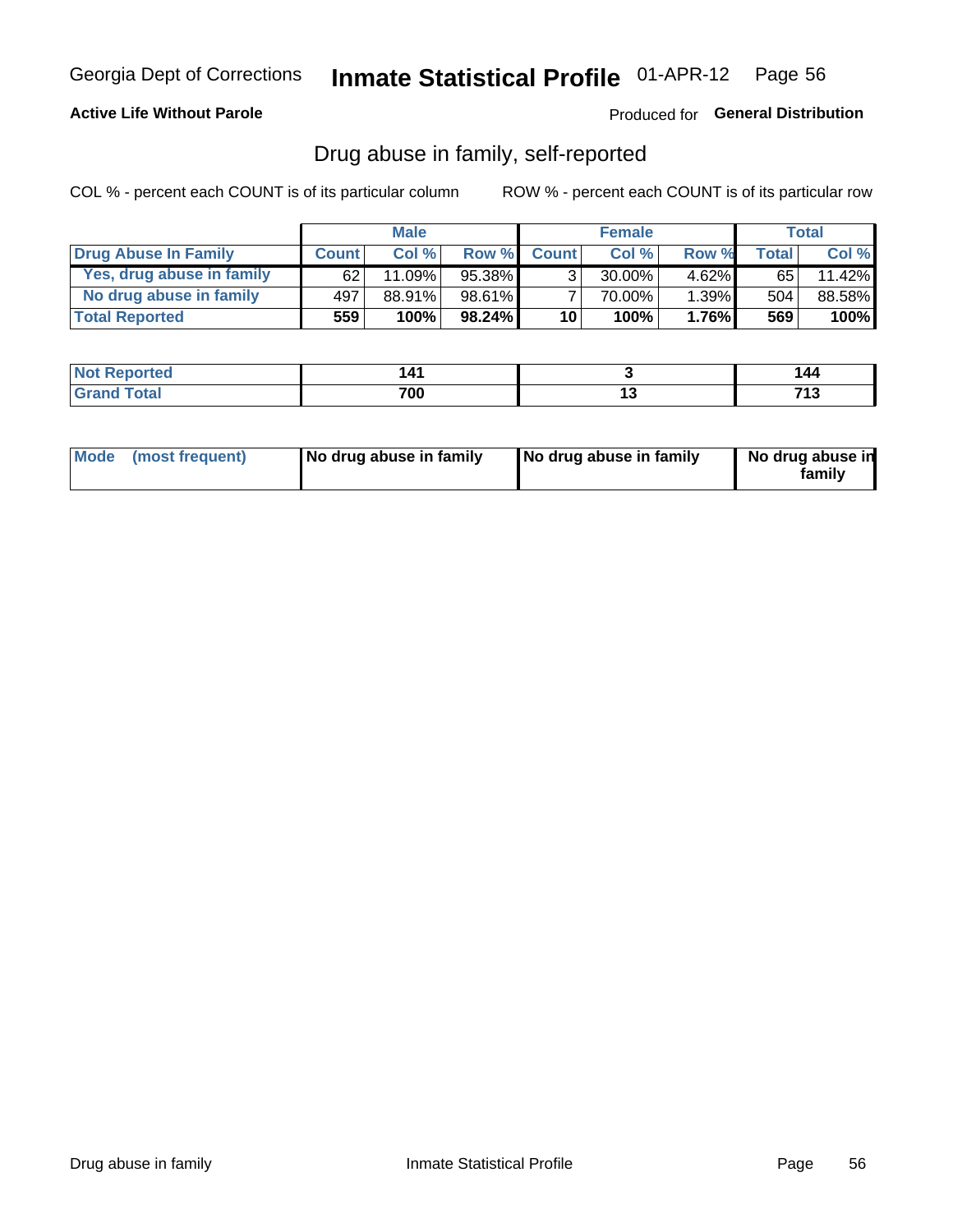Georgia Dept of Corrections **Inmate Statistical Profile** 01-APR-12

**Active Life Without Parole**

Produced for **General Distribution**

## Drug abuse in family, self-reported

COL % - percent each COUNT is of its particular column    ROW % - percent each COUNT is of its particular row

| | Male | | | Female | | | Total | |
|---|---|---|---|---|---|---|---|---|
| **Drug Abuse In Family** | **Count** | **Col %** | **Row %** | **Count** | **Col %** | **Row %** | **Total** | **Col %** |
| Yes, drug abuse in family | 62 | 11.09% | 95.38% | 3 | 30.00% | 4.62% | 65 | 11.42% |
| No drug abuse in family | 497 | 88.91% | 98.61% | 7 | 70.00% | 1.39% | 504 | 88.58% |
| **Total Reported** | **559** | **100%** | **98.24%** | **10** | **100%** | **1.76%** | **569** | **100%** |

| | Male | Female | Total |
|---|---|---|---|
| **Not Reported** | **141** | **3** | **144** |
| **Grand Total** | **700** | **13** | **713** |

| | Male | Female | Total |
|---|---|---|---|
| **Mode (most frequent)** | **No drug abuse in family** | **No drug abuse in family** | **No drug abuse in family** |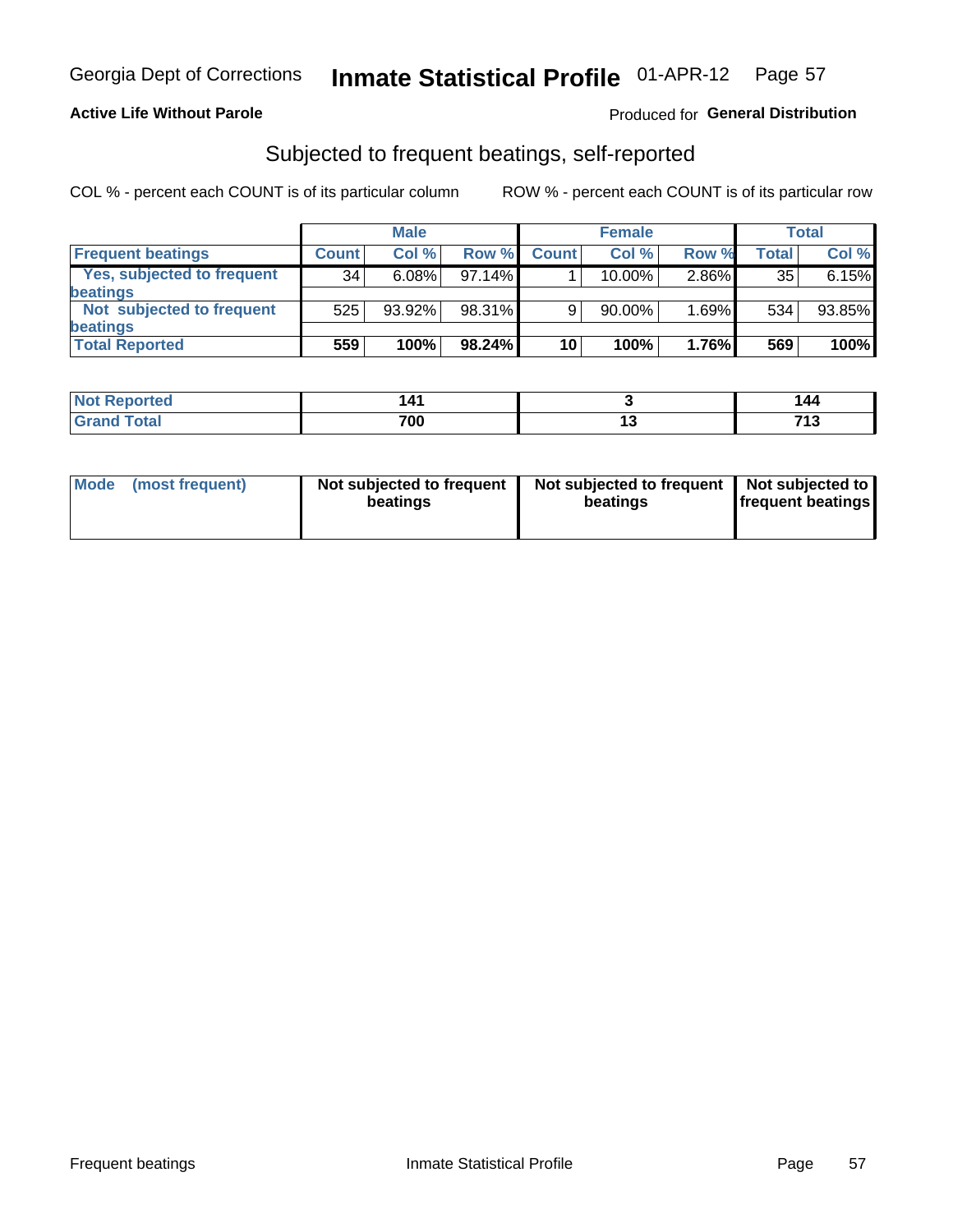Georgia Dept of Corrections **Inmate Statistical Profile** 01-APR-12

**Active Life Without Parole**

Produced for **General Distribution**

## Subjected to frequent beatings, self-reported

COL % - percent each COUNT is of its particular column ROW % - percent each COUNT is of its particular row

| | Male | | | Female | | | Total | |
|---|---|---|---|---|---|---|---|---|
| **Frequent beatings** | **Count** | **Col %** | **Row %** | **Count** | **Col %** | **Row %** | **Total** | **Col %** |
| **Yes, subjected to frequent beatings** | 34 | 6.08% | 97.14% | 1 | 10.00% | 2.86% | 35 | 6.15% |
| **Not subjected to frequent beatings** | 525 | 93.92% | 98.31% | 9 | 90.00% | 1.69% | 534 | 93.85% |
| **Total Reported** | **559** | **100%** | **98.24%** | **10** | **100%** | **1.76%** | **569** | **100%** |

| | Male | Female | Total |
|---|---|---|---|
| **Not Reported** | **141** | **3** | **144** |
| **Grand Total** | **700** | **13** | **713** |

| | Male | Female | Total |
|---|---|---|---|
| **Mode (most frequent)** | **Not subjected to frequent beatings** | **Not subjected to frequent beatings** | **Not subjected to frequent beatings** |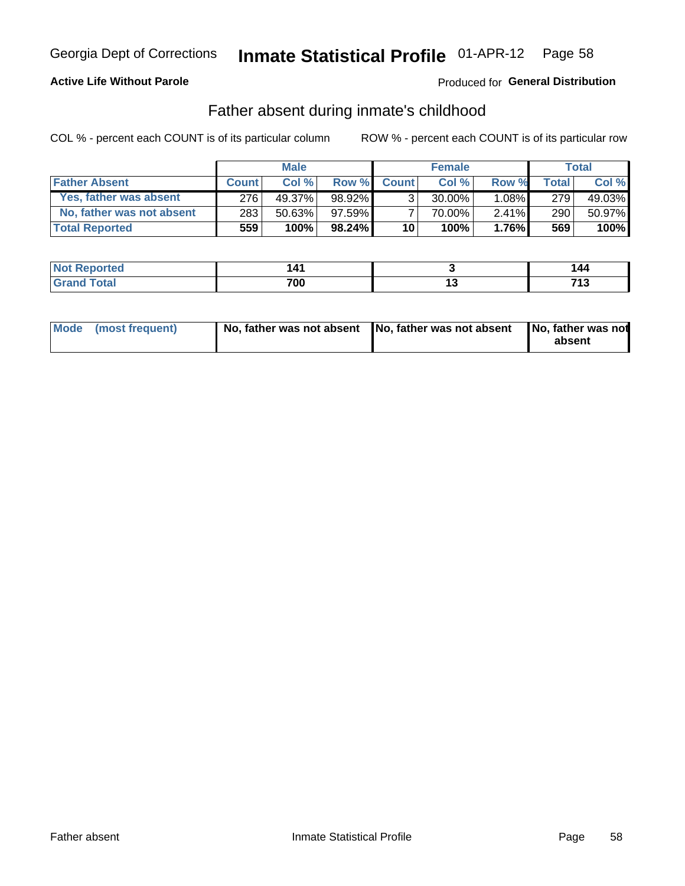Georgia Dept of Corrections **Inmate Statistical Profile** 01-APR-12

**Active Life Without Parole**

Produced for **General Distribution**

## Father absent during inmate's childhood

COL % - percent each COUNT is of its particular column

ROW % - percent each COUNT is of its particular row

| | Male | | | Female | | | Total | |
|---|---|---|---|---|---|---|---|---|
| **Father Absent** | **Count** | **Col %** | **Row %** | **Count** | **Col %** | **Row %** | **Total** | **Col %** |
| **Yes, father was absent** | 276 | 49.37% | 98.92% | 3 | 30.00% | 1.08% | 279 | 49.03% |
| **No, father was not absent** | 283 | 50.63% | 97.59% | 7 | 70.00% | 2.41% | 290 | 50.97% |
| **Total Reported** | **559** | **100%** | **98.24%** | **10** | **100%** | **1.76%** | **569** | **100%** |

| | Male | Female | Total |
|---|---|---|---|
| **Not Reported** | **141** | **3** | **144** |
| **Grand Total** | **700** | **13** | **713** |

| | Male | Female | Total |
|---|---|---|---|
| **Mode (most frequent)** | **No, father was not absent** | **No, father was not absent** | **No, father was not absent** |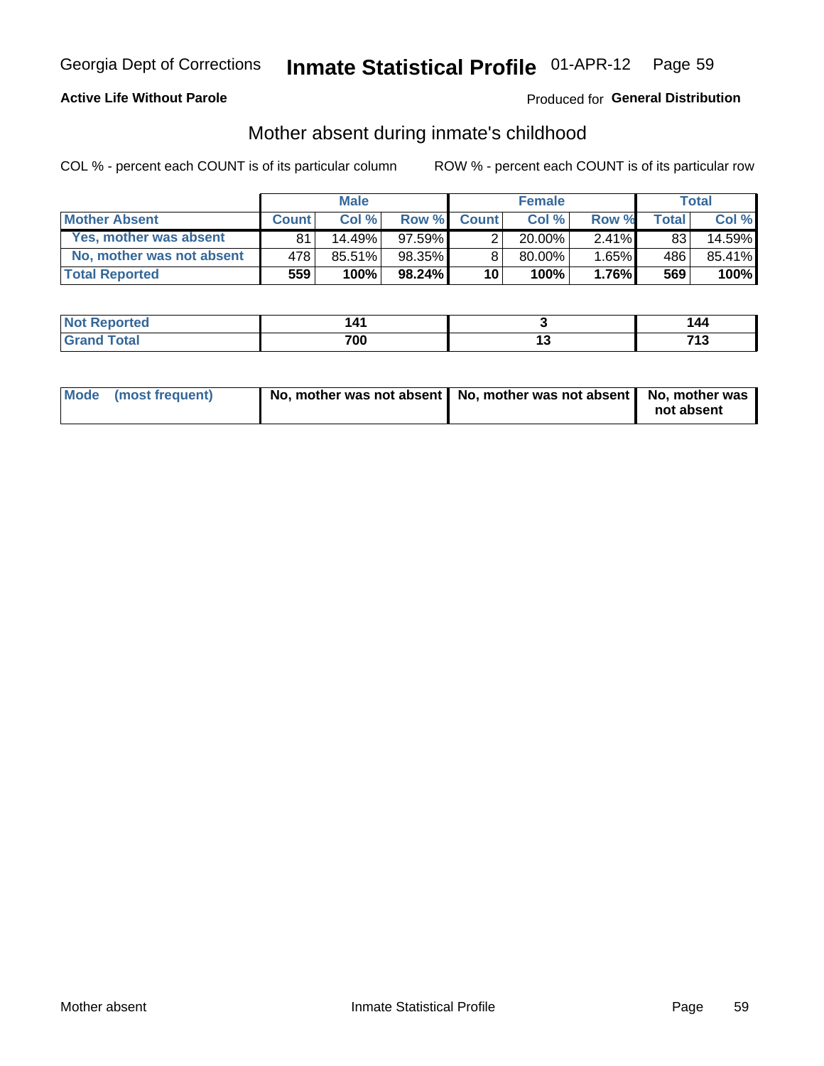Georgia Dept of Corrections **Inmate Statistical Profile** 01-APR-12

**Active Life Without Parole**

Produced for **General Distribution**

## Mother absent during inmate's childhood

COL % - percent each COUNT is of its particular column ROW % - percent each COUNT is of its particular row

| | Male | | | Female | | | Total | |
|---|---|---|---|---|---|---|---|---|
| **Mother Absent** | **Count** | **Col %** | **Row %** | **Count** | **Col %** | **Row %** | **Total** | **Col %** |
| **Yes, mother was absent** | 81 | 14.49% | 97.59% | 2 | 20.00% | 2.41% | 83 | 14.59% |
| **No, mother was not absent** | 478 | 85.51% | 98.35% | 8 | 80.00% | 1.65% | 486 | 85.41% |
| **Total Reported** | **559** | **100%** | **98.24%** | **10** | **100%** | **1.76%** | **569** | **100%** |

| | Male | Female | Total |
|---|---|---|---|
| **Not Reported** | **141** | **3** | **144** |
| **Grand Total** | **700** | **13** | **713** |

| | Male | Female | Total |
|---|---|---|---|
| **Mode (most frequent)** | **No, mother was not absent** | **No, mother was not absent** | **No, mother was not absent** |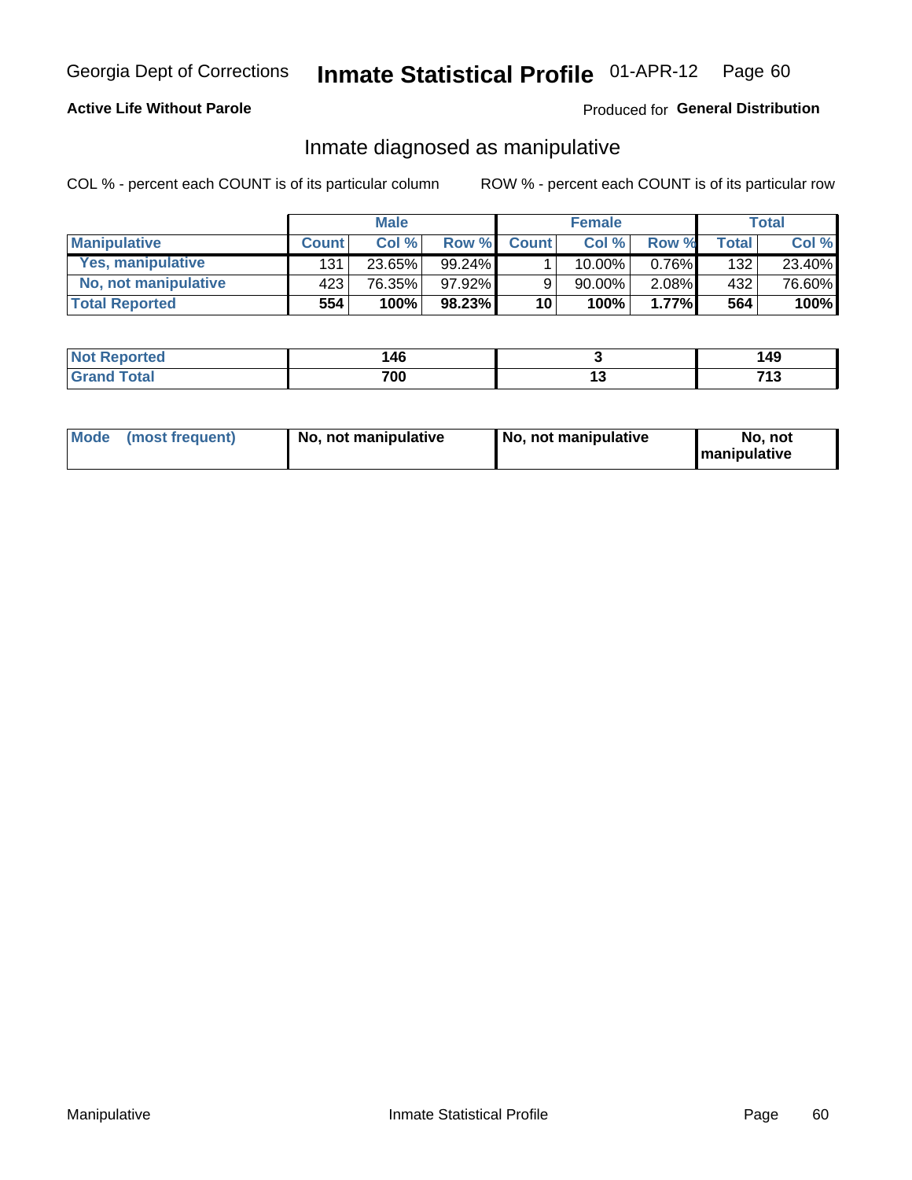Georgia Dept of Corrections **Inmate Statistical Profile** 01-APR-12

**Active Life Without Parole**

Produced for **General Distribution**

## Inmate diagnosed as manipulative

COL % - percent each COUNT is of its particular column

ROW % - percent each COUNT is of its particular row

| | Male | | | Female | | | Total | |
|---|---|---|---|---|---|---|---|---|
| **Manipulative** | **Count** | **Col %** | **Row %** | **Count** | **Col %** | **Row %** | **Total** | **Col %** |
| **Yes, manipulative** | 131 | 23.65% | 99.24% | 1 | 10.00% | 0.76% | 132 | 23.40% |
| **No, not manipulative** | 423 | 76.35% | 97.92% | 9 | 90.00% | 2.08% | 432 | 76.60% |
| **Total Reported** | **554** | **100%** | **98.23%** | **10** | **100%** | **1.77%** | **564** | **100%** |

| | Male | Female | Total |
|---|---|---|---|
| **Not Reported** | **146** | **3** | **149** |
| **Grand Total** | **700** | **13** | **713** |

| | Male | Female | Total |
|---|---|---|---|
| **Mode (most frequent)** | **No, not manipulative** | **No, not manipulative** | **No, not manipulative** |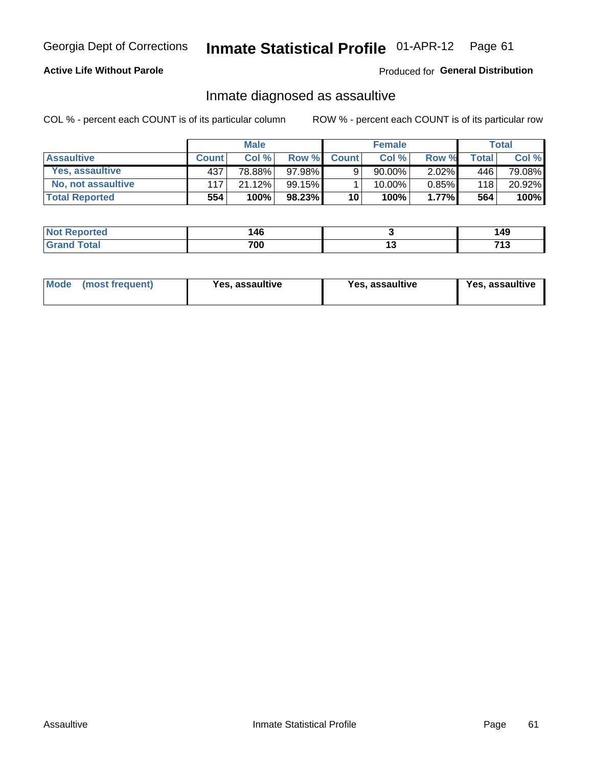**Active Life Without Parole**

Produced for **General Distribution**

## Inmate diagnosed as assaultive

COL % - percent each COUNT is of its particular column

ROW % - percent each COUNT is of its particular row

| | Male | | | Female | | | Total | |
|---|---|---|---|---|---|---|---|---|
| **Assaultive** | **Count** | **Col %** | **Row %** | **Count** | **Col %** | **Row %** | **Total** | **Col %** |
| Yes, assaultive | 437 | 78.88% | 97.98% | 9 | 90.00% | 2.02% | 446 | 79.08% |
| No, not assaultive | 117 | 21.12% | 99.15% | 1 | 10.00% | 0.85% | 118 | 20.92% |
| **Total Reported** | **554** | **100%** | **98.23%** | **10** | **100%** | **1.77%** | **564** | **100%** |

| | Male | Female | Total |
|---|---|---|---|
| **Not Reported** | **146** | **3** | **149** |
| **Grand Total** | **700** | **13** | **713** |

| | Male | Female | Total |
|---|---|---|---|
| **Mode (most frequent)** | **Yes, assaultive** | **Yes, assaultive** | **Yes, assaultive** |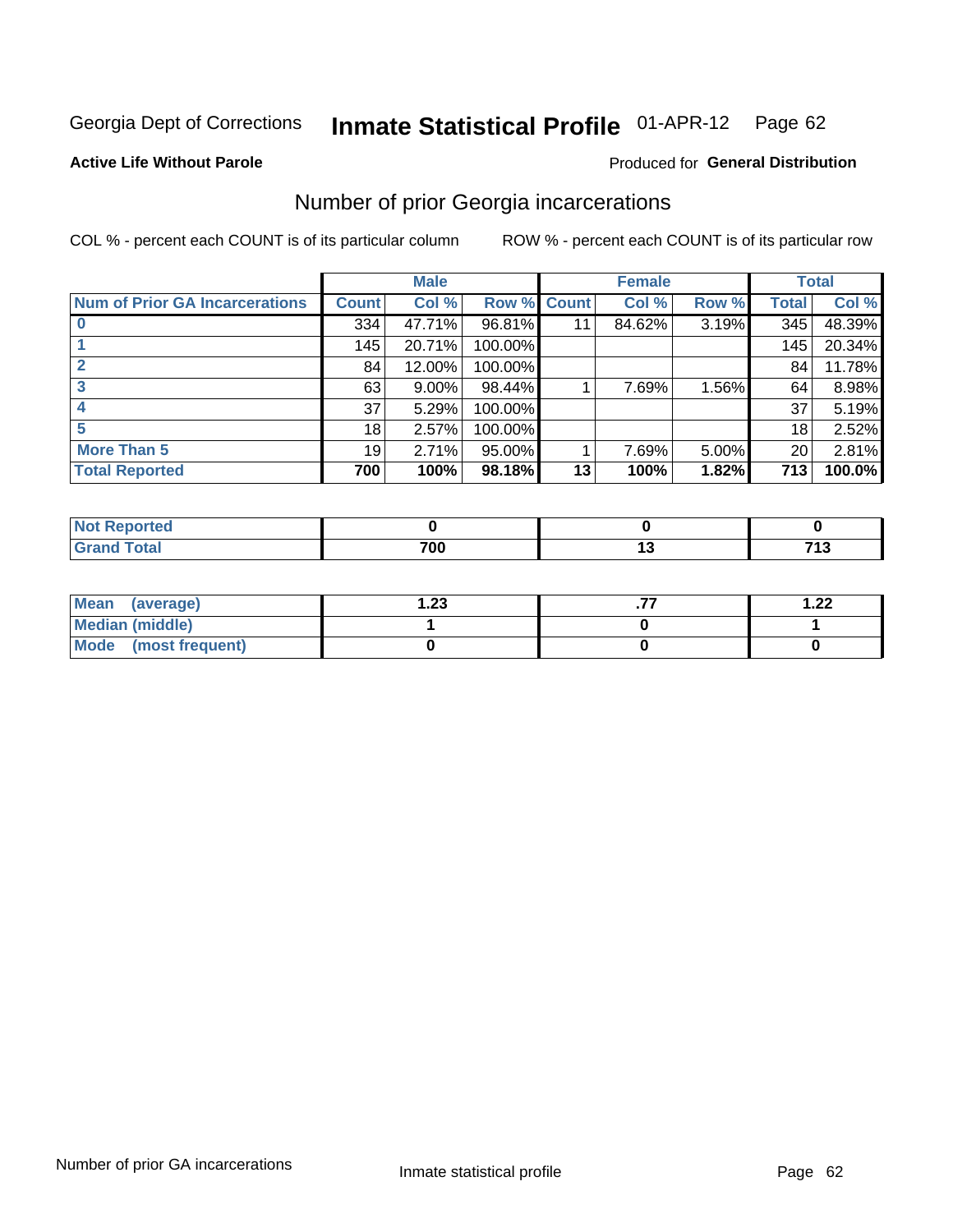Georgia Dept of Corrections **Inmate Statistical Profile** 01-APR-12

**Active Life Without Parole**

Produced for **General Distribution**

## Number of prior Georgia incarcerations

COL % - percent each COUNT is of its particular column

ROW % - percent each COUNT is of its particular row

| | Male | | | Female | | | Total | |
|---|---|---|---|---|---|---|---|---|
| **Num of Prior GA Incarcerations** | **Count** | **Col %** | **Row %** | **Count** | **Col %** | **Row %** | **Total** | **Col %** |
| **0** | 334 | 47.71% | 96.81% | 11 | 84.62% | 3.19% | 345 | 48.39% |
| **1** | 145 | 20.71% | 100.00% | | | | 145 | 20.34% |
| **2** | 84 | 12.00% | 100.00% | | | | 84 | 11.78% |
| **3** | 63 | 9.00% | 98.44% | 1 | 7.69% | 1.56% | 64 | 8.98% |
| **4** | 37 | 5.29% | 100.00% | | | | 37 | 5.19% |
| **5** | 18 | 2.57% | 100.00% | | | | 18 | 2.52% |
| **More Than 5** | 19 | 2.71% | 95.00% | 1 | 7.69% | 5.00% | 20 | 2.81% |
| **Total Reported** | **700** | **100%** | **98.18%** | **13** | **100%** | **1.82%** | **713** | **100.0%** |

| | Male | Female | Total |
|---|---|---|---|
| **Not Reported** | **0** | **0** | **0** |
| **Grand Total** | **700** | **13** | **713** |

| | Male | Female | Total |
|---|---|---|---|
| **Mean (average)** | **1.23** | **.77** | **1.22** |
| **Median (middle)** | **1** | **0** | **1** |
| **Mode (most frequent)** | **0** | **0** | **0** |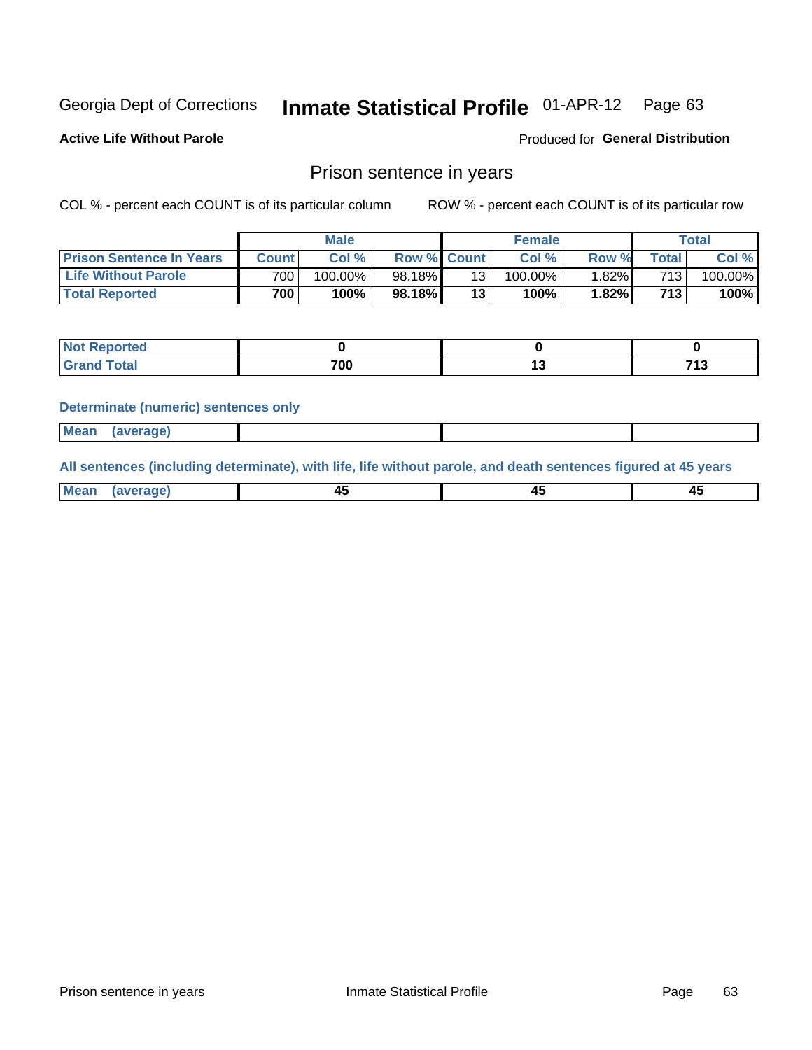Georgia Dept of Corrections **Inmate Statistical Profile** 01-APR-12 Page 63

**Active Life Without Parole**

Produced for **General Distribution**

## Prison sentence in years

COL % - percent each COUNT is of its particular column

ROW % - percent each COUNT is of its particular row

| | Male | | | Female | | | Total | |
|---|---|---|---|---|---|---|---|---|
| **Prison Sentence In Years** | **Count** | **Col %** | **Row %** | **Count** | **Col %** | **Row %** | **Total** | **Col %** |
| **Life Without Parole** | 700 | 100.00% | 98.18% | 13 | 100.00% | 1.82% | 713 | 100.00% |
| **Total Reported** | **700** | **100%** | **98.18%** | **13** | **100%** | **1.82%** | **713** | **100%** |

| | | | |
|---|---|---|---|
| **Not Reported** | **0** | **0** | **0** |
| **Grand Total** | **700** | **13** | **713** |

### Determinate (numeric) sentences only

| | | | |
|---|---|---|---|
| **Mean (average)** | | | |

### All sentences (including determinate), with life, life without parole, and death sentences figured at 45 years

| | | | |
|---|---|---|---|
| **Mean (average)** | **45** | **45** | **45** |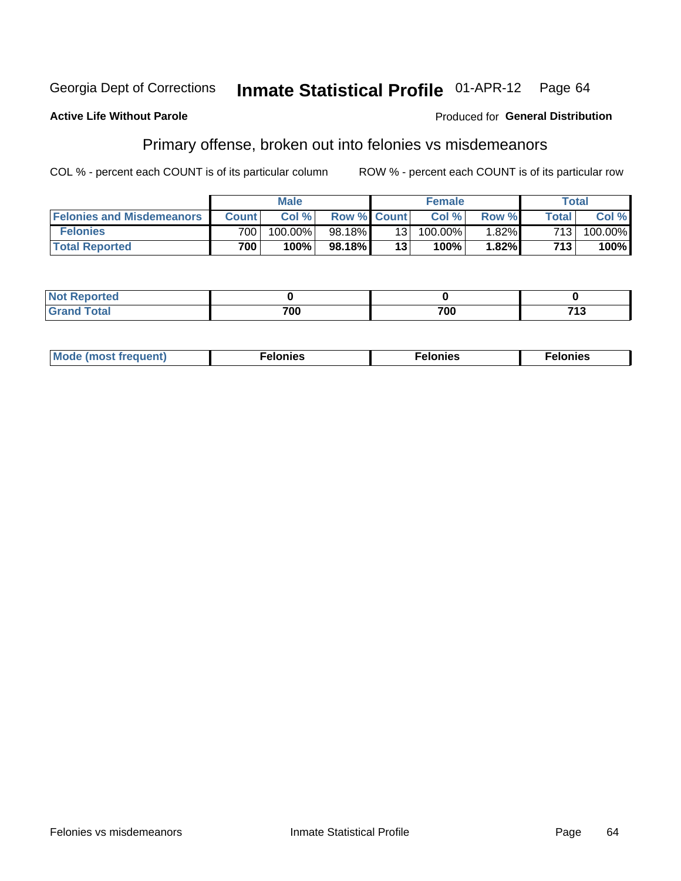Georgia Dept of Corrections **Inmate Statistical Profile** 01-APR-12

**Active Life Without Parole**

Produced for **General Distribution**

## Primary offense, broken out into felonies vs misdemeanors

COL % - percent each COUNT is of its particular column

ROW % - percent each COUNT is of its particular row

| | Male | | | Female | | | Total | |
|---|---|---|---|---|---|---|---|---|
| **Felonies and Misdemeanors** | **Count** | **Col %** | **Row %** | **Count** | **Col %** | **Row %** | **Total** | **Col %** |
| **Felonies** | 700 | 100.00% | 98.18% | 13 | 100.00% | 1.82% | 713 | 100.00% |
| **Total Reported** | **700** | **100%** | **98.18%** | **13** | **100%** | **1.82%** | **713** | **100%** |

| | Male | Female | Total |
|---|---|---|---|
| **Not Reported** | **0** | **0** | **0** |
| **Grand Total** | **700** | **700** | **713** |

| | Male | Female | Total |
|---|---|---|---|
| **Mode (most frequent)** | **Felonies** | **Felonies** | **Felonies** |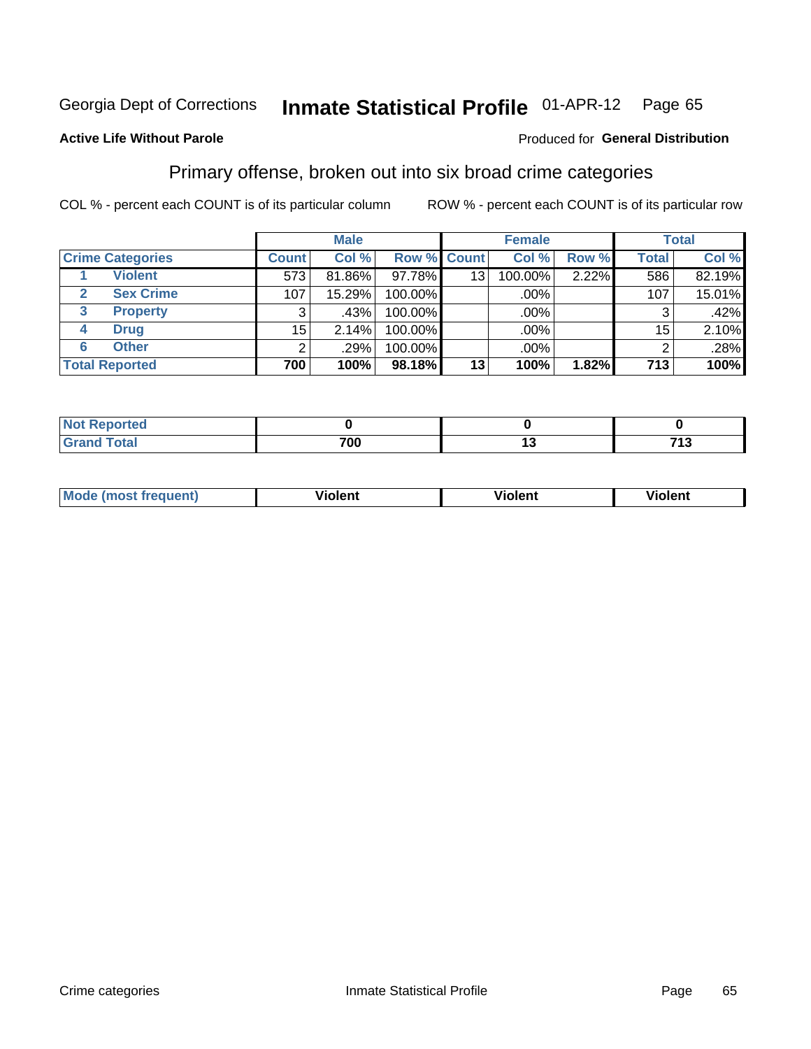Georgia Dept of Corrections **Inmate Statistical Profile** 01-APR-12

**Active Life Without Parole**

Produced for **General Distribution**

## Primary offense, broken out into six broad crime categories

COL % - percent each COUNT is of its particular column

ROW % - percent each COUNT is of its particular row

| Crime Categories | | Male | | | Female | | | Total | |
|---|---|---|---|---|---|---|---|---|---|
| | | Count | Col % | Row % | Count | Col % | Row % | Total | Col % |
| 1 | Violent | 573 | 81.86% | 97.78% | 13 | 100.00% | 2.22% | 586 | 82.19% |
| 2 | Sex Crime | 107 | 15.29% | 100.00% | | .00% | | 107 | 15.01% |
| 3 | Property | 3 | .43% | 100.00% | | .00% | | 3 | .42% |
| 4 | Drug | 15 | 2.14% | 100.00% | | .00% | | 15 | 2.10% |
| 6 | Other | 2 | .29% | 100.00% | | .00% | | 2 | .28% |
| **Total Reported** | | **700** | **100%** | **98.18%** | **13** | **100%** | **1.82%** | **713** | **100%** |

| | Male | Female | Total |
|---|---|---|---|
| Not Reported | 0 | 0 | 0 |
| Grand Total | 700 | 13 | 713 |

| | Male | Female | Total |
|---|---|---|---|
| Mode (most frequent) | Violent | Violent | Violent |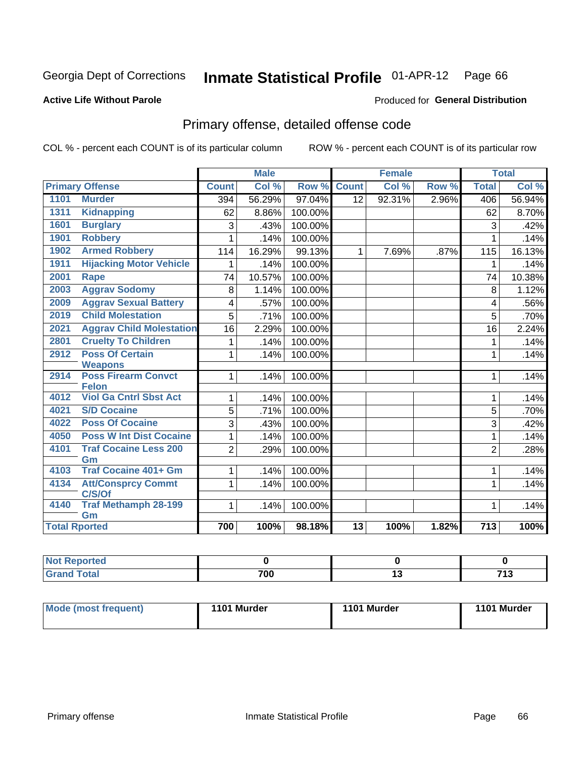Georgia Dept of Corrections **Inmate Statistical Profile** 01-APR-12 Page 66

**Active Life Without Parole**

Produced for **General Distribution**

## Primary offense, detailed offense code

COL % - percent each COUNT is of its particular column

ROW % - percent each COUNT is of its particular row

| Primary Offense | | Male | | | Female | | | Total | |
|---|---|---|---|---|---|---|---|---|---|
| | | Count | Col % | Row % | Count | Col % | Row % | Total | Col % |
| 1101 | Murder | 394 | 56.29% | 97.04% | 12 | 92.31% | 2.96% | 406 | 56.94% |
| 1311 | Kidnapping | 62 | 8.86% | 100.00% | | | | 62 | 8.70% |
| 1601 | Burglary | 3 | .43% | 100.00% | | | | 3 | .42% |
| 1901 | Robbery | 1 | .14% | 100.00% | | | | 1 | .14% |
| 1902 | Armed Robbery | 114 | 16.29% | 99.13% | 1 | 7.69% | .87% | 115 | 16.13% |
| 1911 | Hijacking Motor Vehicle | 1 | .14% | 100.00% | | | | 1 | .14% |
| 2001 | Rape | 74 | 10.57% | 100.00% | | | | 74 | 10.38% |
| 2003 | Aggrav Sodomy | 8 | 1.14% | 100.00% | | | | 8 | 1.12% |
| 2009 | Aggrav Sexual Battery | 4 | .57% | 100.00% | | | | 4 | .56% |
| 2019 | Child Molestation | 5 | .71% | 100.00% | | | | 5 | .70% |
| 2021 | Aggrav Child Molestation | 16 | 2.29% | 100.00% | | | | 16 | 2.24% |
| 2801 | Cruelty To Children | 1 | .14% | 100.00% | | | | 1 | .14% |
| 2912 | Poss Of Certain Weapons | 1 | .14% | 100.00% | | | | 1 | .14% |
| 2914 | Poss Firearm Convct Felon | 1 | .14% | 100.00% | | | | 1 | .14% |
| 4012 | Viol Ga Cntrl Sbst Act | 1 | .14% | 100.00% | | | | 1 | .14% |
| 4021 | S/D Cocaine | 5 | .71% | 100.00% | | | | 5 | .70% |
| 4022 | Poss Of Cocaine | 3 | .43% | 100.00% | | | | 3 | .42% |
| 4050 | Poss W Int Dist Cocaine | 1 | .14% | 100.00% | | | | 1 | .14% |
| 4101 | Traf Cocaine Less 200 Gm | 2 | .29% | 100.00% | | | | 2 | .28% |
| 4103 | Traf Cocaine 401+ Gm | 1 | .14% | 100.00% | | | | 1 | .14% |
| 4134 | Att/Consprcy Commt C/S/Of | 1 | .14% | 100.00% | | | | 1 | .14% |
| 4140 | Traf Methamph 28-199 Gm | 1 | .14% | 100.00% | | | | 1 | .14% |
| Total Rported | | 700 | 100% | 98.18% | 13 | 100% | 1.82% | 713 | 100% |

| | Male | Female | Total |
|---|---|---|---|
| Not Reported | 0 | 0 | 0 |
| Grand Total | 700 | 13 | 713 |

| | Male | Female | Total |
|---|---|---|---|
| Mode (most frequent) | 1101 Murder | 1101 Murder | 1101 Murder |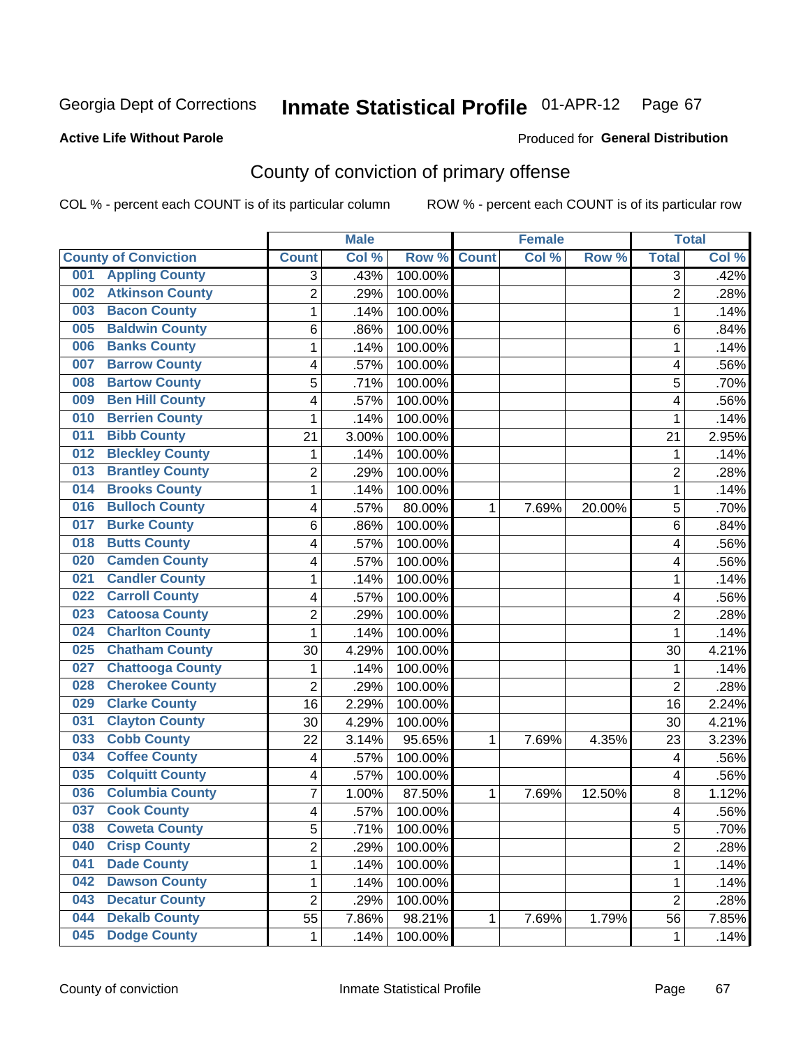Georgia Dept of Corrections **Inmate Statistical Profile** 01-APR-12

**Active Life Without Parole**

Produced for **General Distribution**

## County of conviction of primary offense

COL % - percent each COUNT is of its particular column    ROW % - percent each COUNT is of its particular row

| County of Conviction | Male | | | Female | | | Total | |
|---|---|---|---|---|---|---|---|---|
| | Count | Col % | Row % | Count | Col % | Row % | Total | Col % |
| 001 Appling County | 3 | .43% | 100.00% | | | | 3 | .42% |
| 002 Atkinson County | 2 | .29% | 100.00% | | | | 2 | .28% |
| 003 Bacon County | 1 | .14% | 100.00% | | | | 1 | .14% |
| 005 Baldwin County | 6 | .86% | 100.00% | | | | 6 | .84% |
| 006 Banks County | 1 | .14% | 100.00% | | | | 1 | .14% |
| 007 Barrow County | 4 | .57% | 100.00% | | | | 4 | .56% |
| 008 Bartow County | 5 | .71% | 100.00% | | | | 5 | .70% |
| 009 Ben Hill County | 4 | .57% | 100.00% | | | | 4 | .56% |
| 010 Berrien County | 1 | .14% | 100.00% | | | | 1 | .14% |
| 011 Bibb County | 21 | 3.00% | 100.00% | | | | 21 | 2.95% |
| 012 Bleckley County | 1 | .14% | 100.00% | | | | 1 | .14% |
| 013 Brantley County | 2 | .29% | 100.00% | | | | 2 | .28% |
| 014 Brooks County | 1 | .14% | 100.00% | | | | 1 | .14% |
| 016 Bulloch County | 4 | .57% | 80.00% | 1 | 7.69% | 20.00% | 5 | .70% |
| 017 Burke County | 6 | .86% | 100.00% | | | | 6 | .84% |
| 018 Butts County | 4 | .57% | 100.00% | | | | 4 | .56% |
| 020 Camden County | 4 | .57% | 100.00% | | | | 4 | .56% |
| 021 Candler County | 1 | .14% | 100.00% | | | | 1 | .14% |
| 022 Carroll County | 4 | .57% | 100.00% | | | | 4 | .56% |
| 023 Catoosa County | 2 | .29% | 100.00% | | | | 2 | .28% |
| 024 Charlton County | 1 | .14% | 100.00% | | | | 1 | .14% |
| 025 Chatham County | 30 | 4.29% | 100.00% | | | | 30 | 4.21% |
| 027 Chattooga County | 1 | .14% | 100.00% | | | | 1 | .14% |
| 028 Cherokee County | 2 | .29% | 100.00% | | | | 2 | .28% |
| 029 Clarke County | 16 | 2.29% | 100.00% | | | | 16 | 2.24% |
| 031 Clayton County | 30 | 4.29% | 100.00% | | | | 30 | 4.21% |
| 033 Cobb County | 22 | 3.14% | 95.65% | 1 | 7.69% | 4.35% | 23 | 3.23% |
| 034 Coffee County | 4 | .57% | 100.00% | | | | 4 | .56% |
| 035 Colquitt County | 4 | .57% | 100.00% | | | | 4 | .56% |
| 036 Columbia County | 7 | 1.00% | 87.50% | 1 | 7.69% | 12.50% | 8 | 1.12% |
| 037 Cook County | 4 | .57% | 100.00% | | | | 4 | .56% |
| 038 Coweta County | 5 | .71% | 100.00% | | | | 5 | .70% |
| 040 Crisp County | 2 | .29% | 100.00% | | | | 2 | .28% |
| 041 Dade County | 1 | .14% | 100.00% | | | | 1 | .14% |
| 042 Dawson County | 1 | .14% | 100.00% | | | | 1 | .14% |
| 043 Decatur County | 2 | .29% | 100.00% | | | | 2 | .28% |
| 044 Dekalb County | 55 | 7.86% | 98.21% | 1 | 7.69% | 1.79% | 56 | 7.85% |
| 045 Dodge County | 1 | .14% | 100.00% | | | | 1 | .14% |

County of conviction    Inmate Statistical Profile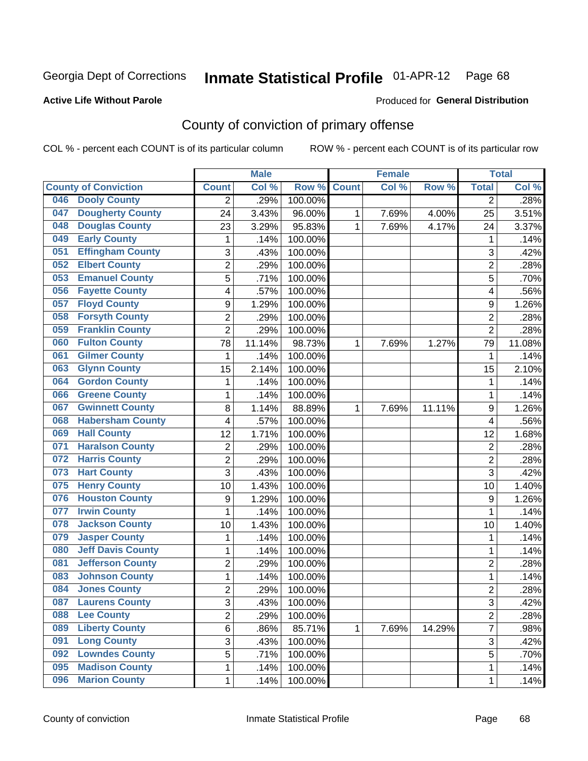Georgia Dept of Corrections **Inmate Statistical Profile** 01-APR-12

**Active Life Without Parole**

Produced for **General Distribution**

## County of conviction of primary offense

COL % - percent each COUNT is of its particular column ROW % - percent each COUNT is of its particular row

| County of Conviction | Male | | | Female | | | Total | |
|---|---|---|---|---|---|---|---|---|
| | Count | Col % | Row % | Count | Col % | Row % | Total | Col % |
| 046 Dooly County | 2 | .29% | 100.00% | | | | 2 | .28% |
| 047 Dougherty County | 24 | 3.43% | 96.00% | 1 | 7.69% | 4.00% | 25 | 3.51% |
| 048 Douglas County | 23 | 3.29% | 95.83% | 1 | 7.69% | 4.17% | 24 | 3.37% |
| 049 Early County | 1 | .14% | 100.00% | | | | 1 | .14% |
| 051 Effingham County | 3 | .43% | 100.00% | | | | 3 | .42% |
| 052 Elbert County | 2 | .29% | 100.00% | | | | 2 | .28% |
| 053 Emanuel County | 5 | .71% | 100.00% | | | | 5 | .70% |
| 056 Fayette County | 4 | .57% | 100.00% | | | | 4 | .56% |
| 057 Floyd County | 9 | 1.29% | 100.00% | | | | 9 | 1.26% |
| 058 Forsyth County | 2 | .29% | 100.00% | | | | 2 | .28% |
| 059 Franklin County | 2 | .29% | 100.00% | | | | 2 | .28% |
| 060 Fulton County | 78 | 11.14% | 98.73% | 1 | 7.69% | 1.27% | 79 | 11.08% |
| 061 Gilmer County | 1 | .14% | 100.00% | | | | 1 | .14% |
| 063 Glynn County | 15 | 2.14% | 100.00% | | | | 15 | 2.10% |
| 064 Gordon County | 1 | .14% | 100.00% | | | | 1 | .14% |
| 066 Greene County | 1 | .14% | 100.00% | | | | 1 | .14% |
| 067 Gwinnett County | 8 | 1.14% | 88.89% | 1 | 7.69% | 11.11% | 9 | 1.26% |
| 068 Habersham County | 4 | .57% | 100.00% | | | | 4 | .56% |
| 069 Hall County | 12 | 1.71% | 100.00% | | | | 12 | 1.68% |
| 071 Haralson County | 2 | .29% | 100.00% | | | | 2 | .28% |
| 072 Harris County | 2 | .29% | 100.00% | | | | 2 | .28% |
| 073 Hart County | 3 | .43% | 100.00% | | | | 3 | .42% |
| 075 Henry County | 10 | 1.43% | 100.00% | | | | 10 | 1.40% |
| 076 Houston County | 9 | 1.29% | 100.00% | | | | 9 | 1.26% |
| 077 Irwin County | 1 | .14% | 100.00% | | | | 1 | .14% |
| 078 Jackson County | 10 | 1.43% | 100.00% | | | | 10 | 1.40% |
| 079 Jasper County | 1 | .14% | 100.00% | | | | 1 | .14% |
| 080 Jeff Davis County | 1 | .14% | 100.00% | | | | 1 | .14% |
| 081 Jefferson County | 2 | .29% | 100.00% | | | | 2 | .28% |
| 083 Johnson County | 1 | .14% | 100.00% | | | | 1 | .14% |
| 084 Jones County | 2 | .29% | 100.00% | | | | 2 | .28% |
| 087 Laurens County | 3 | .43% | 100.00% | | | | 3 | .42% |
| 088 Lee County | 2 | .29% | 100.00% | | | | 2 | .28% |
| 089 Liberty County | 6 | .86% | 85.71% | 1 | 7.69% | 14.29% | 7 | .98% |
| 091 Long County | 3 | .43% | 100.00% | | | | 3 | .42% |
| 092 Lowndes County | 5 | .71% | 100.00% | | | | 5 | .70% |
| 095 Madison County | 1 | .14% | 100.00% | | | | 1 | .14% |
| 096 Marion County | 1 | .14% | 100.00% | | | | 1 | .14% |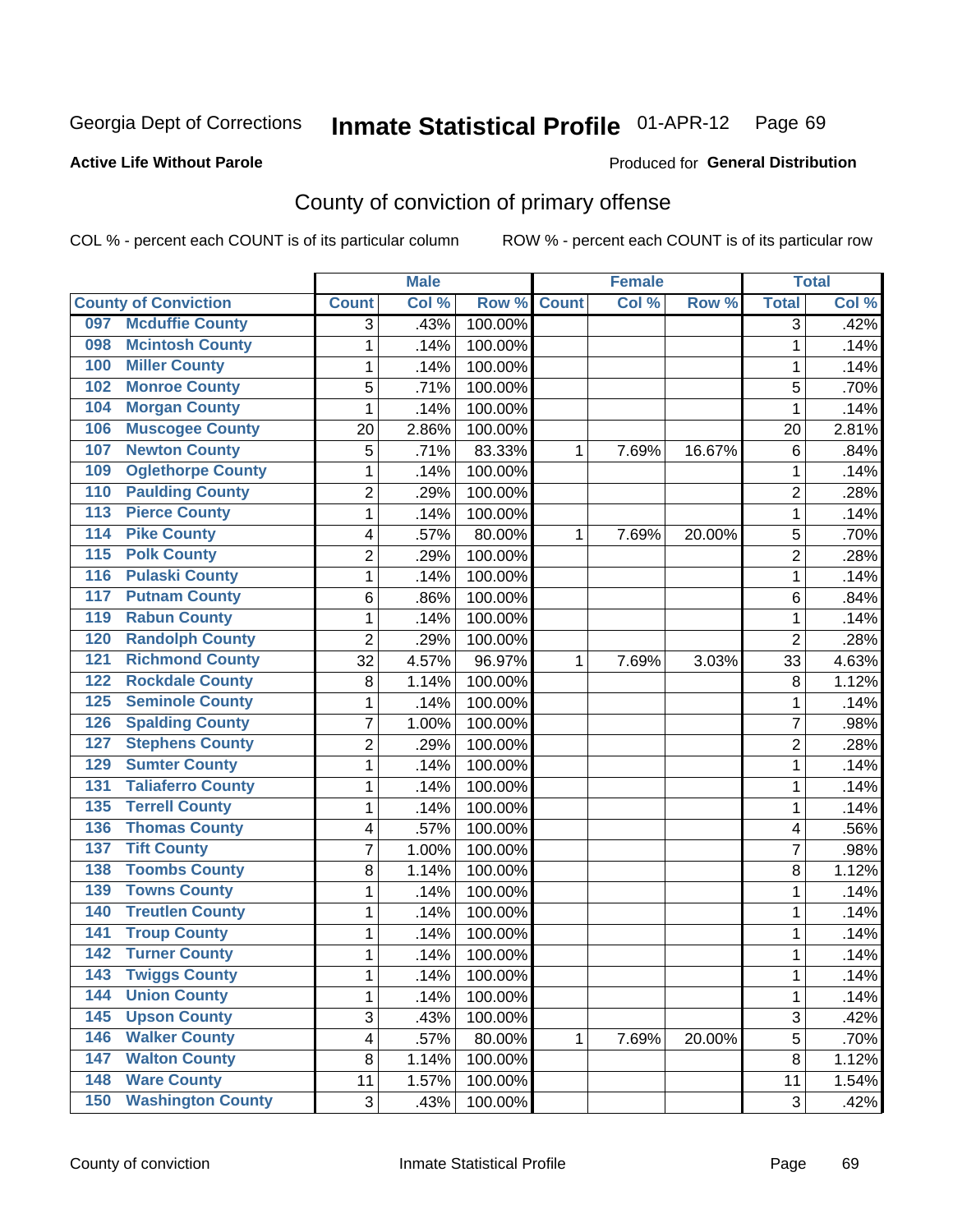Georgia Dept of Corrections **Inmate Statistical Profile** 01-APR-12

**Active Life Without Parole**

Produced for **General Distribution**

## County of conviction of primary offense

COL % - percent each COUNT is of its particular column    ROW % - percent each COUNT is of its particular row

| County of Conviction | Male | | | Female | | | Total | |
|---|---|---|---|---|---|---|---|---|
| | Count | Col % | Row % | Count | Col % | Row % | Total | Col % |
| 097 Mcduffie County | 3 | .43% | 100.00% | | | | 3 | .42% |
| 098 Mcintosh County | 1 | .14% | 100.00% | | | | 1 | .14% |
| 100 Miller County | 1 | .14% | 100.00% | | | | 1 | .14% |
| 102 Monroe County | 5 | .71% | 100.00% | | | | 5 | .70% |
| 104 Morgan County | 1 | .14% | 100.00% | | | | 1 | .14% |
| 106 Muscogee County | 20 | 2.86% | 100.00% | | | | 20 | 2.81% |
| 107 Newton County | 5 | .71% | 83.33% | 1 | 7.69% | 16.67% | 6 | .84% |
| 109 Oglethorpe County | 1 | .14% | 100.00% | | | | 1 | .14% |
| 110 Paulding County | 2 | .29% | 100.00% | | | | 2 | .28% |
| 113 Pierce County | 1 | .14% | 100.00% | | | | 1 | .14% |
| 114 Pike County | 4 | .57% | 80.00% | 1 | 7.69% | 20.00% | 5 | .70% |
| 115 Polk County | 2 | .29% | 100.00% | | | | 2 | .28% |
| 116 Pulaski County | 1 | .14% | 100.00% | | | | 1 | .14% |
| 117 Putnam County | 6 | .86% | 100.00% | | | | 6 | .84% |
| 119 Rabun County | 1 | .14% | 100.00% | | | | 1 | .14% |
| 120 Randolph County | 2 | .29% | 100.00% | | | | 2 | .28% |
| 121 Richmond County | 32 | 4.57% | 96.97% | 1 | 7.69% | 3.03% | 33 | 4.63% |
| 122 Rockdale County | 8 | 1.14% | 100.00% | | | | 8 | 1.12% |
| 125 Seminole County | 1 | .14% | 100.00% | | | | 1 | .14% |
| 126 Spalding County | 7 | 1.00% | 100.00% | | | | 7 | .98% |
| 127 Stephens County | 2 | .29% | 100.00% | | | | 2 | .28% |
| 129 Sumter County | 1 | .14% | 100.00% | | | | 1 | .14% |
| 131 Taliaferro County | 1 | .14% | 100.00% | | | | 1 | .14% |
| 135 Terrell County | 1 | .14% | 100.00% | | | | 1 | .14% |
| 136 Thomas County | 4 | .57% | 100.00% | | | | 4 | .56% |
| 137 Tift County | 7 | 1.00% | 100.00% | | | | 7 | .98% |
| 138 Toombs County | 8 | 1.14% | 100.00% | | | | 8 | 1.12% |
| 139 Towns County | 1 | .14% | 100.00% | | | | 1 | .14% |
| 140 Treutlen County | 1 | .14% | 100.00% | | | | 1 | .14% |
| 141 Troup County | 1 | .14% | 100.00% | | | | 1 | .14% |
| 142 Turner County | 1 | .14% | 100.00% | | | | 1 | .14% |
| 143 Twiggs County | 1 | .14% | 100.00% | | | | 1 | .14% |
| 144 Union County | 1 | .14% | 100.00% | | | | 1 | .14% |
| 145 Upson County | 3 | .43% | 100.00% | | | | 3 | .42% |
| 146 Walker County | 4 | .57% | 80.00% | 1 | 7.69% | 20.00% | 5 | .70% |
| 147 Walton County | 8 | 1.14% | 100.00% | | | | 8 | 1.12% |
| 148 Ware County | 11 | 1.57% | 100.00% | | | | 11 | 1.54% |
| 150 Washington County | 3 | .43% | 100.00% | | | | 3 | .42% |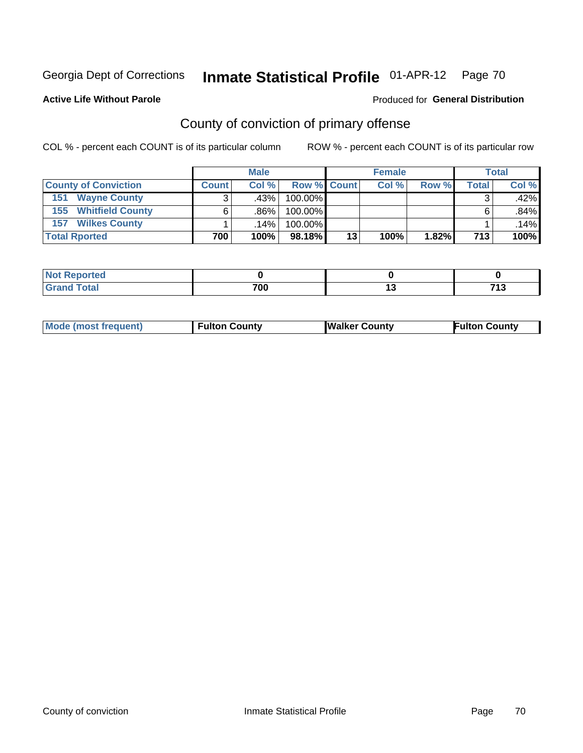Georgia Dept of Corrections **Inmate Statistical Profile** 01-APR-12

**Active Life Without Parole**

Produced for **General Distribution**

## County of conviction of primary offense

COL % - percent each COUNT is of its particular column

ROW % - percent each COUNT is of its particular row

| | Male | | | Female | | | Total | |
|---|---|---|---|---|---|---|---|---|
| **County of Conviction** | **Count** | **Col %** | **Row %** | **Count** | **Col %** | **Row %** | **Total** | **Col %** |
| **151 Wayne County** | 3 | .43% | 100.00% | | | | 3 | .42% |
| **155 Whitfield County** | 6 | .86% | 100.00% | | | | 6 | .84% |
| **157 Wilkes County** | 1 | .14% | 100.00% | | | | 1 | .14% |
| **Total Rported** | **700** | **100%** | **98.18%** | **13** | **100%** | **1.82%** | **713** | **100%** |

| | Male | Female | Total |
|---|---|---|---|
| **Not Reported** | **0** | **0** | **0** |
| **Grand Total** | **700** | **13** | **713** |

| | Male | Female | Total |
|---|---|---|---|
| **Mode (most frequent)** | **Fulton County** | **Walker County** | **Fulton County** |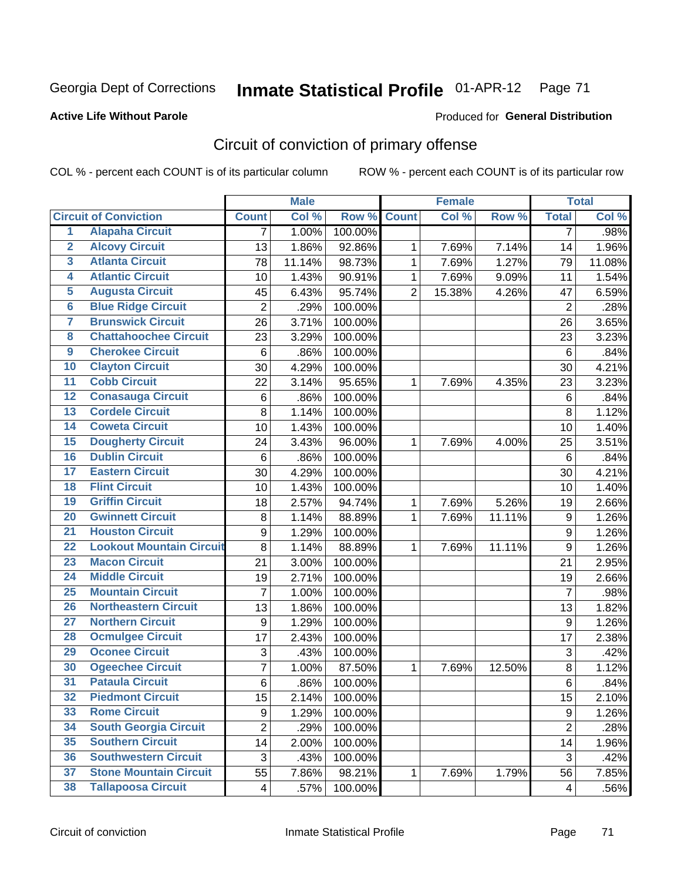Georgia Dept of Corrections **Inmate Statistical Profile** 01-APR-12

**Active Life Without Parole**

Produced for **General Distribution**

## Circuit of conviction of primary offense

COL % - percent each COUNT is of its particular column ROW % - percent each COUNT is of its particular row

| | | Male | | | Female | | | Total | |
|---|---|---|---|---|---|---|---|---|---|
| **Circuit of Conviction** | | **Count** | **Col %** | **Row %** | **Count** | **Col %** | **Row %** | **Total** | **Col %** |
| 1 | Alapaha Circuit | 7 | 1.00% | 100.00% | | | | 7 | .98% |
| 2 | Alcovy Circuit | 13 | 1.86% | 92.86% | 1 | 7.69% | 7.14% | 14 | 1.96% |
| 3 | Atlanta Circuit | 78 | 11.14% | 98.73% | 1 | 7.69% | 1.27% | 79 | 11.08% |
| 4 | Atlantic Circuit | 10 | 1.43% | 90.91% | 1 | 7.69% | 9.09% | 11 | 1.54% |
| 5 | Augusta Circuit | 45 | 6.43% | 95.74% | 2 | 15.38% | 4.26% | 47 | 6.59% |
| 6 | Blue Ridge Circuit | 2 | .29% | 100.00% | | | | 2 | .28% |
| 7 | Brunswick Circuit | 26 | 3.71% | 100.00% | | | | 26 | 3.65% |
| 8 | Chattahoochee Circuit | 23 | 3.29% | 100.00% | | | | 23 | 3.23% |
| 9 | Cherokee Circuit | 6 | .86% | 100.00% | | | | 6 | .84% |
| 10 | Clayton Circuit | 30 | 4.29% | 100.00% | | | | 30 | 4.21% |
| 11 | Cobb Circuit | 22 | 3.14% | 95.65% | 1 | 7.69% | 4.35% | 23 | 3.23% |
| 12 | Conasauga Circuit | 6 | .86% | 100.00% | | | | 6 | .84% |
| 13 | Cordele Circuit | 8 | 1.14% | 100.00% | | | | 8 | 1.12% |
| 14 | Coweta Circuit | 10 | 1.43% | 100.00% | | | | 10 | 1.40% |
| 15 | Dougherty Circuit | 24 | 3.43% | 96.00% | 1 | 7.69% | 4.00% | 25 | 3.51% |
| 16 | Dublin Circuit | 6 | .86% | 100.00% | | | | 6 | .84% |
| 17 | Eastern Circuit | 30 | 4.29% | 100.00% | | | | 30 | 4.21% |
| 18 | Flint Circuit | 10 | 1.43% | 100.00% | | | | 10 | 1.40% |
| 19 | Griffin Circuit | 18 | 2.57% | 94.74% | 1 | 7.69% | 5.26% | 19 | 2.66% |
| 20 | Gwinnett Circuit | 8 | 1.14% | 88.89% | 1 | 7.69% | 11.11% | 9 | 1.26% |
| 21 | Houston Circuit | 9 | 1.29% | 100.00% | | | | 9 | 1.26% |
| 22 | Lookout Mountain Circuit | 8 | 1.14% | 88.89% | 1 | 7.69% | 11.11% | 9 | 1.26% |
| 23 | Macon Circuit | 21 | 3.00% | 100.00% | | | | 21 | 2.95% |
| 24 | Middle Circuit | 19 | 2.71% | 100.00% | | | | 19 | 2.66% |
| 25 | Mountain Circuit | 7 | 1.00% | 100.00% | | | | 7 | .98% |
| 26 | Northeastern Circuit | 13 | 1.86% | 100.00% | | | | 13 | 1.82% |
| 27 | Northern Circuit | 9 | 1.29% | 100.00% | | | | 9 | 1.26% |
| 28 | Ocmulgee Circuit | 17 | 2.43% | 100.00% | | | | 17 | 2.38% |
| 29 | Oconee Circuit | 3 | .43% | 100.00% | | | | 3 | .42% |
| 30 | Ogeechee Circuit | 7 | 1.00% | 87.50% | 1 | 7.69% | 12.50% | 8 | 1.12% |
| 31 | Pataula Circuit | 6 | .86% | 100.00% | | | | 6 | .84% |
| 32 | Piedmont Circuit | 15 | 2.14% | 100.00% | | | | 15 | 2.10% |
| 33 | Rome Circuit | 9 | 1.29% | 100.00% | | | | 9 | 1.26% |
| 34 | South Georgia Circuit | 2 | .29% | 100.00% | | | | 2 | .28% |
| 35 | Southern Circuit | 14 | 2.00% | 100.00% | | | | 14 | 1.96% |
| 36 | Southwestern Circuit | 3 | .43% | 100.00% | | | | 3 | .42% |
| 37 | Stone Mountain Circuit | 55 | 7.86% | 98.21% | 1 | 7.69% | 1.79% | 56 | 7.85% |
| 38 | Tallapoosa Circuit | 4 | .57% | 100.00% | | | | 4 | .56% |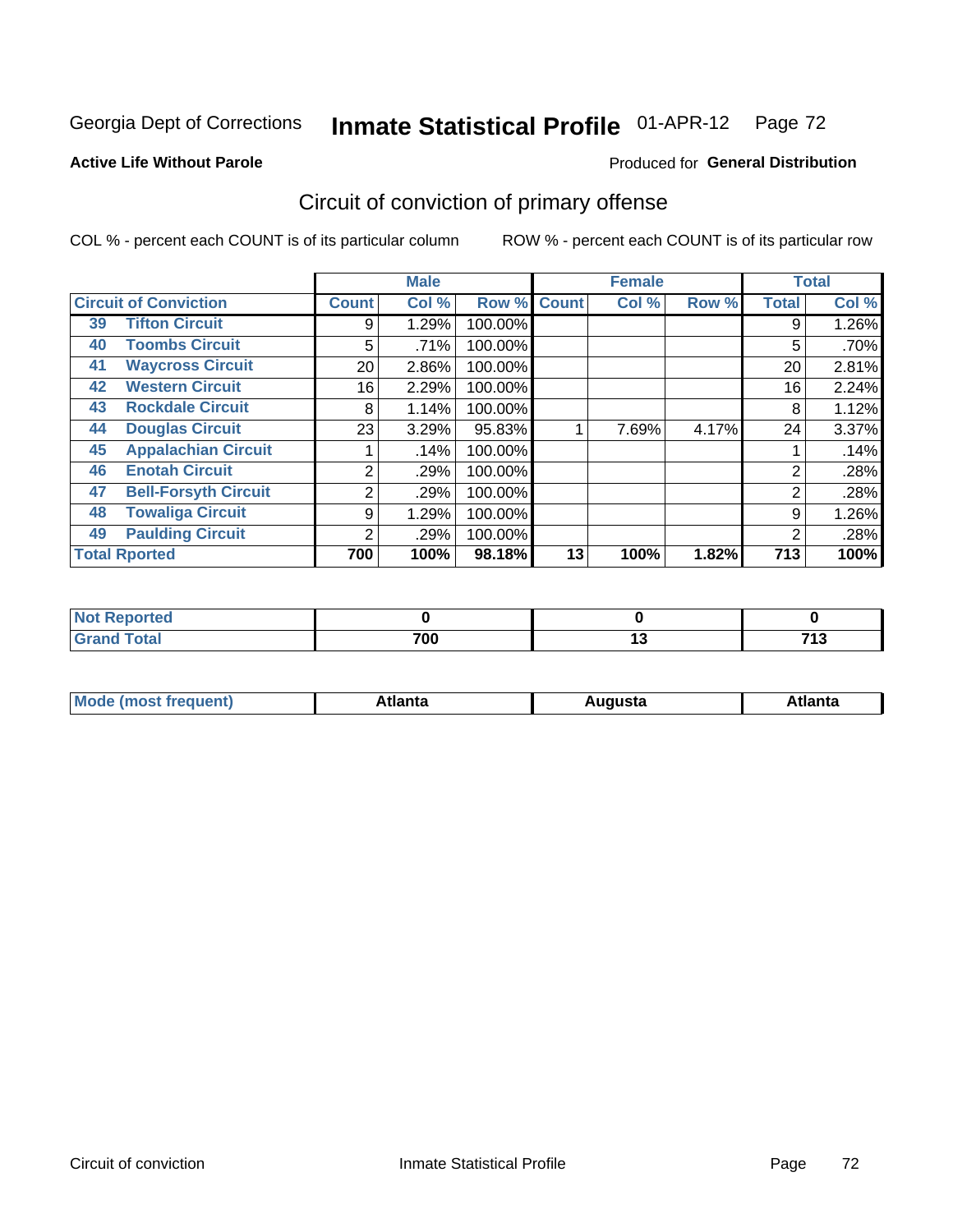Georgia Dept of Corrections **Inmate Statistical Profile** 01-APR-12

**Active Life Without Parole**

Produced for **General Distribution**

## Circuit of conviction of primary offense

COL % - percent each COUNT is of its particular column ROW % - percent each COUNT is of its particular row

| Circuit of Conviction | Male | | | Female | | | Total | |
|---|---|---|---|---|---|---|---|---|
| | Count | Col % | Row % | Count | Col % | Row % | Total | Col % |
| 39 Tifton Circuit | 9 | 1.29% | 100.00% | | | | 9 | 1.26% |
| 40 Toombs Circuit | 5 | .71% | 100.00% | | | | 5 | .70% |
| 41 Waycross Circuit | 20 | 2.86% | 100.00% | | | | 20 | 2.81% |
| 42 Western Circuit | 16 | 2.29% | 100.00% | | | | 16 | 2.24% |
| 43 Rockdale Circuit | 8 | 1.14% | 100.00% | | | | 8 | 1.12% |
| 44 Douglas Circuit | 23 | 3.29% | 95.83% | 1 | 7.69% | 4.17% | 24 | 3.37% |
| 45 Appalachian Circuit | 1 | .14% | 100.00% | | | | 1 | .14% |
| 46 Enotah Circuit | 2 | .29% | 100.00% | | | | 2 | .28% |
| 47 Bell-Forsyth Circuit | 2 | .29% | 100.00% | | | | 2 | .28% |
| 48 Towaliga Circuit | 9 | 1.29% | 100.00% | | | | 9 | 1.26% |
| 49 Paulding Circuit | 2 | .29% | 100.00% | | | | 2 | .28% |
| **Total Rported** | **700** | **100%** | **98.18%** | **13** | **100%** | **1.82%** | **713** | **100%** |

| | Male | Female | Total |
|---|---|---|---|
| Not Reported | **0** | **0** | **0** |
| Grand Total | **700** | **13** | **713** |

| | Male | Female | Total |
|---|---|---|---|
| Mode (most frequent) | **Atlanta** | **Augusta** | **Atlanta** |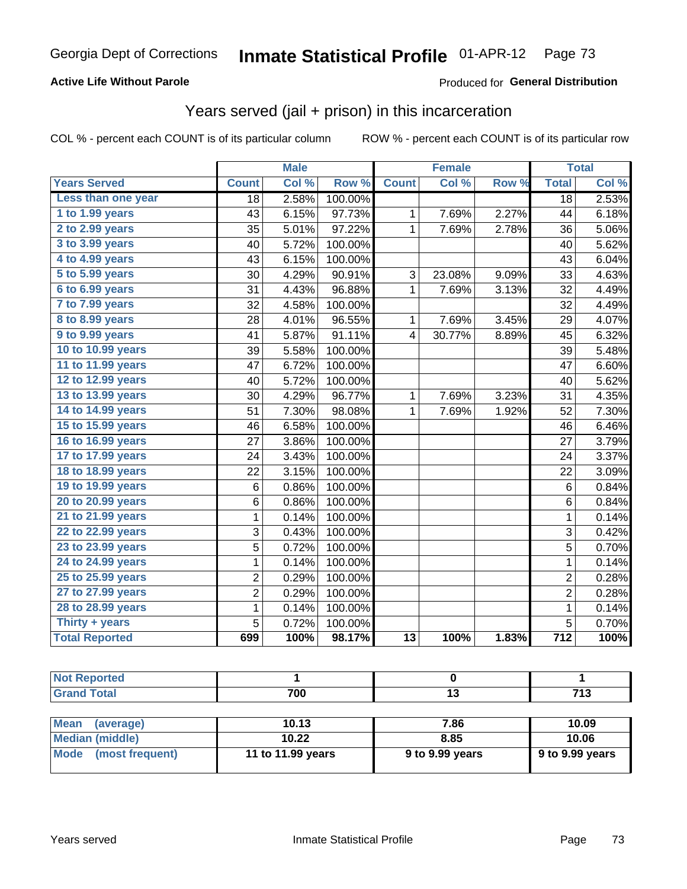Georgia Dept of Corrections **Inmate Statistical Profile** 01-APR-12

**Active Life Without Parole**

Produced for **General Distribution**

## Years served (jail + prison) in this incarceration

COL % - percent each COUNT is of its particular column     ROW % - percent each COUNT is of its particular row

| | Male | | | Female | | | Total | |
|---|---|---|---|---|---|---|---|---|
| **Years Served** | **Count** | **Col %** | **Row %** | **Count** | **Col %** | **Row %** | **Total** | **Col %** |
| Less than one year | 18 | 2.58% | 100.00% | | | | 18 | 2.53% |
| 1 to 1.99 years | 43 | 6.15% | 97.73% | 1 | 7.69% | 2.27% | 44 | 6.18% |
| 2 to 2.99 years | 35 | 5.01% | 97.22% | 1 | 7.69% | 2.78% | 36 | 5.06% |
| 3 to 3.99 years | 40 | 5.72% | 100.00% | | | | 40 | 5.62% |
| 4 to 4.99 years | 43 | 6.15% | 100.00% | | | | 43 | 6.04% |
| 5 to 5.99 years | 30 | 4.29% | 90.91% | 3 | 23.08% | 9.09% | 33 | 4.63% |
| 6 to 6.99 years | 31 | 4.43% | 96.88% | 1 | 7.69% | 3.13% | 32 | 4.49% |
| 7 to 7.99 years | 32 | 4.58% | 100.00% | | | | 32 | 4.49% |
| 8 to 8.99 years | 28 | 4.01% | 96.55% | 1 | 7.69% | 3.45% | 29 | 4.07% |
| 9 to 9.99 years | 41 | 5.87% | 91.11% | 4 | 30.77% | 8.89% | 45 | 6.32% |
| 10 to 10.99 years | 39 | 5.58% | 100.00% | | | | 39 | 5.48% |
| 11 to 11.99 years | 47 | 6.72% | 100.00% | | | | 47 | 6.60% |
| 12 to 12.99 years | 40 | 5.72% | 100.00% | | | | 40 | 5.62% |
| 13 to 13.99 years | 30 | 4.29% | 96.77% | 1 | 7.69% | 3.23% | 31 | 4.35% |
| 14 to 14.99 years | 51 | 7.30% | 98.08% | 1 | 7.69% | 1.92% | 52 | 7.30% |
| 15 to 15.99 years | 46 | 6.58% | 100.00% | | | | 46 | 6.46% |
| 16 to 16.99 years | 27 | 3.86% | 100.00% | | | | 27 | 3.79% |
| 17 to 17.99 years | 24 | 3.43% | 100.00% | | | | 24 | 3.37% |
| 18 to 18.99 years | 22 | 3.15% | 100.00% | | | | 22 | 3.09% |
| 19 to 19.99 years | 6 | 0.86% | 100.00% | | | | 6 | 0.84% |
| 20 to 20.99 years | 6 | 0.86% | 100.00% | | | | 6 | 0.84% |
| 21 to 21.99 years | 1 | 0.14% | 100.00% | | | | 1 | 0.14% |
| 22 to 22.99 years | 3 | 0.43% | 100.00% | | | | 3 | 0.42% |
| 23 to 23.99 years | 5 | 0.72% | 100.00% | | | | 5 | 0.70% |
| 24 to 24.99 years | 1 | 0.14% | 100.00% | | | | 1 | 0.14% |
| 25 to 25.99 years | 2 | 0.29% | 100.00% | | | | 2 | 0.28% |
| 27 to 27.99 years | 2 | 0.29% | 100.00% | | | | 2 | 0.28% |
| 28 to 28.99 years | 1 | 0.14% | 100.00% | | | | 1 | 0.14% |
| Thirty + years | 5 | 0.72% | 100.00% | | | | 5 | 0.70% |
| **Total Reported** | **699** | **100%** | **98.17%** | **13** | **100%** | **1.83%** | **712** | **100%** |

| | Male | Female | Total |
|---|---|---|---|
| **Not Reported** | **1** | **0** | **1** |
| **Grand Total** | **700** | **13** | **713** |

| | Male | Female | Total |
|---|---|---|---|
| **Mean (average)** | **10.13** | **7.86** | **10.09** |
| **Median (middle)** | **10.22** | **8.85** | **10.06** |
| **Mode (most frequent)** | **11 to 11.99 years** | **9 to 9.99 years** | **9 to 9.99 years** |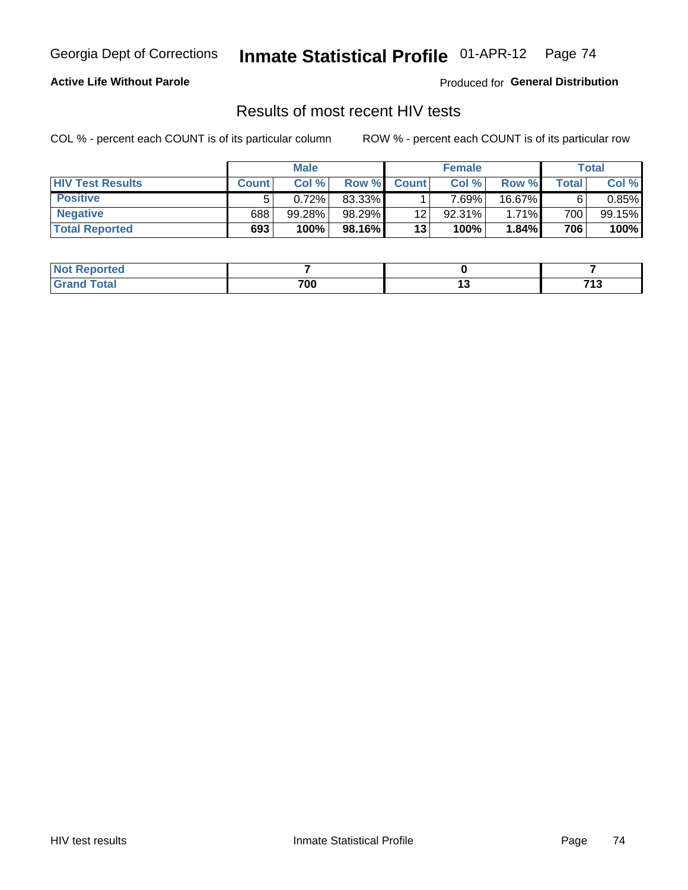Georgia Dept of Corrections **Inmate Statistical Profile** 01-APR-12

**Active Life Without Parole**

Produced for **General Distribution**

## Results of most recent HIV tests

COL % - percent each COUNT is of its particular column    ROW % - percent each COUNT is of its particular row

| | Male | | | Female | | | Total | |
|---|---|---|---|---|---|---|---|---|
| **HIV Test Results** | **Count** | **Col %** | **Row %** | **Count** | **Col %** | **Row %** | **Total** | **Col %** |
| **Positive** | 5 | 0.72% | 83.33% | 1 | 7.69% | 16.67% | 6 | 0.85% |
| **Negative** | 688 | 99.28% | 98.29% | 12 | 92.31% | 1.71% | 700 | 99.15% |
| **Total Reported** | **693** | **100%** | **98.16%** | **13** | **100%** | **1.84%** | **706** | **100%** |

| | Male | Female | Total |
|---|---|---|---|
| **Not Reported** | **7** | **0** | **7** |
| **Grand Total** | **700** | **13** | **713** |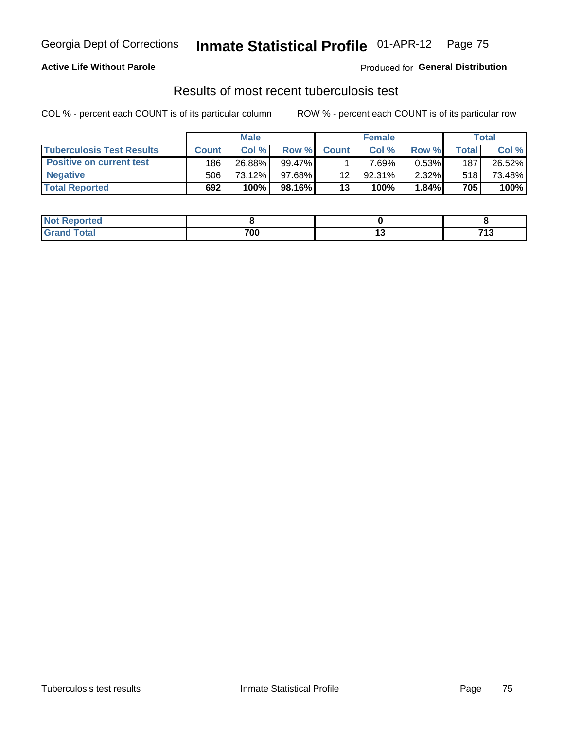**Active Life Without Parole**

Produced for **General Distribution**

## Results of most recent tuberculosis test

COL % - percent each COUNT is of its particular column

ROW % - percent each COUNT is of its particular row

| | Male | | | Female | | | Total | |
|---|---|---|---|---|---|---|---|---|
| **Tuberculosis Test Results** | **Count** | **Col %** | **Row %** | **Count** | **Col %** | **Row %** | **Total** | **Col %** |
| **Positive on current test** | 186 | 26.88% | 99.47% | 1 | 7.69% | 0.53% | 187 | 26.52% |
| **Negative** | 506 | 73.12% | 97.68% | 12 | 92.31% | 2.32% | 518 | 73.48% |
| **Total Reported** | **692** | **100%** | **98.16%** | **13** | **100%** | **1.84%** | **705** | **100%** |

| | Male | Female | Total |
|---|---|---|---|
| **Not Reported** | **8** | **0** | **8** |
| **Grand Total** | **700** | **13** | **713** |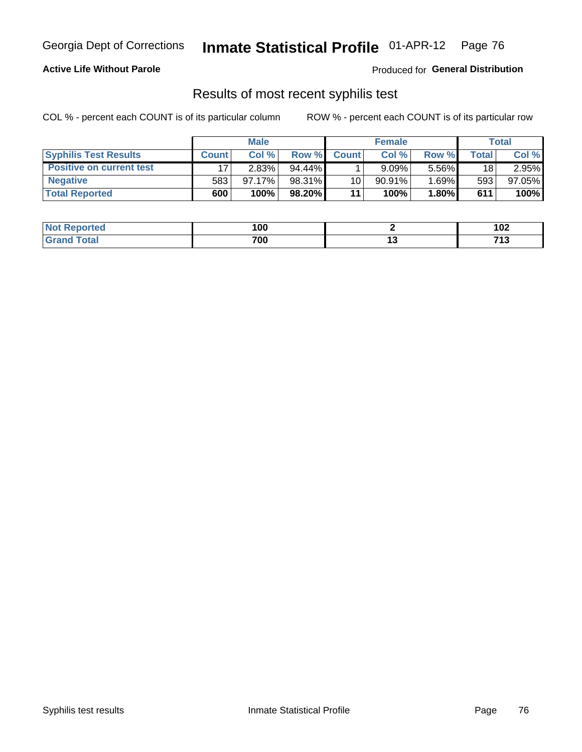## Active Life Without Parole

Produced for **General Distribution**

### Results of most recent syphilis test

COL % - percent each COUNT is of its particular column

ROW % - percent each COUNT is of its particular row

| | Male | | | Female | | | Total | |
|---|---|---|---|---|---|---|---|---|
| **Syphilis Test Results** | **Count** | **Col %** | **Row %** | **Count** | **Col %** | **Row %** | **Total** | **Col %** |
| **Positive on current test** | 17 | 2.83% | 94.44% | 1 | 9.09% | 5.56% | 18 | 2.95% |
| **Negative** | 583 | 97.17% | 98.31% | 10 | 90.91% | 1.69% | 593 | 97.05% |
| **Total Reported** | **600** | **100%** | **98.20%** | **11** | **100%** | **1.80%** | **611** | **100%** |

| | Male | Female | Total |
|---|---|---|---|
| **Not Reported** | **100** | **2** | **102** |
| **Grand Total** | **700** | **13** | **713** |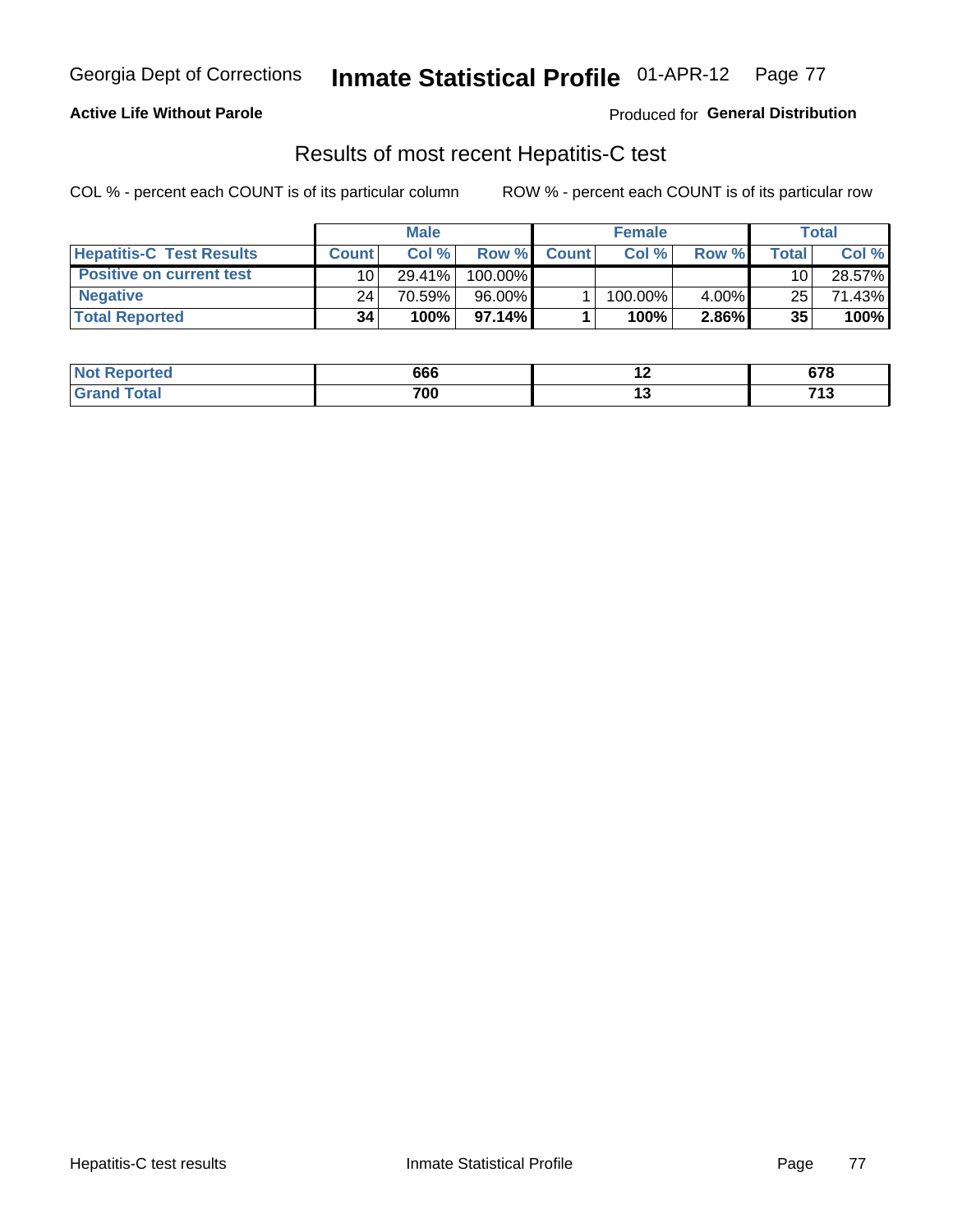**Active Life Without Parole**

Produced for **General Distribution**

## Results of most recent Hepatitis-C test

COL % - percent each COUNT is of its particular column

ROW % - percent each COUNT is of its particular row

| | Male | | | Female | | | Total | |
|---|---|---|---|---|---|---|---|---|
| **Hepatitis-C Test Results** | **Count** | **Col %** | **Row %** | **Count** | **Col %** | **Row %** | **Total** | **Col %** |
| **Positive on current test** | 10 | 29.41% | 100.00% | | | | 10 | 28.57% |
| **Negative** | 24 | 70.59% | 96.00% | 1 | 100.00% | 4.00% | 25 | 71.43% |
| **Total Reported** | **34** | **100%** | **97.14%** | **1** | **100%** | **2.86%** | **35** | **100%** |

| | Male | Female | Total |
|---|---|---|---|
| **Not Reported** | **666** | **12** | **678** |
| **Grand Total** | **700** | **13** | **713** |